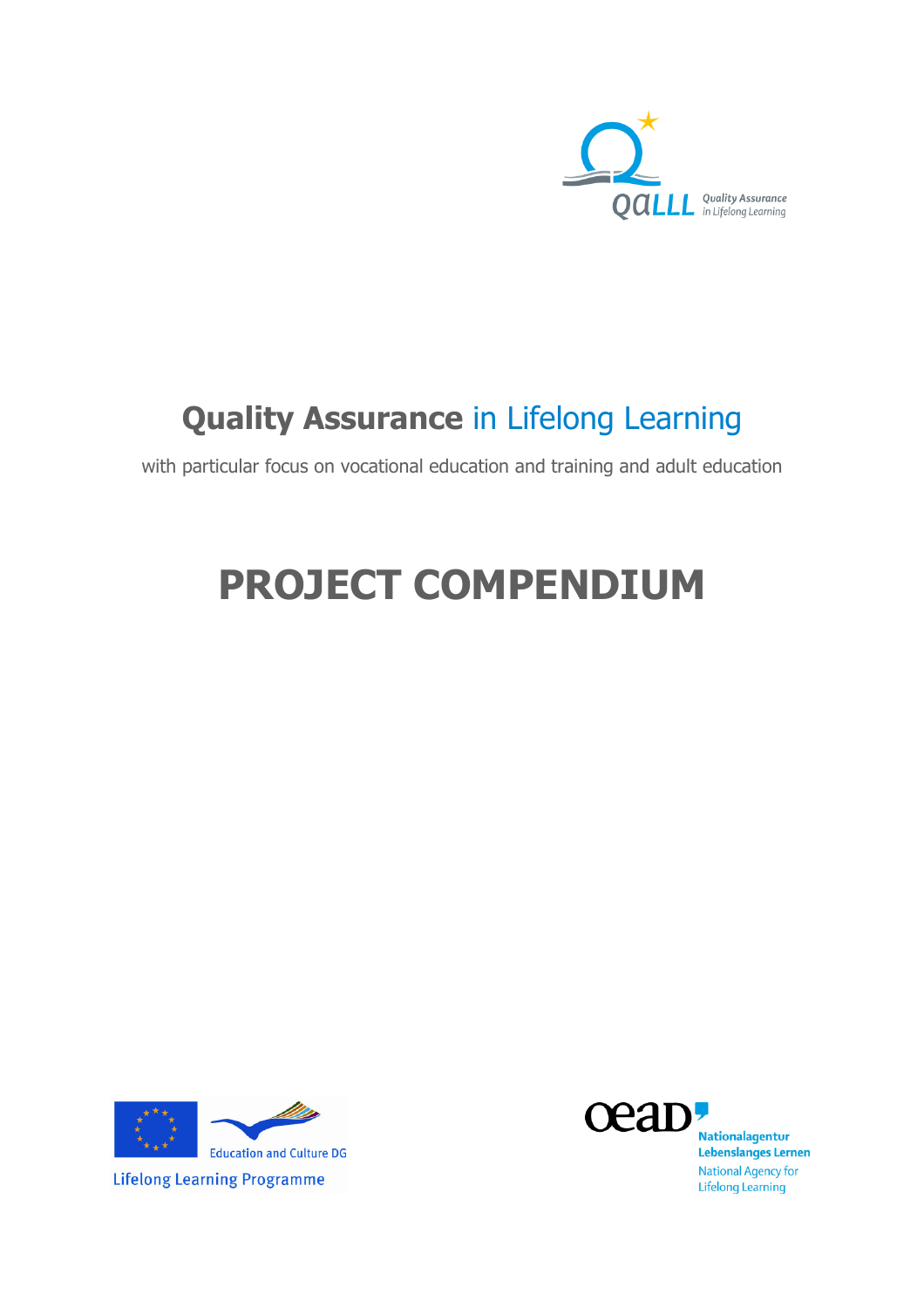QALLL Quality Assurance in Lifelong Learning

# Quality Assurance in Lifelong Learning

with particular focus on vocational education and training and adult education

# PROJECT COMPENDIUM

Education and Culture DG

Lifelong Learning Programme

oead

Nationalagentur Lebenslanges Lernen

National Agency for Lifelong Learning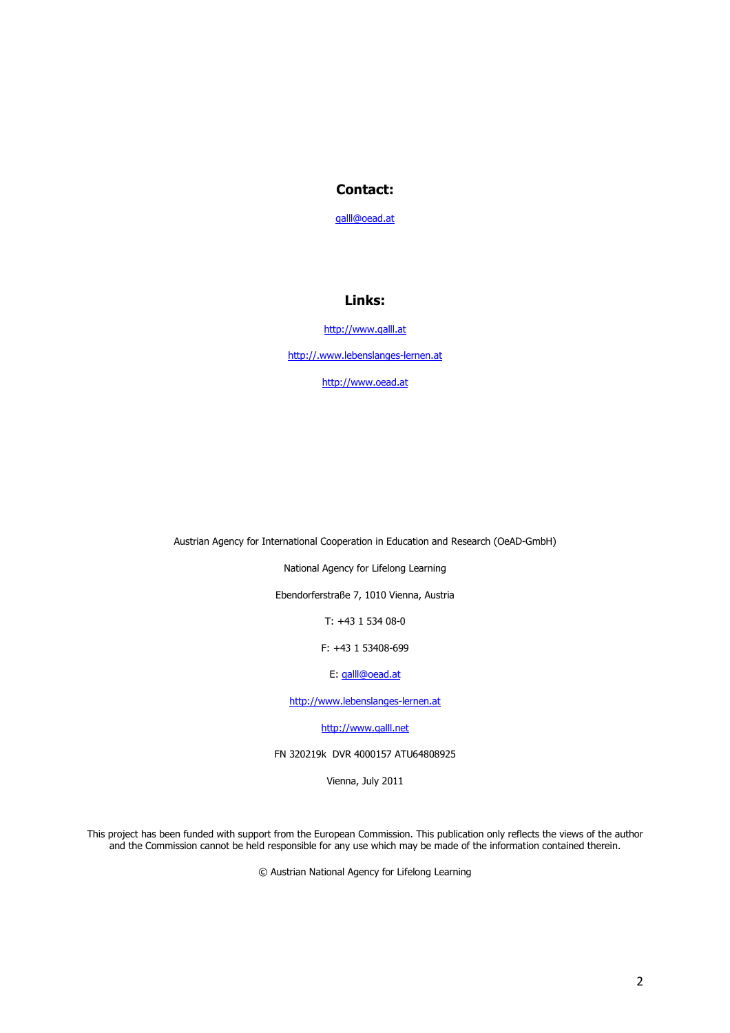## Contact:

qalll@oead.at

## Links:

http://www.qalll.at

http://.www.lebenslanges-lernen.at

http://www.oead.at

Austrian Agency for International Cooperation in Education and Research (OeAD-GmbH)

National Agency for Lifelong Learning

Ebendorferstraße 7, 1010 Vienna, Austria

T: +43 1 534 08-0

F: +43 1 53408-699

E: qalll@oead.at

http://www.lebenslanges-lernen.at

http://www.qalll.net

FN 320219k DVR 4000157 ATU64808925

Vienna, July 2011

This project has been funded with support from the European Commission. This publication only reflects the views of the author and the Commission cannot be held responsible for any use which may be made of the information contained therein.

© Austrian National Agency for Lifelong Learning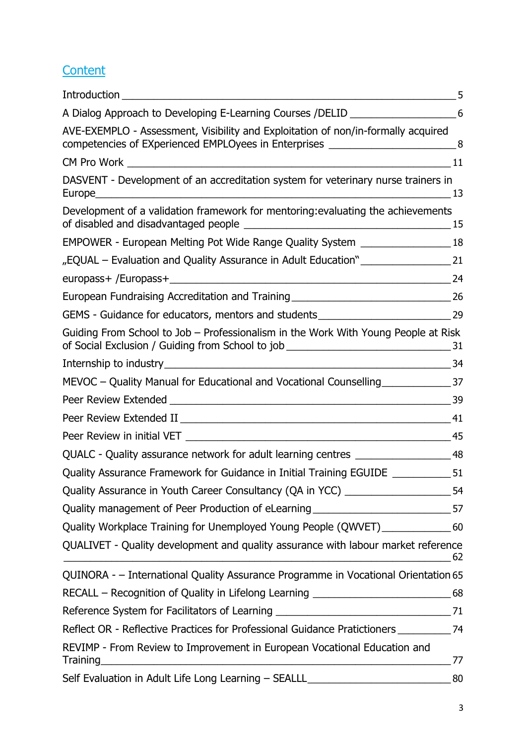## Content

Introduction ____ 5

A Dialog Approach to Developing E-Learning Courses /DELID ____ 6

AVE-EXEMPLO - Assessment, Visibility and Exploitation of non/in-formally acquired competencies of EXperienced EMPLOyees in Enterprises ____ 8

CM Pro Work ____ 11

DASVENT - Development of an accreditation system for veterinary nurse trainers in Europe ____ 13

Development of a validation framework for mentoring:evaluating the achievements of disabled and disadvantaged people ____ 15

EMPOWER - European Melting Pot Wide Range Quality System ____ 18

„EQUAL – Evaluation and Quality Assurance in Adult Education" ____ 21

europass+ /Europass+ ____ 24

European Fundraising Accreditation and Training ____ 26

GEMS - Guidance for educators, mentors and students ____ 29

Guiding From School to Job – Professionalism in the Work With Young People at Risk of Social Exclusion / Guiding from School to job ____ 31

Internship to industry ____ 34

MEVOC – Quality Manual for Educational and Vocational Counselling ____ 37

Peer Review Extended ____ 39

Peer Review Extended II ____ 41

Peer Review in initial VET ____ 45

QUALC - Quality assurance network for adult learning centres ____ 48

Quality Assurance Framework for Guidance in Initial Training EGUIDE ____ 51

Quality Assurance in Youth Career Consultancy (QA in YCC) ____ 54

Quality management of Peer Production of eLearning ____ 57

Quality Workplace Training for Unemployed Young People (QWVET) ____ 60

QUALIVET - Quality development and quality assurance with labour market reference ____ 62

QUINORA - – International Quality Assurance Programme in Vocational Orientation 65

RECALL – Recognition of Quality in Lifelong Learning ____ 68

Reference System for Facilitators of Learning ____ 71

Reflect OR - Reflective Practices for Professional Guidance Pratictioners ____ 74

REVIMP - From Review to Improvement in European Vocational Education and Training ____ 77

Self Evaluation in Adult Life Long Learning – SEALLL ____ 80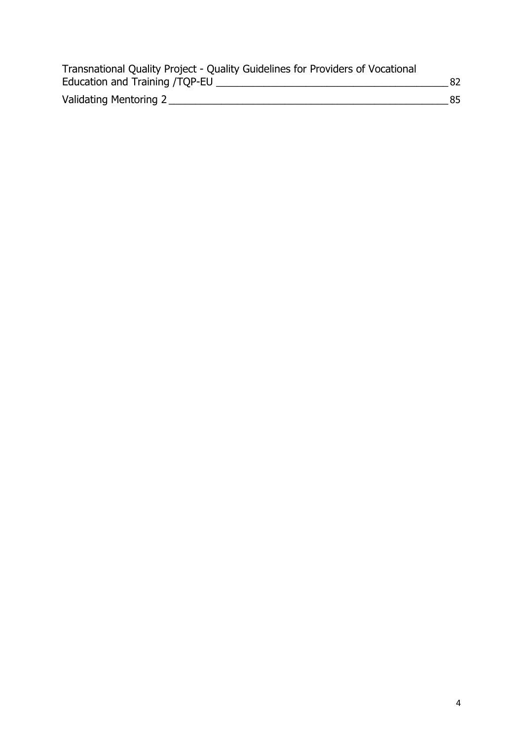Transnational Quality Project - Quality Guidelines for Providers of Vocational Education and Training /TQP-EU ____________________________________________ 82

Validating Mentoring 2 ____________________________________________________ 85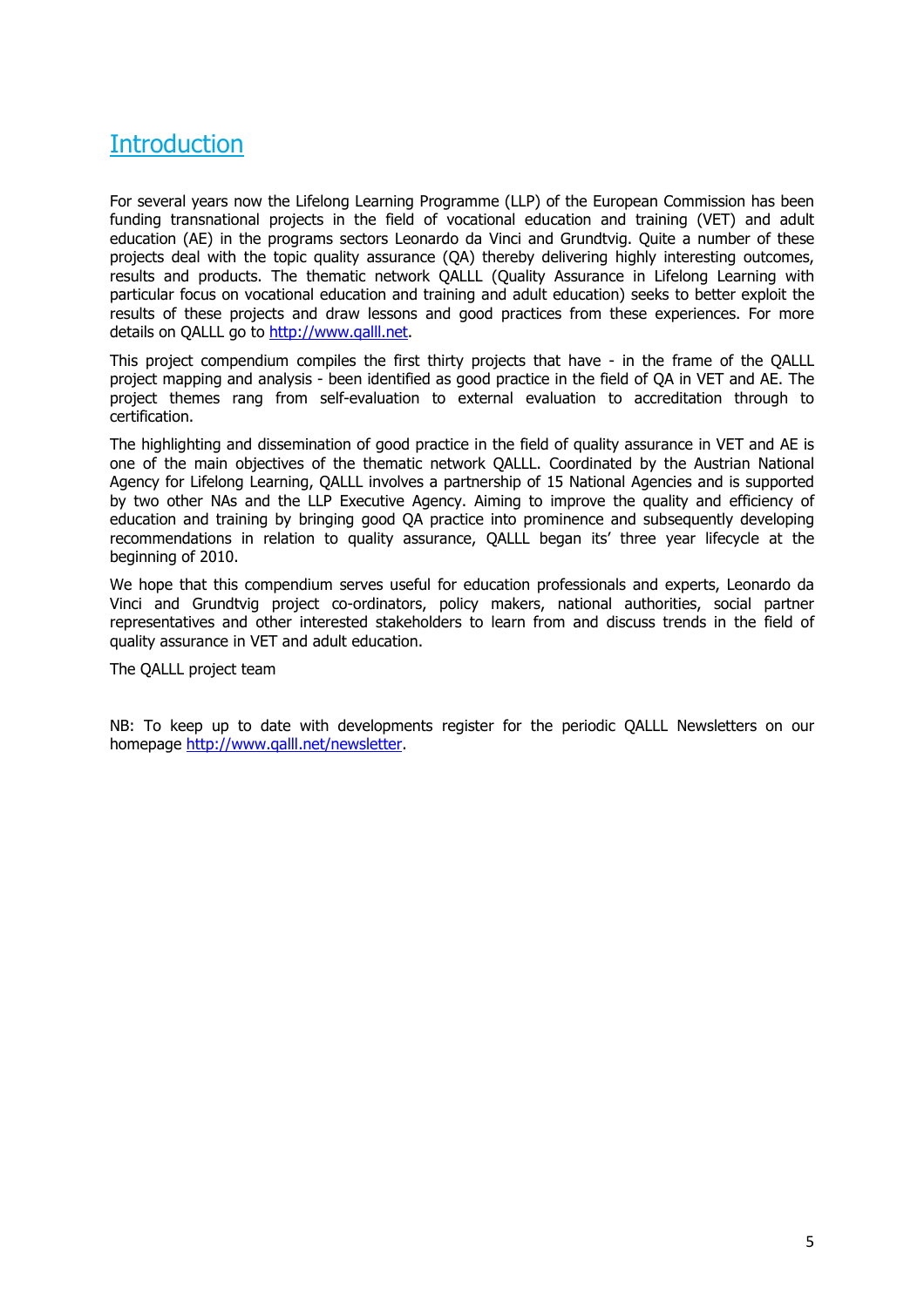# Introduction

For several years now the Lifelong Learning Programme (LLP) of the European Commission has been funding transnational projects in the field of vocational education and training (VET) and adult education (AE) in the programs sectors Leonardo da Vinci and Grundtvig. Quite a number of these projects deal with the topic quality assurance (QA) thereby delivering highly interesting outcomes, results and products. The thematic network QALLL (Quality Assurance in Lifelong Learning with particular focus on vocational education and training and adult education) seeks to better exploit the results of these projects and draw lessons and good practices from these experiences. For more details on QALLL go to http://www.qalll.net.

This project compendium compiles the first thirty projects that have - in the frame of the QALLL project mapping and analysis - been identified as good practice in the field of QA in VET and AE. The project themes rang from self-evaluation to external evaluation to accreditation through to certification.

The highlighting and dissemination of good practice in the field of quality assurance in VET and AE is one of the main objectives of the thematic network QALLL. Coordinated by the Austrian National Agency for Lifelong Learning, QALLL involves a partnership of 15 National Agencies and is supported by two other NAs and the LLP Executive Agency. Aiming to improve the quality and efficiency of education and training by bringing good QA practice into prominence and subsequently developing recommendations in relation to quality assurance, QALLL began its' three year lifecycle at the beginning of 2010.

We hope that this compendium serves useful for education professionals and experts, Leonardo da Vinci and Grundtvig project co-ordinators, policy makers, national authorities, social partner representatives and other interested stakeholders to learn from and discuss trends in the field of quality assurance in VET and adult education.

The QALLL project team

NB: To keep up to date with developments register for the periodic QALLL Newsletters on our homepage http://www.qalll.net/newsletter.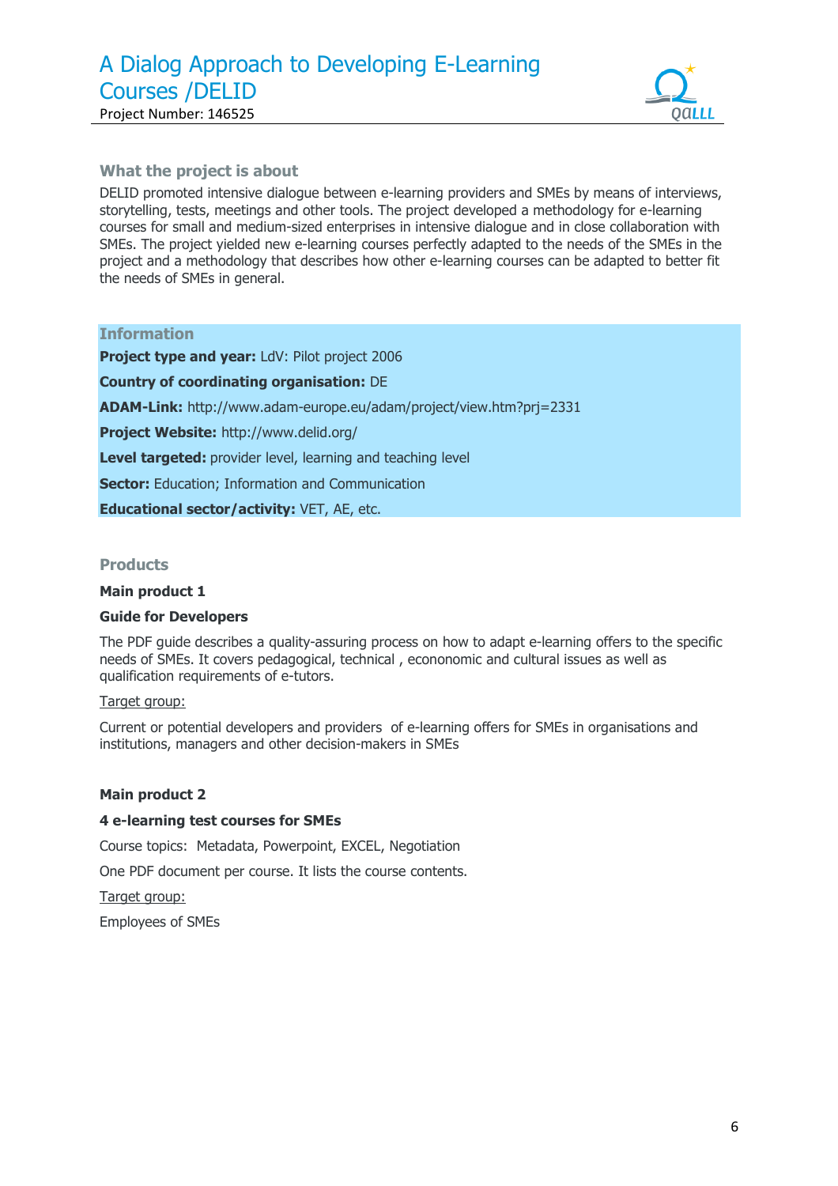# A Dialog Approach to Developing E-Learning Courses /DELID

Project Number: 146525

## What the project is about

DELID promoted intensive dialogue between e-learning providers and SMEs by means of interviews, storytelling, tests, meetings and other tools. The project developed a methodology for e-learning courses for small and medium-sized enterprises in intensive dialogue and in close collaboration with SMEs. The project yielded new e-learning courses perfectly adapted to the needs of the SMEs in the project and a methodology that describes how other e-learning courses can be adapted to better fit the needs of SMEs in general.

## Information

**Project type and year:** LdV: Pilot project 2006

**Country of coordinating organisation:** DE

**ADAM-Link:** http://www.adam-europe.eu/adam/project/view.htm?prj=2331

**Project Website:** http://www.delid.org/

**Level targeted:** provider level, learning and teaching level

**Sector:** Education; Information and Communication

**Educational sector/activity:** VET, AE, etc.

## Products

### Main product 1

**Guide for Developers**

The PDF guide describes a quality-assuring process on how to adapt e-learning offers to the specific needs of SMEs. It covers pedagogical, technical , econonomic and cultural issues as well as qualification requirements of e-tutors.

Target group:

Current or potential developers and providers of e-learning offers for SMEs in organisations and institutions, managers and other decision-makers in SMEs

### Main product 2

**4 e-learning test courses for SMEs**

Course topics: Metadata, Powerpoint, EXCEL, Negotiation

One PDF document per course. It lists the course contents.

Target group:

Employees of SMEs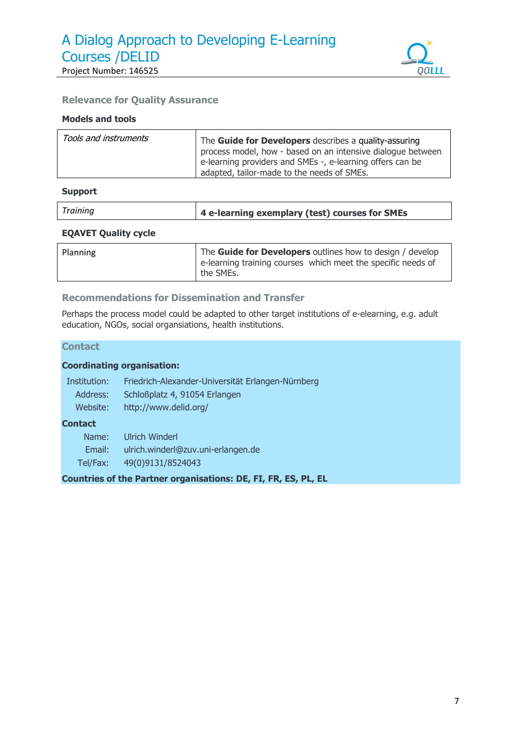## Relevance for Quality Assurance

**Models and tools**

| | |
|---|---|
| *Tools and instruments* | The **Guide for Developers** describes a quality-assuring process model, how - based on an intensive dialogue between e-learning providers and SMEs -, e-learning offers can be adapted, tailor-made to the needs of SMEs. |

**Support**

| | |
|---|---|
| *Training* | **4 e-learning exemplary (test) courses for SMEs** |

**EQAVET Quality cycle**

| | |
|---|---|
| Planning | The **Guide for Developers** outlines how to design / develop e-learning training courses which meet the specific needs of the SMEs. |

## Recommendations for Dissemination and Transfer

Perhaps the process model could be adapted to other target institutions of e-elearning, e.g. adult education, NGOs, social organsiations, health institutions.

## Contact

**Coordinating organisation:**

Institution: Friedrich-Alexander-Universität Erlangen-Nürnberg
Address: Schloßplatz 4, 91054 Erlangen
Website: http://www.delid.org/

**Contact**

Name: Ulrich Winderl
Email: ulrich.winderl@zuv.uni-erlangen.de
Tel/Fax: 49(0)9131/8524043

**Countries of the Partner organisations: DE, FI, FR, ES, PL, EL**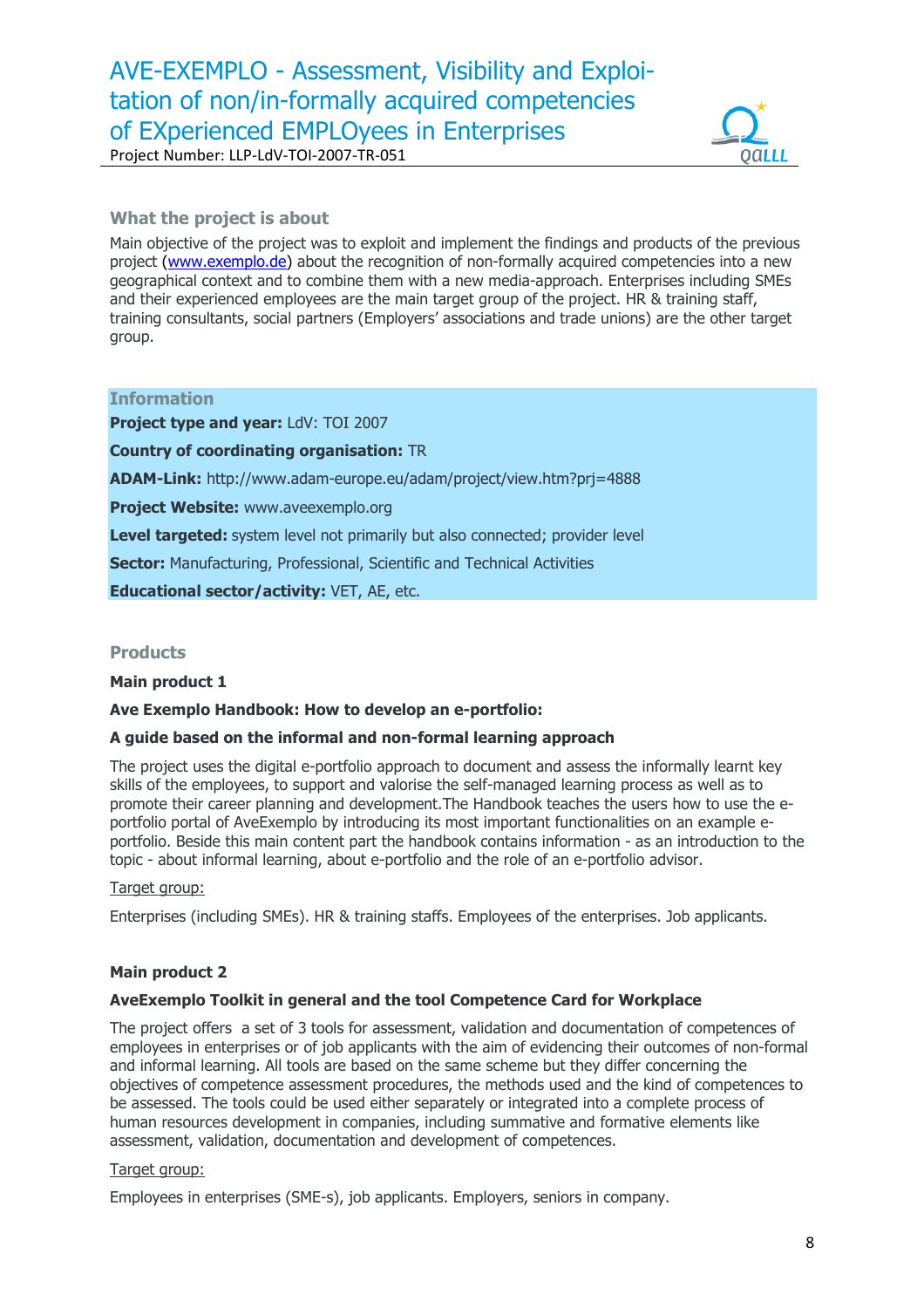# AVE-EXEMPLO - Assessment, Visibility and Exploitation of non/in-formally acquired competencies of EXperienced EMPLOyees in Enterprises

Project Number: LLP-LdV-TOI-2007-TR-051

## What the project is about

Main objective of the project was to exploit and implement the findings and products of the previous project (www.exemplo.de) about the recognition of non-formally acquired competencies into a new geographical context and to combine them with a new media-approach. Enterprises including SMEs and their experienced employees are the main target group of the project. HR & training staff, training consultants, social partners (Employers' associations and trade unions) are the other target group.

## Information

**Project type and year:** LdV: TOI 2007

**Country of coordinating organisation:** TR

**ADAM-Link:** http://www.adam-europe.eu/adam/project/view.htm?prj=4888

**Project Website:** www.aveexemplo.org

**Level targeted:** system level not primarily but also connected; provider level

**Sector:** Manufacturing, Professional, Scientific and Technical Activities

**Educational sector/activity:** VET, AE, etc.

## Products

### Main product 1

**Ave Exemplo Handbook: How to develop an e-portfolio:**

**A guide based on the informal and non-formal learning approach**

The project uses the digital e-portfolio approach to document and assess the informally learnt key skills of the employees, to support and valorise the self-managed learning process as well as to promote their career planning and development.The Handbook teaches the users how to use the e-portfolio portal of AveExemplo by introducing its most important functionalities on an example e-portfolio. Beside this main content part the handbook contains information - as an introduction to the topic - about informal learning, about e-portfolio and the role of an e-portfolio advisor.

Target group:

Enterprises (including SMEs). HR & training staffs. Employees of the enterprises. Job applicants.

### Main product 2

**AveExemplo Toolkit in general and the tool Competence Card for Workplace**

The project offers a set of 3 tools for assessment, validation and documentation of competences of employees in enterprises or of job applicants with the aim of evidencing their outcomes of non-formal and informal learning. All tools are based on the same scheme but they differ concerning the objectives of competence assessment procedures, the methods used and the kind of competences to be assessed. The tools could be used either separately or integrated into a complete process of human resources development in companies, including summative and formative elements like assessment, validation, documentation and development of competences.

Target group:

Employees in enterprises (SME-s), job applicants. Employers, seniors in company.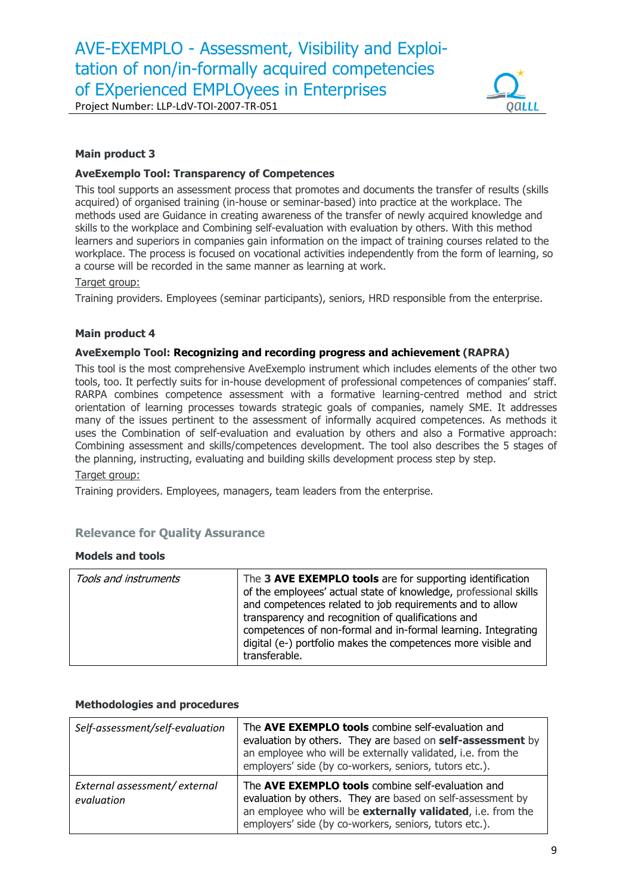**Main product 3**

**AveExemplo Tool: Transparency of Competences**

This tool supports an assessment process that promotes and documents the transfer of results (skills acquired) of organised training (in-house or seminar-based) into practice at the workplace. The methods used are Guidance in creating awareness of the transfer of newly acquired knowledge and skills to the workplace and Combining self-evaluation with evaluation by others. With this method learners and superiors in companies gain information on the impact of training courses related to the workplace. The process is focused on vocational activities independently from the form of learning, so a course will be recorded in the same manner as learning at work.

Target group:

Training providers. Employees (seminar participants), seniors, HRD responsible from the enterprise.

**Main product 4**

**AveExemplo Tool: Recognizing and recording progress and achievement (RAPRA)**

This tool is the most comprehensive AveExemplo instrument which includes elements of the other two tools, too. It perfectly suits for in-house development of professional competences of companies' staff. RARPA combines competence assessment with a formative learning-centred method and strict orientation of learning processes towards strategic goals of companies, namely SME. It addresses many of the issues pertinent to the assessment of informally acquired competences. As methods it uses the Combination of self-evaluation and evaluation by others and also a Formative approach: Combining assessment and skills/competences development. The tool also describes the 5 stages of the planning, instructing, evaluating and building skills development process step by step.

Target group:

Training providers. Employees, managers, team leaders from the enterprise.

## Relevance for Quality Assurance

**Models and tools**

| | |
|---|---|
| *Tools and instruments* | The **3 AVE EXEMPLO tools** are for supporting identification of the employees' actual state of knowledge, professional skills and competences related to job requirements and to allow transparency and recognition of qualifications and competences of non-formal and in-formal learning. Integrating digital (e-) portfolio makes the competences more visible and transferable. |

**Methodologies and procedures**

| | |
|---|---|
| *Self-assessment/self-evaluation* | The **AVE EXEMPLO tools** combine self-evaluation and evaluation by others. They are based on **self-assessment** by an employee who will be externally validated, i.e. from the employers' side (by co-workers, seniors, tutors etc.). |
| *External assessment/ external evaluation* | The **AVE EXEMPLO tools** combine self-evaluation and evaluation by others. They are based on self-assessment by an employee who will be **externally validated**, i.e. from the employers' side (by co-workers, seniors, tutors etc.). |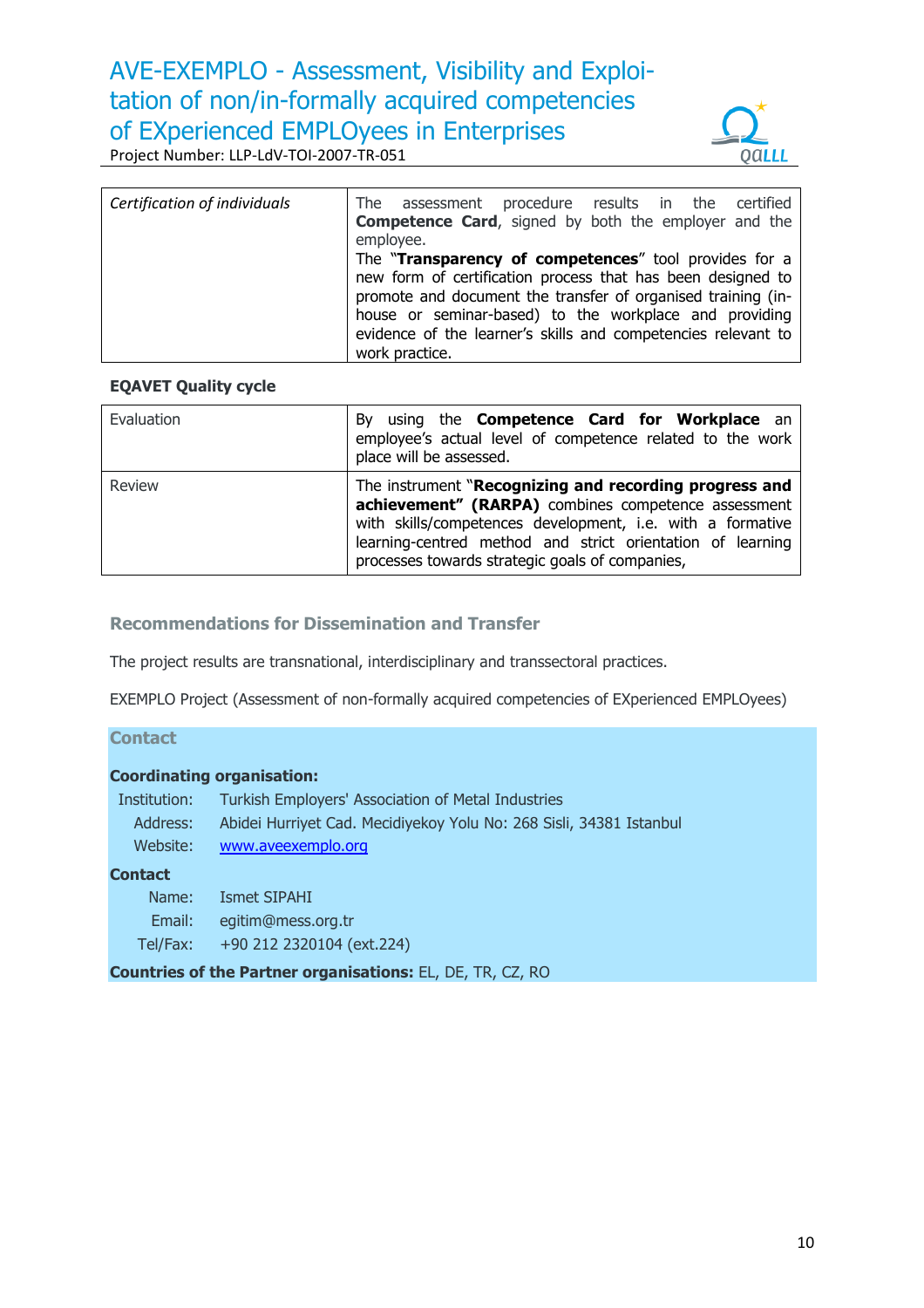| | |
|---|---|
| *Certification of individuals* | The assessment procedure results in the certified **Competence Card**, signed by both the employer and the employee.<br>The "**Transparency of competences**" tool provides for a new form of certification process that has been designed to promote and document the transfer of organised training (in-house or seminar-based) to the workplace and providing evidence of the learner's skills and competencies relevant to work practice. |

**EQAVET Quality cycle**

| | |
|---|---|
| Evaluation | By using the **Competence Card for Workplace** an employee's actual level of competence related to the work place will be assessed. |
| Review | The instrument "**Recognizing and recording progress and achievement" (RARPA)** combines competence assessment with skills/competences development, i.e. with a formative learning-centred method and strict orientation of learning processes towards strategic goals of companies, |

### Recommendations for Dissemination and Transfer

The project results are transnational, interdisciplinary and transsectoral practices.

EXEMPLO Project (Assessment of non-formally acquired competencies of EXperienced EMPLOyees)

### Contact

**Coordinating organisation:**

Institution: Turkish Employers' Association of Metal Industries
Address: Abidei Hurriyet Cad. Mecidiyekoy Yolu No: 268 Sisli, 34381 Istanbul
Website: [www.aveexemplo.org](http://www.aveexemplo.org)

**Contact**

Name: Ismet SIPAHI
Email: egitim@mess.org.tr
Tel/Fax: +90 212 2320104 (ext.224)

**Countries of the Partner organisations:** EL, DE, TR, CZ, RO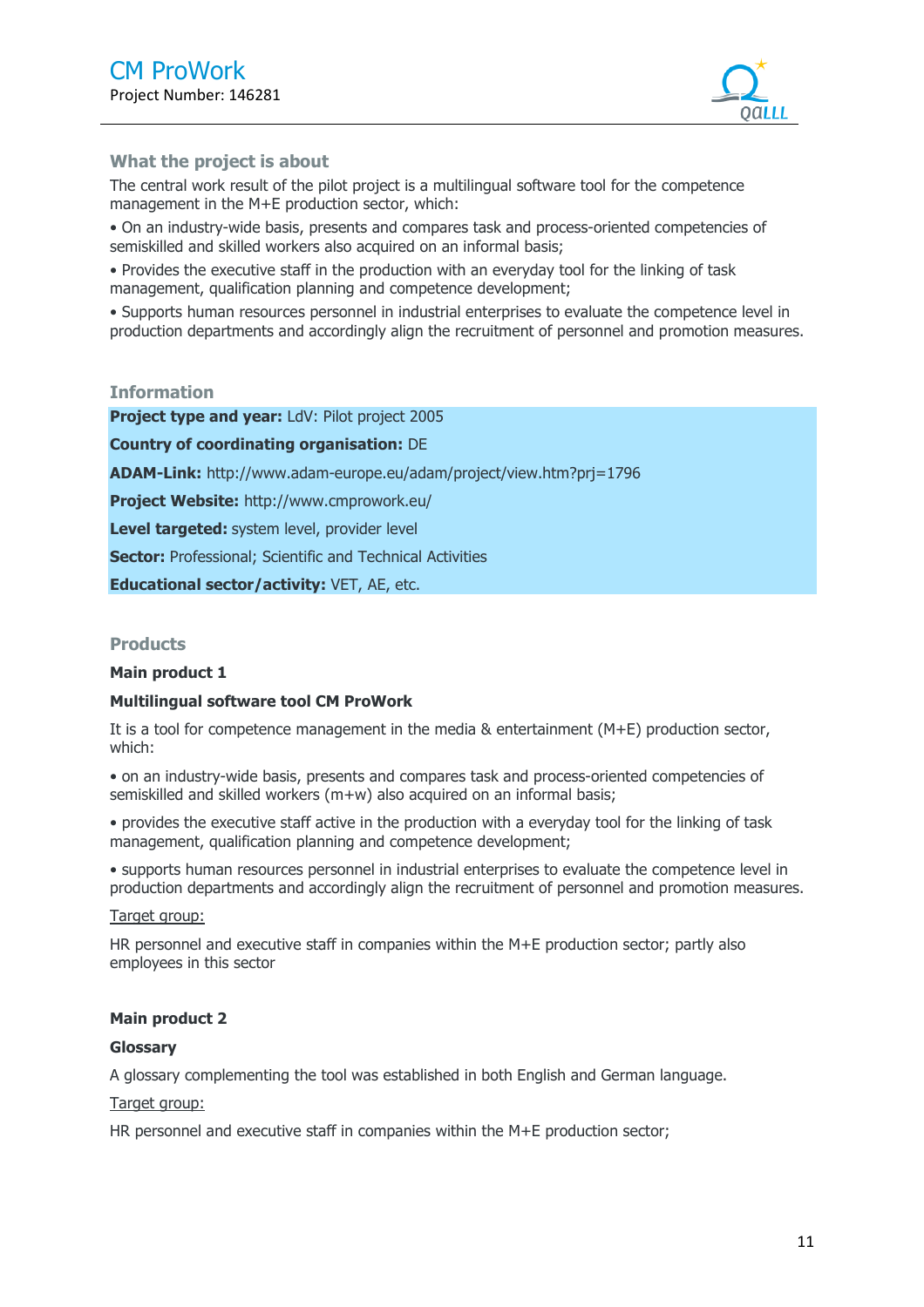# CM ProWork

Project Number: 146281

## What the project is about

The central work result of the pilot project is a multilingual software tool for the competence management in the M+E production sector, which:

- On an industry-wide basis, presents and compares task and process-oriented competencies of semiskilled and skilled workers also acquired on an informal basis;
- Provides the executive staff in the production with an everyday tool for the linking of task management, qualification planning and competence development;
- Supports human resources personnel in industrial enterprises to evaluate the competence level in production departments and accordingly align the recruitment of personnel and promotion measures.

## Information

**Project type and year:** LdV: Pilot project 2005

**Country of coordinating organisation:** DE

**ADAM-Link:** http://www.adam-europe.eu/adam/project/view.htm?prj=1796

**Project Website:** http://www.cmprowork.eu/

**Level targeted:** system level, provider level

**Sector:** Professional; Scientific and Technical Activities

**Educational sector/activity:** VET, AE, etc.

## Products

### Main product 1

**Multilingual software tool CM ProWork**

It is a tool for competence management in the media & entertainment (M+E) production sector, which:

- on an industry-wide basis, presents and compares task and process-oriented competencies of semiskilled and skilled workers (m+w) also acquired on an informal basis;
- provides the executive staff active in the production with a everyday tool for the linking of task management, qualification planning and competence development;
- supports human resources personnel in industrial enterprises to evaluate the competence level in production departments and accordingly align the recruitment of personnel and promotion measures.

Target group:

HR personnel and executive staff in companies within the M+E production sector; partly also employees in this sector

### Main product 2

**Glossary**

A glossary complementing the tool was established in both English and German language.

Target group:

HR personnel and executive staff in companies within the M+E production sector;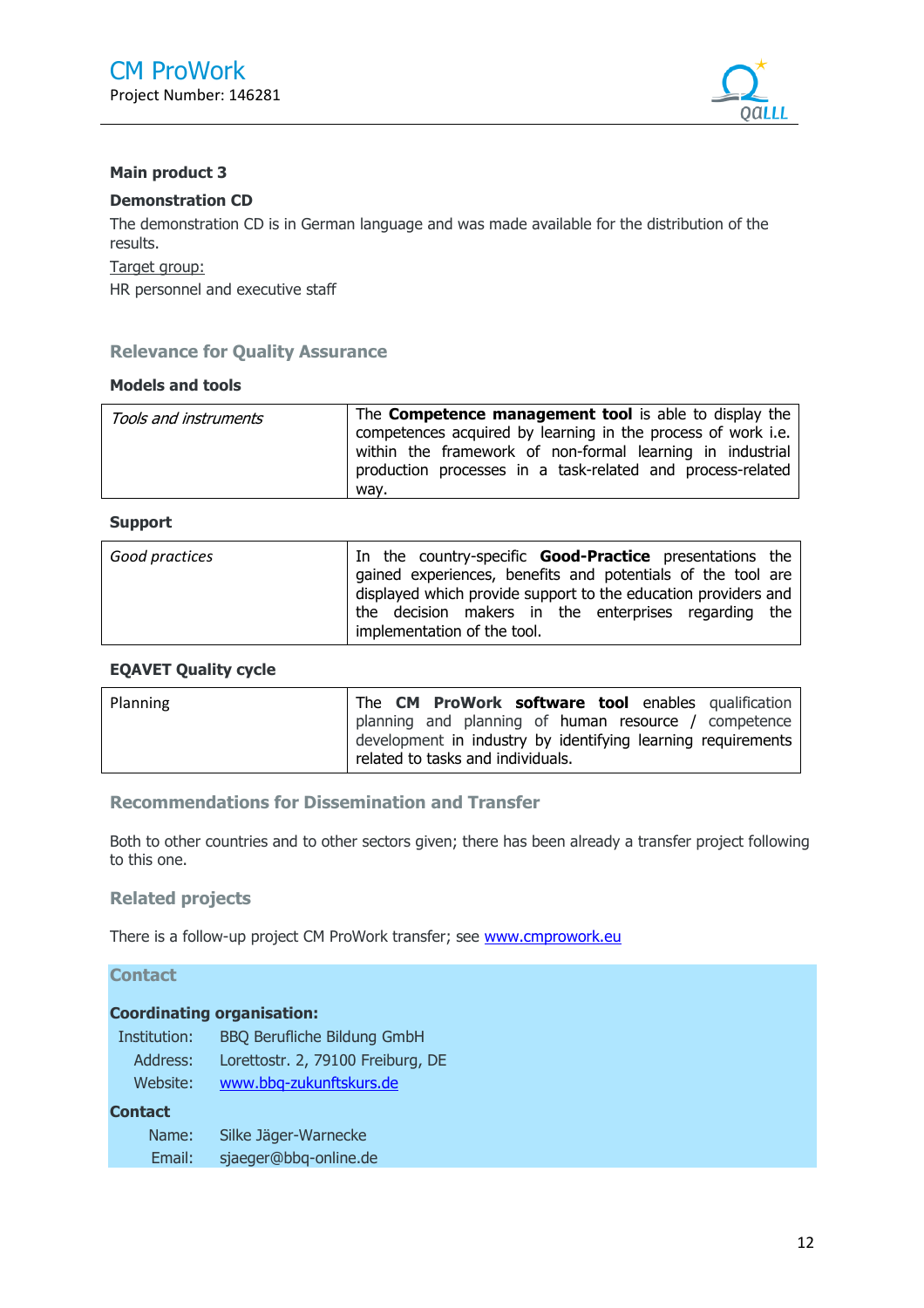**Main product 3**

**Demonstration CD**

The demonstration CD is in German language and was made available for the distribution of the results.

Target group:

HR personnel and executive staff

## Relevance for Quality Assurance

**Models and tools**

| | |
|---|---|
| *Tools and instruments* | The **Competence management tool** is able to display the competences acquired by learning in the process of work i.e. within the framework of non-formal learning in industrial production processes in a task-related and process-related way. |

**Support**

| | |
|---|---|
| *Good practices* | In the country-specific **Good-Practice** presentations the gained experiences, benefits and potentials of the tool are displayed which provide support to the education providers and the decision makers in the enterprises regarding the implementation of the tool. |

**EQAVET Quality cycle**

| | |
|---|---|
| Planning | The **CM ProWork software tool** enables qualification planning and planning of human resource / competence development in industry by identifying learning requirements related to tasks and individuals. |

## Recommendations for Dissemination and Transfer

Both to other countries and to other sectors given; there has been already a transfer project following to this one.

## Related projects

There is a follow-up project CM ProWork transfer; see www.cmprowork.eu

## Contact

**Coordinating organisation:**

Institution: BBQ Berufliche Bildung GmbH
Address: Lorettostr. 2, 79100 Freiburg, DE
Website: www.bbq-zukunftskurs.de

**Contact**

Name: Silke Jäger-Warnecke
Email: sjaeger@bbq-online.de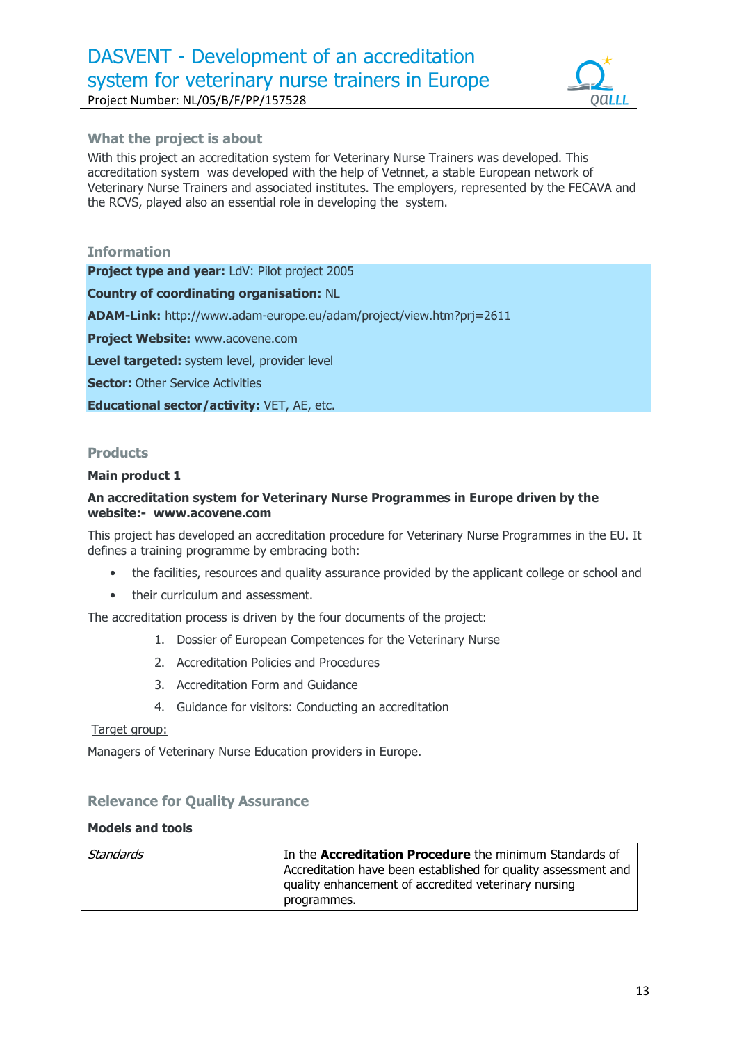# DASVENT - Development of an accreditation system for veterinary nurse trainers in Europe

Project Number: NL/05/B/F/PP/157528

## What the project is about

With this project an accreditation system for Veterinary Nurse Trainers was developed. This accreditation system was developed with the help of Vetnnet, a stable European network of Veterinary Nurse Trainers and associated institutes. The employers, represented by the FECAVA and the RCVS, played also an essential role in developing the system.

## Information

**Project type and year:** LdV: Pilot project 2005

**Country of coordinating organisation:** NL

**ADAM-Link:** http://www.adam-europe.eu/adam/project/view.htm?prj=2611

**Project Website:** www.acovene.com

**Level targeted:** system level, provider level

**Sector:** Other Service Activities

**Educational sector/activity:** VET, AE, etc.

## Products

### Main product 1

**An accreditation system for Veterinary Nurse Programmes in Europe driven by the website:- www.acovene.com**

This project has developed an accreditation procedure for Veterinary Nurse Programmes in the EU. It defines a training programme by embracing both:

- the facilities, resources and quality assurance provided by the applicant college or school and
- their curriculum and assessment.

The accreditation process is driven by the four documents of the project:

1. Dossier of European Competences for the Veterinary Nurse
2. Accreditation Policies and Procedures
3. Accreditation Form and Guidance
4. Guidance for visitors: Conducting an accreditation

Target group:

Managers of Veterinary Nurse Education providers in Europe.

## Relevance for Quality Assurance

### Models and tools

| | |
|---|---|
| *Standards* | In the **Accreditation Procedure** the minimum Standards of Accreditation have been established for quality assessment and quality enhancement of accredited veterinary nursing programmes. |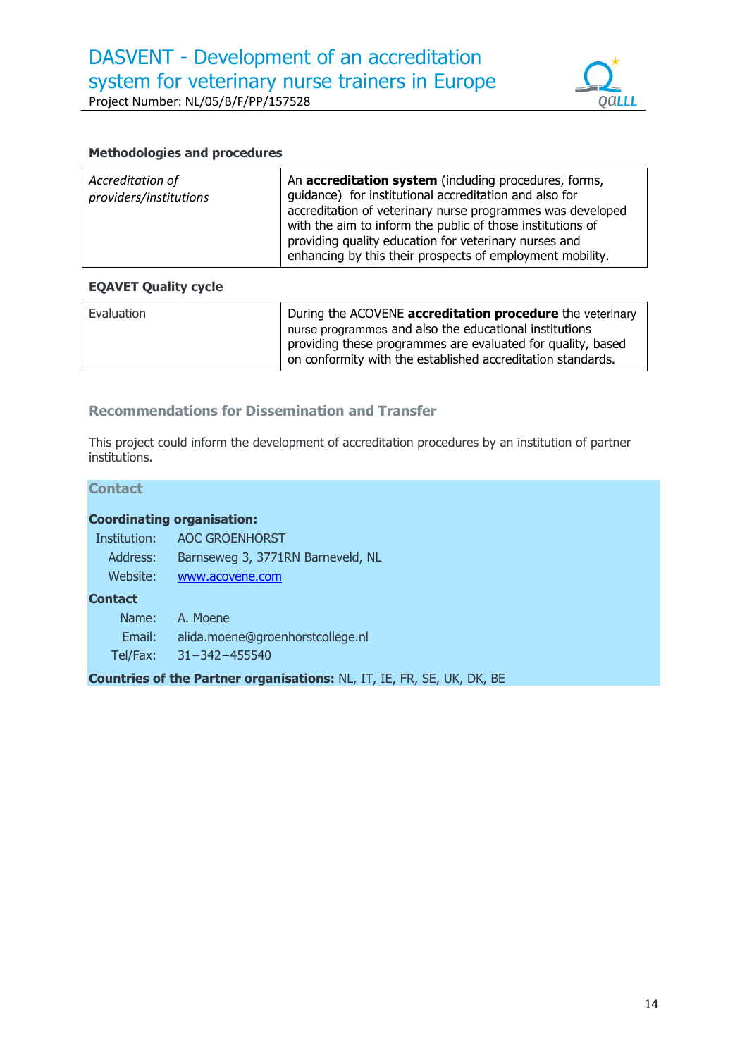# DASVENT - Development of an accreditation system for veterinary nurse trainers in Europe

Project Number: NL/05/B/F/PP/157528

**Methodologies and procedures**

| | |
|---|---|
| *Accreditation of providers/institutions* | An **accreditation system** (including procedures, forms, guidance) for institutional accreditation and also for accreditation of veterinary nurse programmes was developed with the aim to inform the public of those institutions of providing quality education for veterinary nurses and enhancing by this their prospects of employment mobility. |

**EQAVET Quality cycle**

| | |
|---|---|
| Evaluation | During the ACOVENE **accreditation procedure** the veterinary nurse programmes and also the educational institutions providing these programmes are evaluated for quality, based on conformity with the established accreditation standards. |

## Recommendations for Dissemination and Transfer

This project could inform the development of accreditation procedures by an institution of partner institutions.

## Contact

**Coordinating organisation:**

Institution: AOC GROENHORST
Address: Barnseweg 3, 3771RN Barneveld, NL
Website: www.acovene.com

**Contact**

Name: A. Moene
Email: alida.moene@groenhorstcollege.nl
Tel/Fax: 31–342–455540

**Countries of the Partner organisations:** NL, IT, IE, FR, SE, UK, DK, BE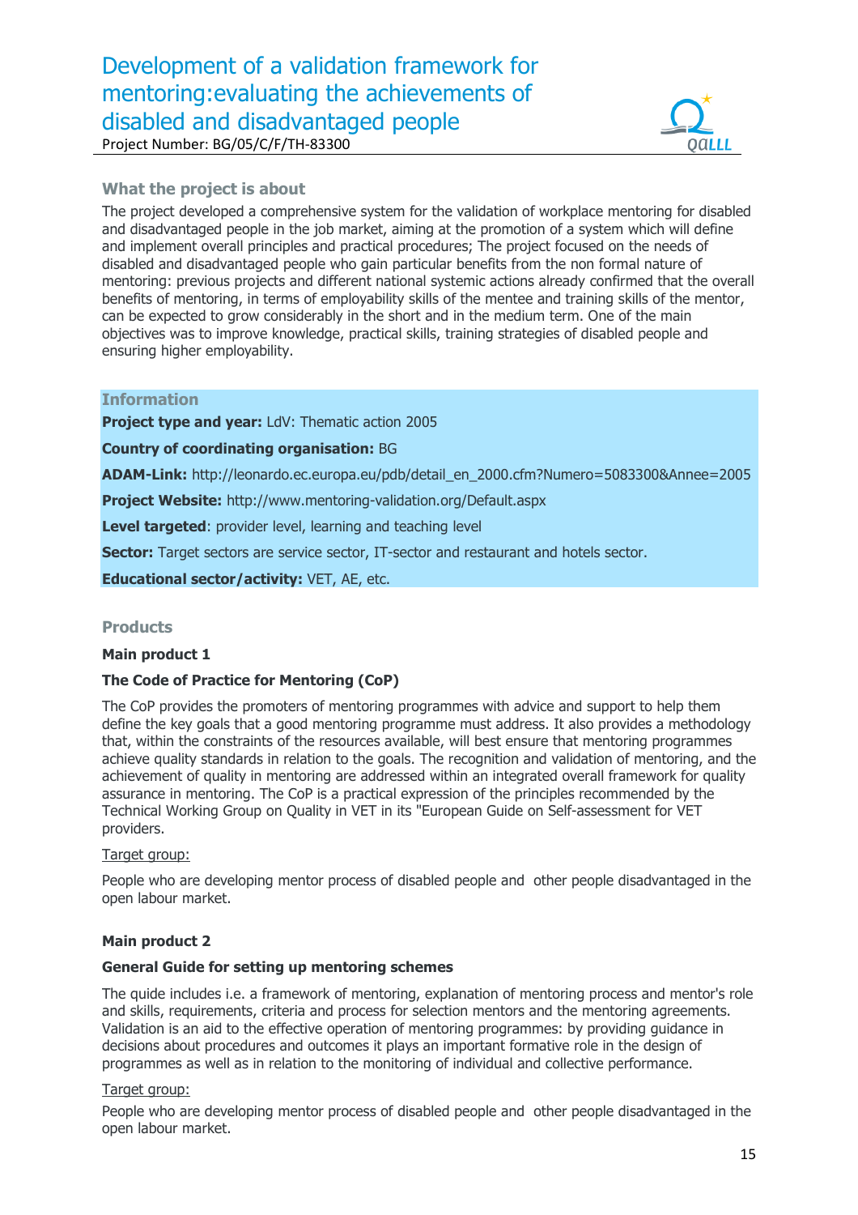# Development of a validation framework for mentoring:evaluating the achievements of disabled and disadvantaged people

Project Number: BG/05/C/F/TH-83300

## What the project is about

The project developed a comprehensive system for the validation of workplace mentoring for disabled and disadvantaged people in the job market, aiming at the promotion of a system which will define and implement overall principles and practical procedures; The project focused on the needs of disabled and disadvantaged people who gain particular benefits from the non formal nature of mentoring: previous projects and different national systemic actions already confirmed that the overall benefits of mentoring, in terms of employability skills of the mentee and training skills of the mentor, can be expected to grow considerably in the short and in the medium term. One of the main objectives was to improve knowledge, practical skills, training strategies of disabled people and ensuring higher employability.

## Information

**Project type and year:** LdV: Thematic action 2005

**Country of coordinating organisation:** BG

**ADAM-Link:** http://leonardo.ec.europa.eu/pdb/detail_en_2000.cfm?Numero=5083300&Annee=2005

**Project Website:** http://www.mentoring-validation.org/Default.aspx

**Level targeted**: provider level, learning and teaching level

**Sector:** Target sectors are service sector, IT-sector and restaurant and hotels sector.

**Educational sector/activity:** VET, AE, etc.

## Products

### Main product 1

**The Code of Practice for Mentoring (CoP)**

The CoP provides the promoters of mentoring programmes with advice and support to help them define the key goals that a good mentoring programme must address. It also provides a methodology that, within the constraints of the resources available, will best ensure that mentoring programmes achieve quality standards in relation to the goals. The recognition and validation of mentoring, and the achievement of quality in mentoring are addressed within an integrated overall framework for quality assurance in mentoring. The CoP is a practical expression of the principles recommended by the Technical Working Group on Quality in VET in its "European Guide on Self-assessment for VET providers.

Target group:

People who are developing mentor process of disabled people and other people disadvantaged in the open labour market.

### Main product 2

**General Guide for setting up mentoring schemes**

The guide includes i.e. a framework of mentoring, explanation of mentoring process and mentor's role and skills, requirements, criteria and process for selection mentors and the mentoring agreements. Validation is an aid to the effective operation of mentoring programmes: by providing guidance in decisions about procedures and outcomes it plays an important formative role in the design of programmes as well as in relation to the monitoring of individual and collective performance.

Target group:

People who are developing mentor process of disabled people and other people disadvantaged in the open labour market.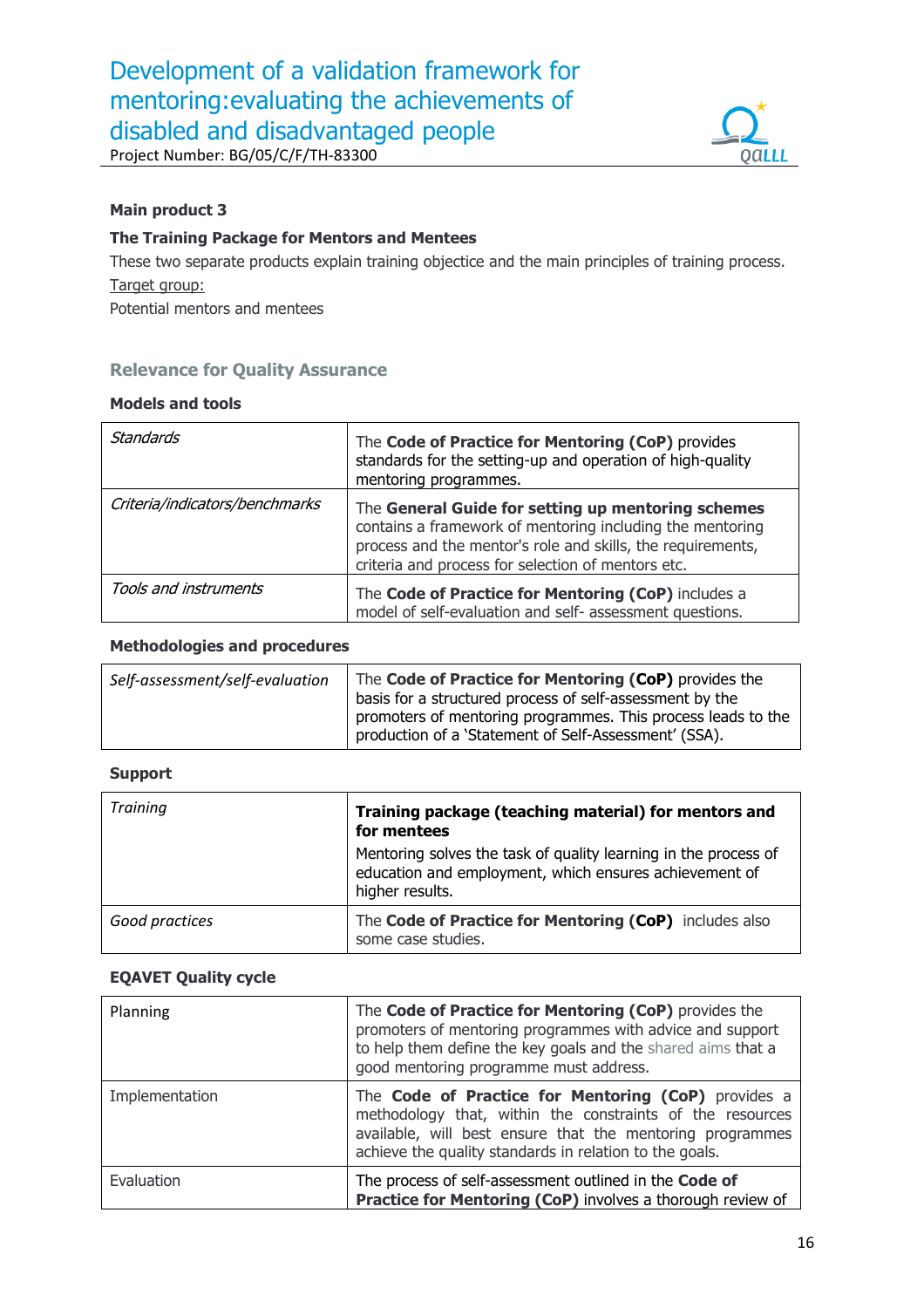**Main product 3**

**The Training Package for Mentors and Mentees**

These two separate products explain training objectice and the main principles of training process.

Target group:

Potential mentors and mentees

## Relevance for Quality Assurance

**Models and tools**

| | |
|---|---|
| *Standards* | The **Code of Practice for Mentoring (CoP)** provides standards for the setting-up and operation of high-quality mentoring programmes. |
| *Criteria/indicators/benchmarks* | The **General Guide for setting up mentoring schemes** contains a framework of mentoring including the mentoring process and the mentor's role and skills, the requirements, criteria and process for selection of mentors etc. |
| *Tools and instruments* | The **Code of Practice for Mentoring (CoP)** includes a model of self-evaluation and self- assessment questions. |

**Methodologies and procedures**

| | |
|---|---|
| *Self-assessment/self-evaluation* | The **Code of Practice for Mentoring (CoP)** provides the basis for a structured process of self-assessment by the promoters of mentoring programmes. This process leads to the production of a 'Statement of Self-Assessment' (SSA). |

**Support**

| | |
|---|---|
| *Training* | **Training package (teaching material) for mentors and for mentees**<br>Mentoring solves the task of quality learning in the process of education and employment, which ensures achievement of higher results. |
| *Good practices* | The **Code of Practice for Mentoring (CoP)** includes also some case studies. |

**EQAVET Quality cycle**

| | |
|---|---|
| Planning | The **Code of Practice for Mentoring (CoP)** provides the promoters of mentoring programmes with advice and support to help them define the key goals and the shared aims that a good mentoring programme must address. |
| Implementation | The **Code of Practice for Mentoring (CoP)** provides a methodology that, within the constraints of the resources available, will best ensure that the mentoring programmes achieve the quality standards in relation to the goals. |
| Evaluation | The process of self-assessment outlined in the **Code of Practice for Mentoring (CoP)** involves a thorough review of |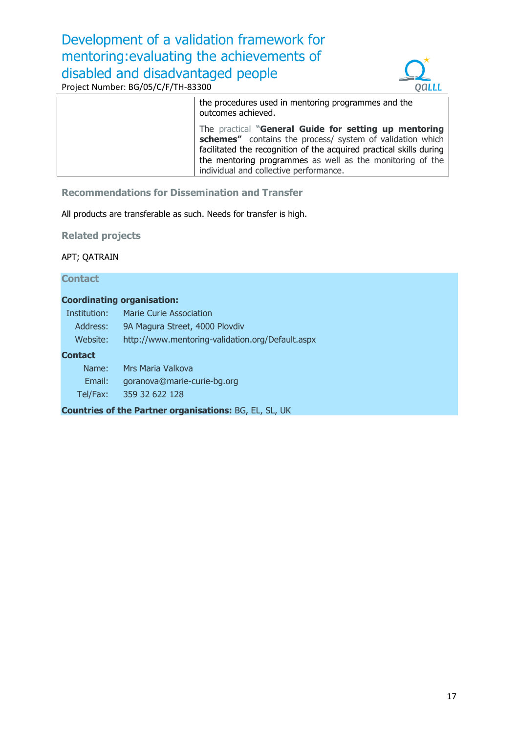| | |
|---|---|
| | the procedures used in mentoring programmes and the outcomes achieved.<br><br>The practical **"General Guide for setting up mentoring schemes"** contains the process/ system of validation which facilitated the recognition of the acquired practical skills during the mentoring programmes as well as the monitoring of the individual and collective performance. |

### Recommendations for Dissemination and Transfer

All products are transferable as such. Needs for transfer is high.

### Related projects

APT; QATRAIN

### Contact

**Coordinating organisation:**

Institution: Marie Curie Association
Address: 9A Magura Street, 4000 Plovdiv
Website: http://www.mentoring-validation.org/Default.aspx

**Contact**

Name: Mrs Maria Valkova
Email: goranova@marie-curie-bg.org
Tel/Fax: 359 32 622 128

**Countries of the Partner organisations:** BG, EL, SL, UK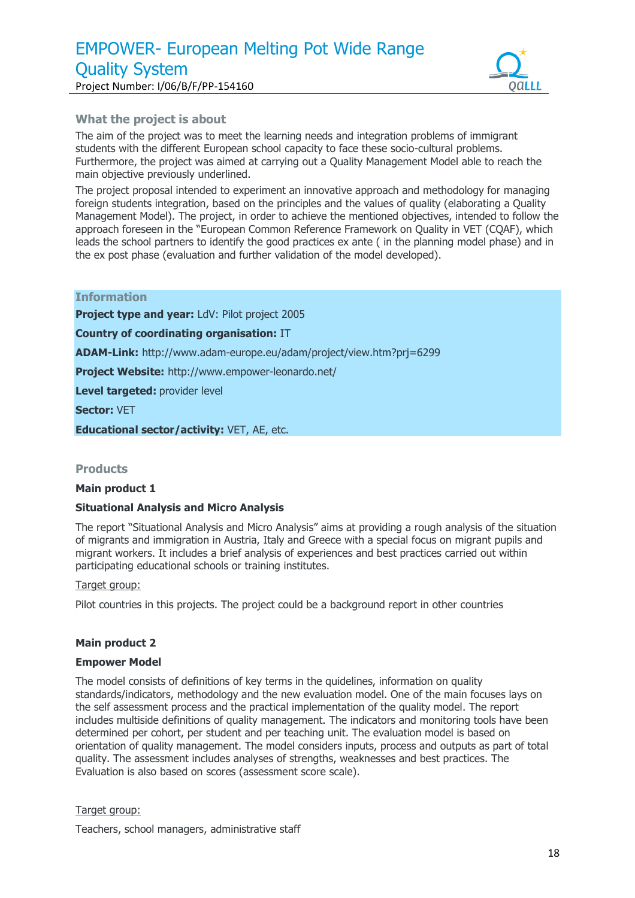# EMPOWER- European Melting Pot Wide Range Quality System

Project Number: I/06/B/F/PP-154160

## What the project is about

The aim of the project was to meet the learning needs and integration problems of immigrant students with the different European school capacity to face these socio-cultural problems. Furthermore, the project was aimed at carrying out a Quality Management Model able to reach the main objective previously underlined.

The project proposal intended to experiment an innovative approach and methodology for managing foreign students integration, based on the principles and the values of quality (elaborating a Quality Management Model). The project, in order to achieve the mentioned objectives, intended to follow the approach foreseen in the "European Common Reference Framework on Quality in VET (CQAF), which leads the school partners to identify the good practices ex ante ( in the planning model phase) and in the ex post phase (evaluation and further validation of the model developed).

## Information

**Project type and year:** LdV: Pilot project 2005

**Country of coordinating organisation:** IT

**ADAM-Link:** http://www.adam-europe.eu/adam/project/view.htm?prj=6299

**Project Website:** http://www.empower-leonardo.net/

**Level targeted:** provider level

**Sector:** VET

**Educational sector/activity:** VET, AE, etc.

## Products

**Main product 1**

**Situational Analysis and Micro Analysis**

The report "Situational Analysis and Micro Analysis" aims at providing a rough analysis of the situation of migrants and immigration in Austria, Italy and Greece with a special focus on migrant pupils and migrant workers. It includes a brief analysis of experiences and best practices carried out within participating educational schools or training institutes.

Target group:

Pilot countries in this projects. The project could be a background report in other countries

**Main product 2**

**Empower Model**

The model consists of definitions of key terms in the quidelines, information on quality standards/indicators, methodology and the new evaluation model. One of the main focuses lays on the self assessment process and the practical implementation of the quality model. The report includes multiside definitions of quality management. The indicators and monitoring tools have been determined per cohort, per student and per teaching unit. The evaluation model is based on orientation of quality management. The model considers inputs, process and outputs as part of total quality. The assessment includes analyses of strengths, weaknesses and best practices. The Evaluation is also based on scores (assessment score scale).

Target group:

Teachers, school managers, administrative staff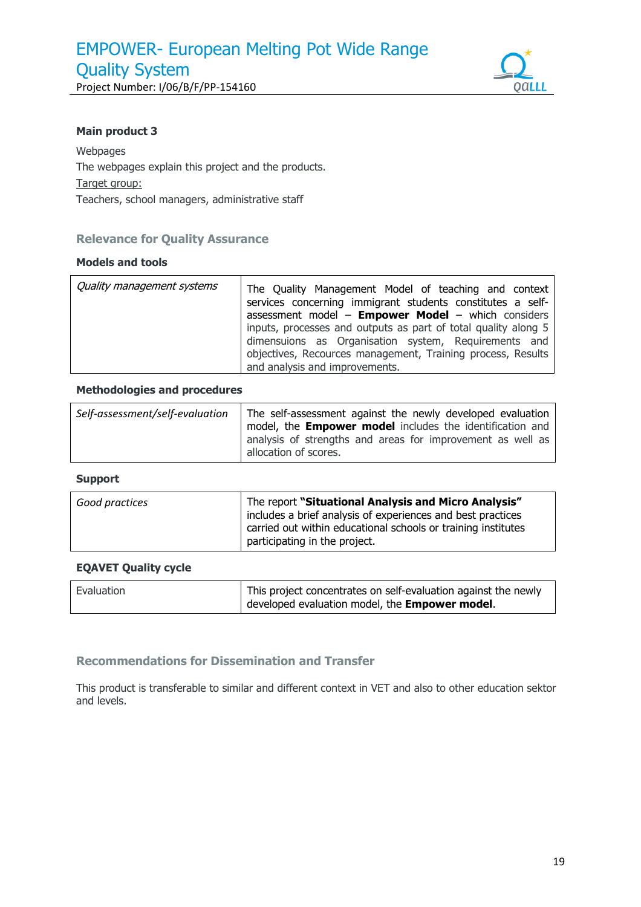**Main product 3**

Webpages

The webpages explain this project and the products.

Target group:

Teachers, school managers, administrative staff

## Relevance for Quality Assurance

**Models and tools**

| | |
|---|---|
| *Quality management systems* | The Quality Management Model of teaching and context services concerning immigrant students constitutes a self-assessment model – **Empower Model** – which considers inputs, processes and outputs as part of total quality along 5 dimensuions as Organisation system, Requirements and objectives, Recources management, Training process, Results and analysis and improvements. |

**Methodologies and procedures**

| | |
|---|---|
| *Self-assessment/self-evaluation* | The self-assessment against the newly developed evaluation model, the **Empower model** includes the identification and analysis of strengths and areas for improvement as well as allocation of scores. |

**Support**

| | |
|---|---|
| *Good practices* | The report **"Situational Analysis and Micro Analysis"** includes a brief analysis of experiences and best practices carried out within educational schools or training institutes participating in the project. |

**EQAVET Quality cycle**

| | |
|---|---|
| Evaluation | This project concentrates on self-evaluation against the newly developed evaluation model, the **Empower model**. |

## Recommendations for Dissemination and Transfer

This product is transferable to similar and different context in VET and also to other education sektor and levels.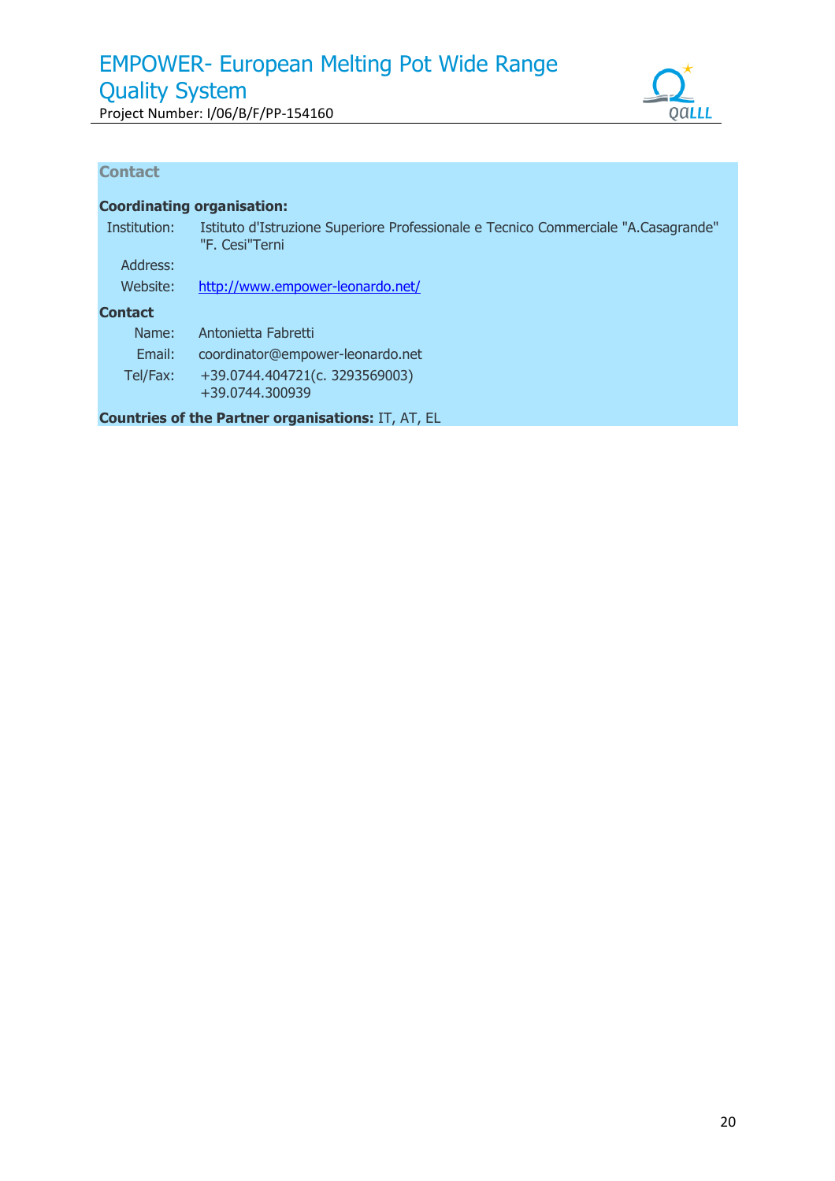## Contact

**Coordinating organisation:**

| | |
|---|---|
| Institution: | Istituto d'Istruzione Superiore Professionale e Tecnico Commerciale "A.Casagrande" "F. Cesi"Terni |
| Address: | |
| Website: | [http://www.empower-leonardo.net/](http://www.empower-leonardo.net/) |

**Contact**

| | |
|---|---|
| Name: | Antonietta Fabretti |
| Email: | coordinator@empower-leonardo.net |
| Tel/Fax: | +39.0744.404721(c. 3293569003) +39.0744.300939 |

**Countries of the Partner organisations:** IT, AT, EL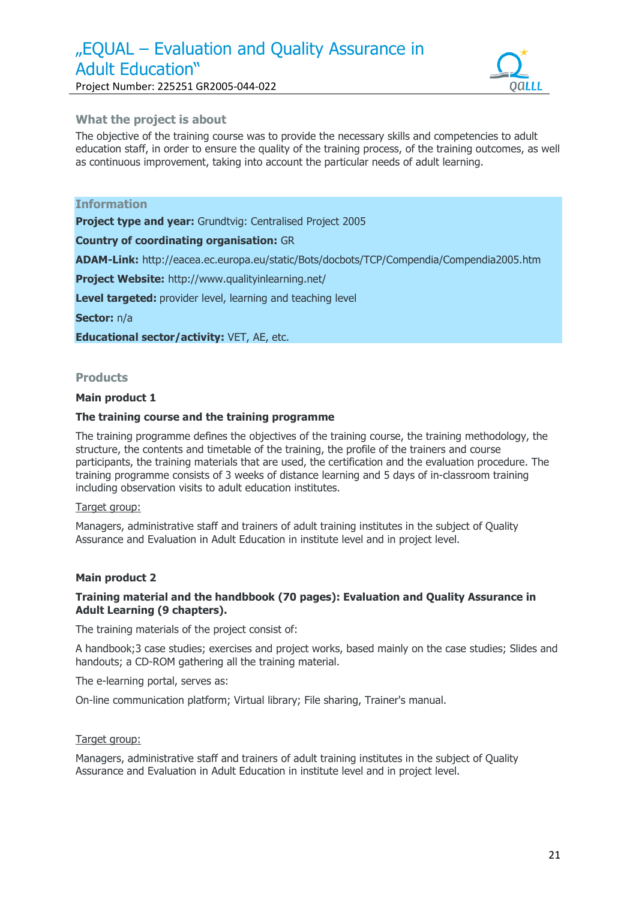# „EQUAL – Evaluation and Quality Assurance in Adult Education"

Project Number: 225251 GR2005-044-022

## What the project is about

The objective of the training course was to provide the necessary skills and competencies to adult education staff, in order to ensure the quality of the training process, of the training outcomes, as well as continuous improvement, taking into account the particular needs of adult learning.

## Information

**Project type and year:** Grundtvig: Centralised Project 2005

**Country of coordinating organisation:** GR

**ADAM-Link:** http://eacea.ec.europa.eu/static/Bots/docbots/TCP/Compendia/Compendia2005.htm

**Project Website:** http://www.qualityinlearning.net/

**Level targeted:** provider level, learning and teaching level

**Sector:** n/a

**Educational sector/activity:** VET, AE, etc.

## Products

### Main product 1

**The training course and the training programme**

The training programme defines the objectives of the training course, the training methodology, the structure, the contents and timetable of the training, the profile of the trainers and course participants, the training materials that are used, the certification and the evaluation procedure. The training programme consists of 3 weeks of distance learning and 5 days of in-classroom training including observation visits to adult education institutes.

Target group:

Managers, administrative staff and trainers of adult training institutes in the subject of Quality Assurance and Evaluation in Adult Education in institute level and in project level.

### Main product 2

**Training material and the handbbook (70 pages): Evaluation and Quality Assurance in Adult Learning (9 chapters).**

The training materials of the project consist of:

A handbook;3 case studies; exercises and project works, based mainly on the case studies; Slides and handouts; a CD-ROM gathering all the training material.

The e-learning portal, serves as:

On-line communication platform; Virtual library; File sharing, Trainer's manual.

Target group:

Managers, administrative staff and trainers of adult training institutes in the subject of Quality Assurance and Evaluation in Adult Education in institute level and in project level.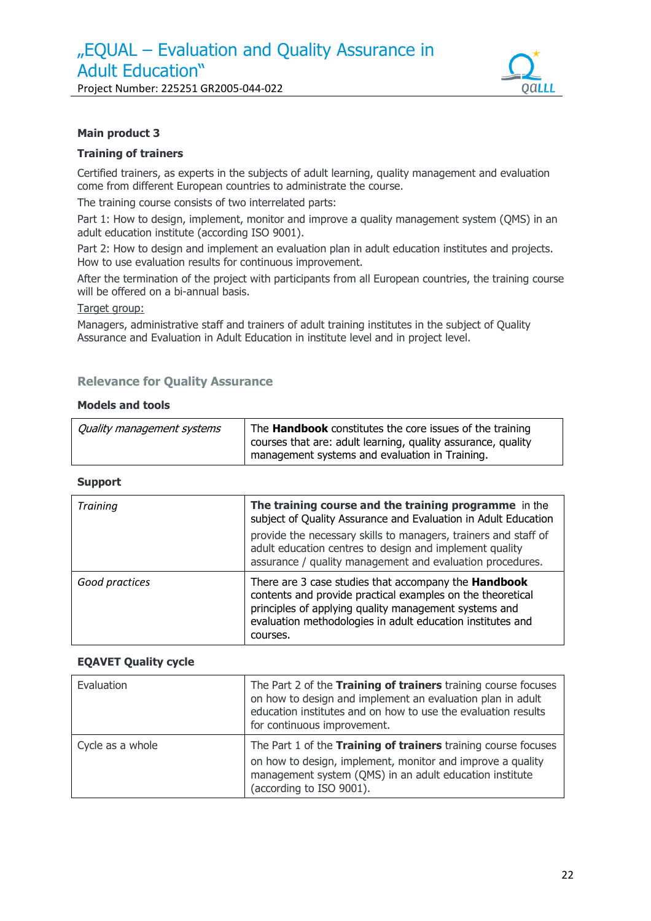**Main product 3**

**Training of trainers**

Certified trainers, as experts in the subjects of adult learning, quality management and evaluation come from different European countries to administrate the course.

The training course consists of two interrelated parts:

Part 1: How to design, implement, monitor and improve a quality management system (QMS) in an adult education institute (according ISO 9001).

Part 2: How to design and implement an evaluation plan in adult education institutes and projects. How to use evaluation results for continuous improvement.

After the termination of the project with participants from all European countries, the training course will be offered on a bi-annual basis.

Target group:

Managers, administrative staff and trainers of adult training institutes in the subject of Quality Assurance and Evaluation in Adult Education in institute level and in project level.

## Relevance for Quality Assurance

**Models and tools**

| | |
|---|---|
| *Quality management systems* | The **Handbook** constitutes the core issues of the training courses that are: adult learning, quality assurance, quality management systems and evaluation in Training. |

**Support**

| | |
|---|---|
| *Training* | **The training course and the training programme** in the subject of Quality Assurance and Evaluation in Adult Education provide the necessary skills to managers, trainers and staff of adult education centres to design and implement quality assurance / quality management and evaluation procedures. |
| *Good practices* | There are 3 case studies that accompany the **Handbook** contents and provide practical examples on the theoretical principles of applying quality management systems and evaluation methodologies in adult education institutes and courses. |

**EQAVET Quality cycle**

| | |
|---|---|
| Evaluation | The Part 2 of the **Training of trainers** training course focuses on how to design and implement an evaluation plan in adult education institutes and on how to use the evaluation results for continuous improvement. |
| Cycle as a whole | The Part 1 of the **Training of trainers** training course focuses on how to design, implement, monitor and improve a quality management system (QMS) in an adult education institute (according to ISO 9001). |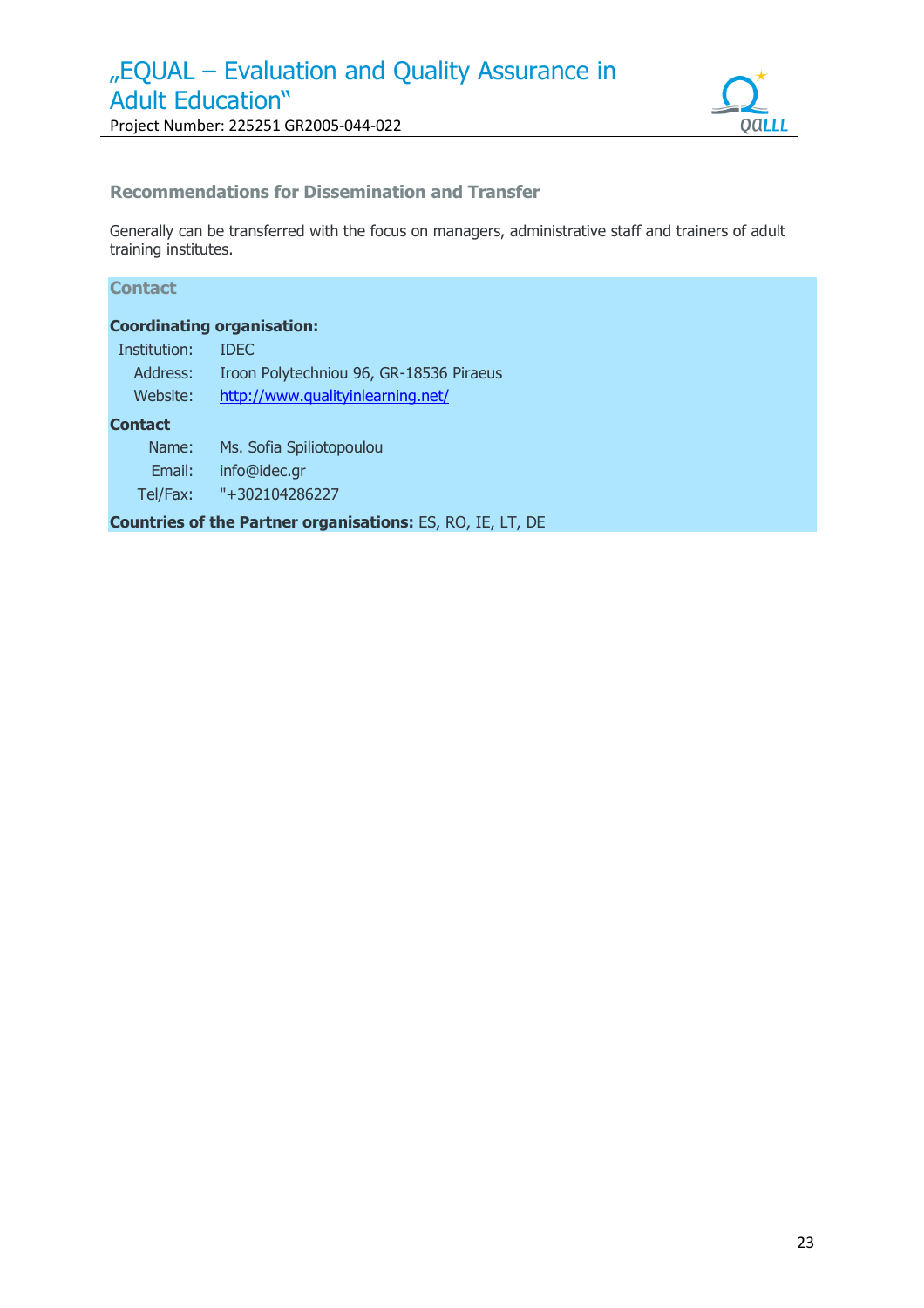### Recommendations for Dissemination and Transfer

Generally can be transferred with the focus on managers, administrative staff and trainers of adult training institutes.

### Contact

**Coordinating organisation:**

| | |
|---|---|
| Institution: | IDEC |
| Address: | Iroon Polytechniou 96, GR-18536 Piraeus |
| Website: | http://www.qualityinlearning.net/ |

**Contact**

| | |
|---|---|
| Name: | Ms. Sofia Spiliotopoulou |
| Email: | info@idec.gr |
| Tel/Fax: | "+302104286227 |

**Countries of the Partner organisations:** ES, RO, IE, LT, DE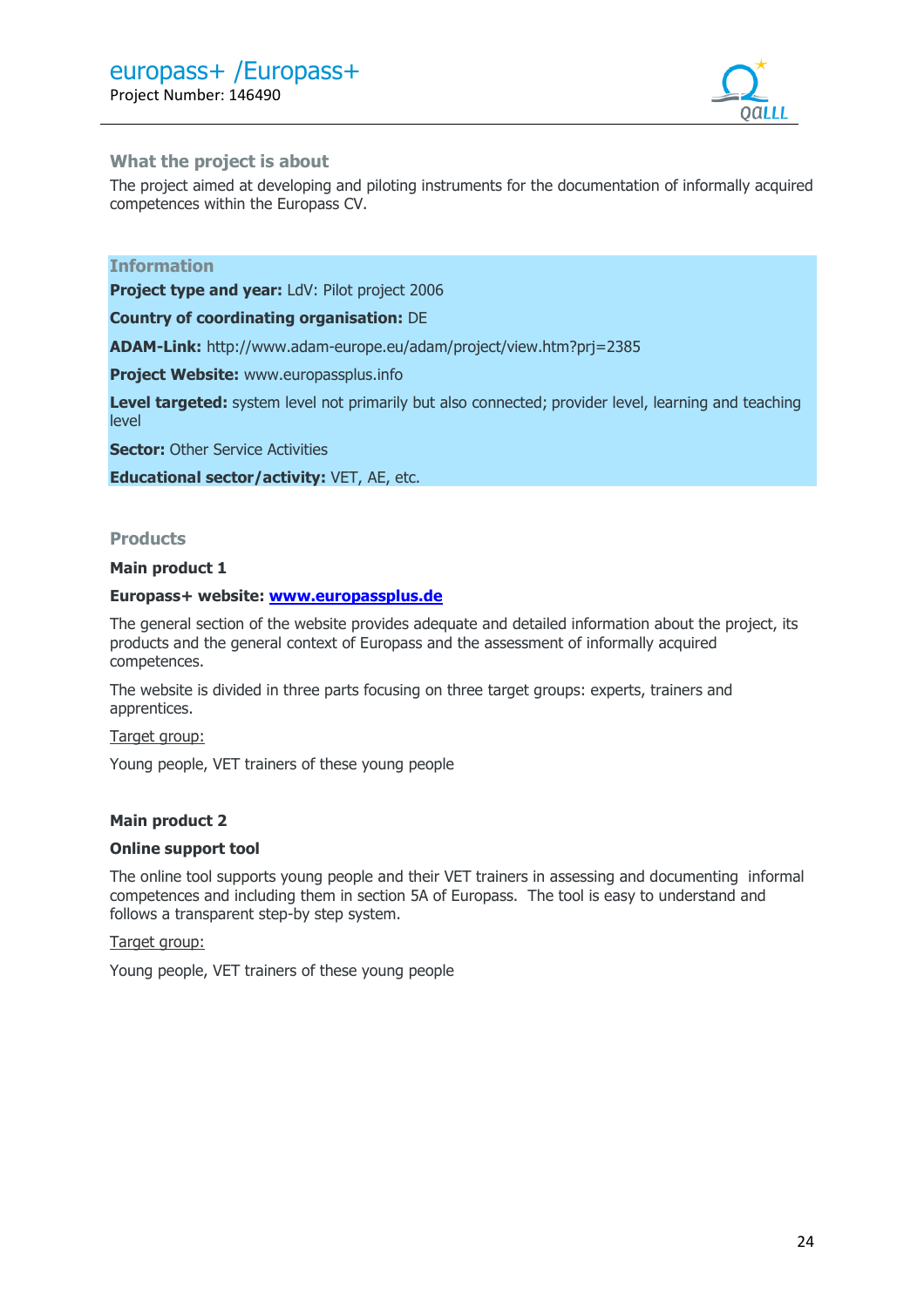# europass+ /Europass+

Project Number: 146490

## What the project is about

The project aimed at developing and piloting instruments for the documentation of informally acquired competences within the Europass CV.

## Information

**Project type and year:** LdV: Pilot project 2006

**Country of coordinating organisation:** DE

**ADAM-Link:** http://www.adam-europe.eu/adam/project/view.htm?prj=2385

**Project Website:** www.europassplus.info

**Level targeted:** system level not primarily but also connected; provider level, learning and teaching level

**Sector:** Other Service Activities

**Educational sector/activity:** VET, AE, etc.

## Products

### Main product 1

**Europass+ website: www.europassplus.de**

The general section of the website provides adequate and detailed information about the project, its products and the general context of Europass and the assessment of informally acquired competences.

The website is divided in three parts focusing on three target groups: experts, trainers and apprentices.

Target group:

Young people, VET trainers of these young people

### Main product 2

**Online support tool**

The online tool supports young people and their VET trainers in assessing and documenting informal competences and including them in section 5A of Europass. The tool is easy to understand and follows a transparent step-by step system.

Target group:

Young people, VET trainers of these young people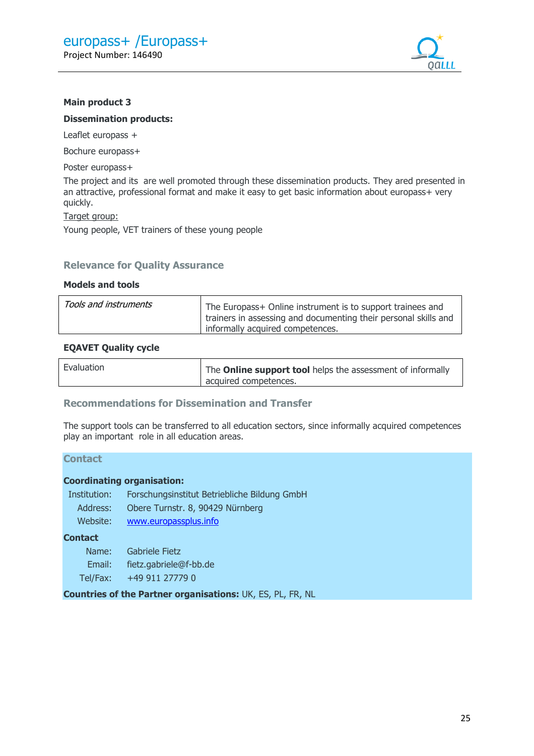**Main product 3**

**Dissemination products:**

Leaflet europass +

Bochure europass+

Poster europass+

The project and its  are well promoted through these dissemination products. They ared presented in an attractive, professional format and make it easy to get basic information about europass+ very quickly.

Target group:

Young people, VET trainers of these young people

## Relevance for Quality Assurance

### Models and tools

| | |
|---|---|
| *Tools and instruments* | The Europass+ Online instrument is to support trainees and trainers in assessing and documenting their personal skills and informally acquired competences. |

### EQAVET Quality cycle

| | |
|---|---|
| Evaluation | The **Online support tool** helps the assessment of informally acquired competences. |

## Recommendations for Dissemination and Transfer

The support tools can be transferred to all education sectors, since informally acquired competences play an important  role in all education areas.

## Contact

**Coordinating organisation:**

Institution: Forschungsinstitut Betriebliche Bildung GmbH

Address: Obere Turnstr. 8, 90429 Nürnberg

Website: www.europassplus.info

**Contact**

Name: Gabriele Fietz

Email: fietz.gabriele@f-bb.de

Tel/Fax: +49 911 27779 0

**Countries of the Partner organisations:** UK, ES, PL, FR, NL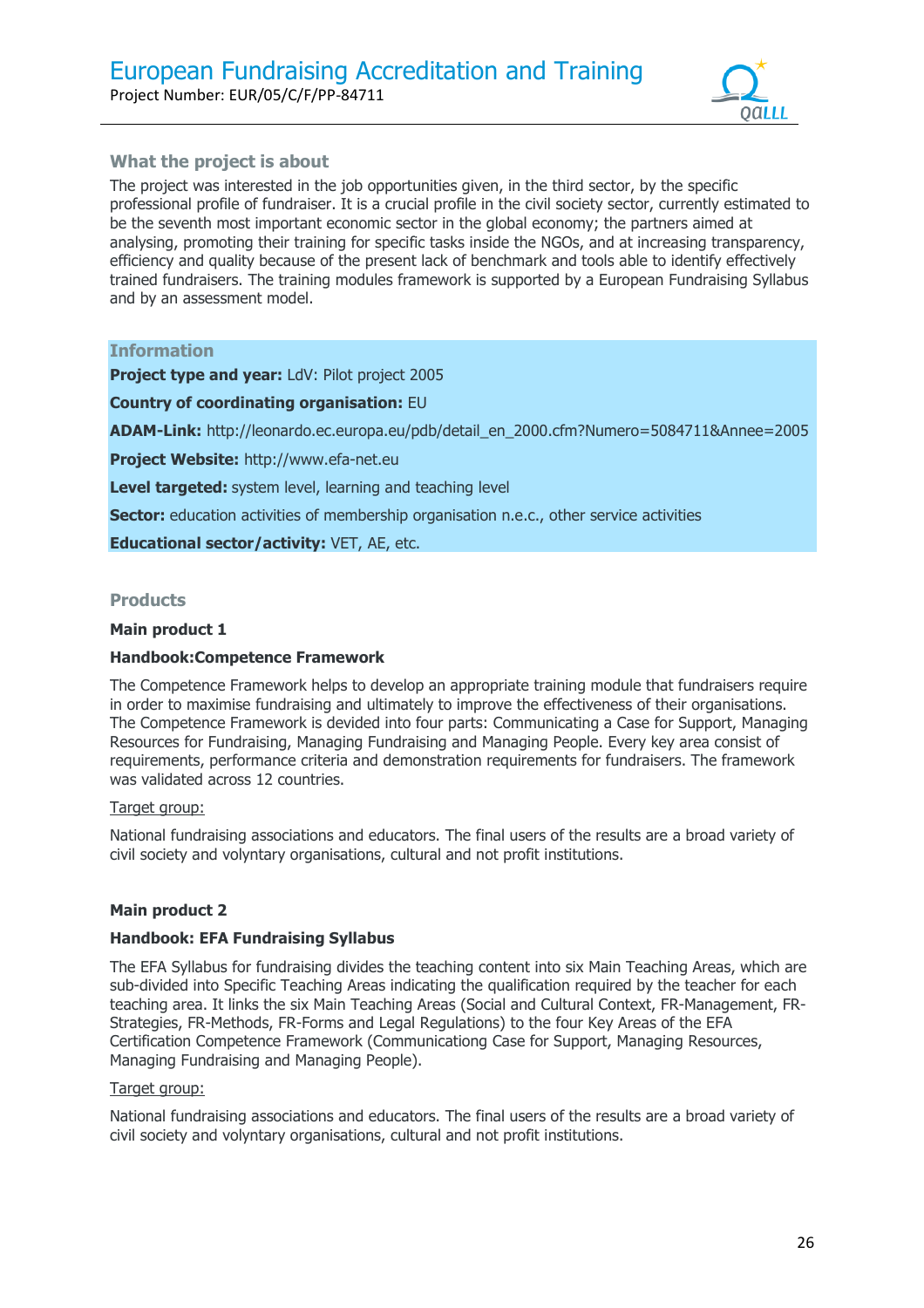# European Fundraising Accreditation and Training

Project Number: EUR/05/C/F/PP-84711

## What the project is about

The project was interested in the job opportunities given, in the third sector, by the specific professional profile of fundraiser. It is a crucial profile in the civil society sector, currently estimated to be the seventh most important economic sector in the global economy; the partners aimed at analysing, promoting their training for specific tasks inside the NGOs, and at increasing transparency, efficiency and quality because of the present lack of benchmark and tools able to identify effectively trained fundraisers. The training modules framework is supported by a European Fundraising Syllabus and by an assessment model.

## Information

**Project type and year:** LdV: Pilot project 2005

**Country of coordinating organisation:** EU

**ADAM-Link:** http://leonardo.ec.europa.eu/pdb/detail_en_2000.cfm?Numero=5084711&Annee=2005

**Project Website:** http://www.efa-net.eu

**Level targeted:** system level, learning and teaching level

**Sector:** education activities of membership organisation n.e.c., other service activities

**Educational sector/activity:** VET, AE, etc.

## Products

### Main product 1

**Handbook:Competence Framework**

The Competence Framework helps to develop an appropriate training module that fundraisers require in order to maximise fundraising and ultimately to improve the effectiveness of their organisations. The Competence Framework is devided into four parts: Communicating a Case for Support, Managing Resources for Fundraising, Managing Fundraising and Managing People. Every key area consist of requirements, performance criteria and demonstration requirements for fundraisers. The framework was validated across 12 countries.

Target group:

National fundraising associations and educators. The final users of the results are a broad variety of civil society and volyntary organisations, cultural and not profit institutions.

### Main product 2

**Handbook: EFA Fundraising Syllabus**

The EFA Syllabus for fundraising divides the teaching content into six Main Teaching Areas, which are sub-divided into Specific Teaching Areas indicating the qualification required by the teacher for each teaching area. It links the six Main Teaching Areas (Social and Cultural Context, FR-Management, FR-Strategies, FR-Methods, FR-Forms and Legal Regulations) to the four Key Areas of the EFA Certification Competence Framework (Communicationg Case for Support, Managing Resources, Managing Fundraising and Managing People).

Target group:

National fundraising associations and educators. The final users of the results are a broad variety of civil society and volyntary organisations, cultural and not profit institutions.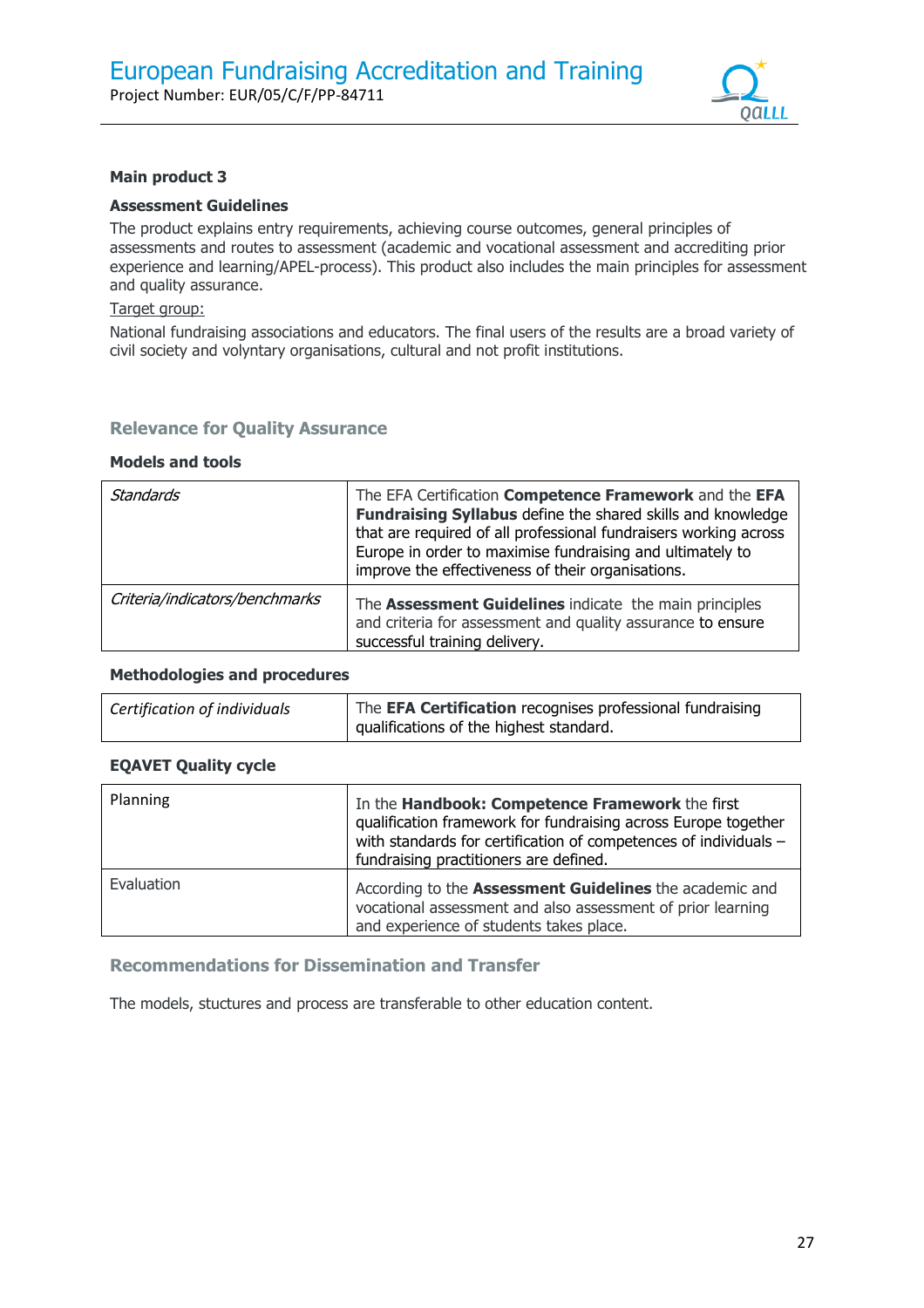**Main product 3**

**Assessment Guidelines**

The product explains entry requirements, achieving course outcomes, general principles of assessments and routes to assessment (academic and vocational assessment and accrediting prior experience and learning/APEL-process). This product also includes the main principles for assessment and quality assurance.

Target group:

National fundraising associations and educators. The final users of the results are a broad variety of civil society and volyntary organisations, cultural and not profit institutions.

## Relevance for Quality Assurance

**Models and tools**

| | |
|---|---|
| *Standards* | The EFA Certification **Competence Framework** and the **EFA Fundraising Syllabus** define the shared skills and knowledge that are required of all professional fundraisers working across Europe in order to maximise fundraising and ultimately to improve the effectiveness of their organisations. |
| *Criteria/indicators/benchmarks* | The **Assessment Guidelines** indicate the main principles and criteria for assessment and quality assurance to ensure successful training delivery. |

**Methodologies and procedures**

| | |
|---|---|
| *Certification of individuals* | The **EFA Certification** recognises professional fundraising qualifications of the highest standard. |

**EQAVET Quality cycle**

| | |
|---|---|
| Planning | In the **Handbook: Competence Framework** the first qualification framework for fundraising across Europe together with standards for certification of competences of individuals – fundraising practitioners are defined. |
| Evaluation | According to the **Assessment Guidelines** the academic and vocational assessment and also assessment of prior learning and experience of students takes place. |

## Recommendations for Dissemination and Transfer

The models, stuctures and process are transferable to other education content.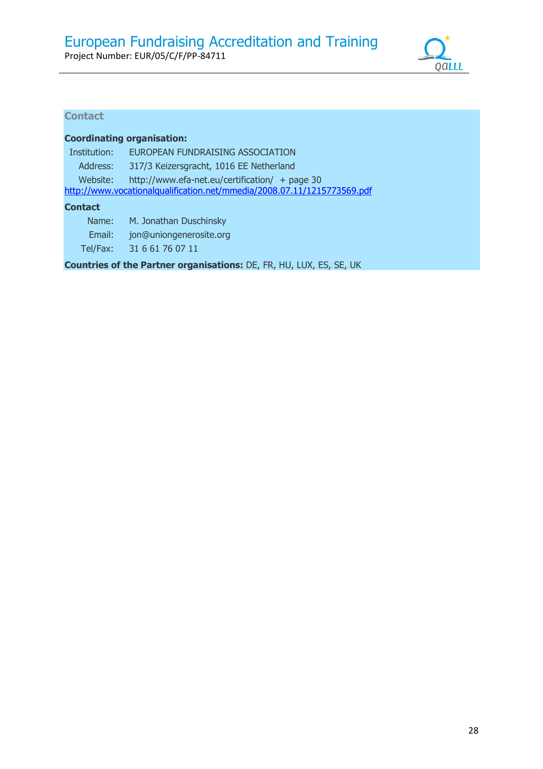### Contact

**Coordinating organisation:**

Institution: EUROPEAN FUNDRAISING ASSOCIATION

Address: 317/3 Keizersgracht, 1016 EE Netherland

Website: http://www.efa-net.eu/certification/ + page 30
http://www.vocationalqualification.net/mmedia/2008.07.11/1215773569.pdf

**Contact**

Name: M. Jonathan Duschinsky

Email: jon@uniongenerosite.org

Tel/Fax: 31 6 61 76 07 11

**Countries of the Partner organisations:** DE, FR, HU, LUX, ES, SE, UK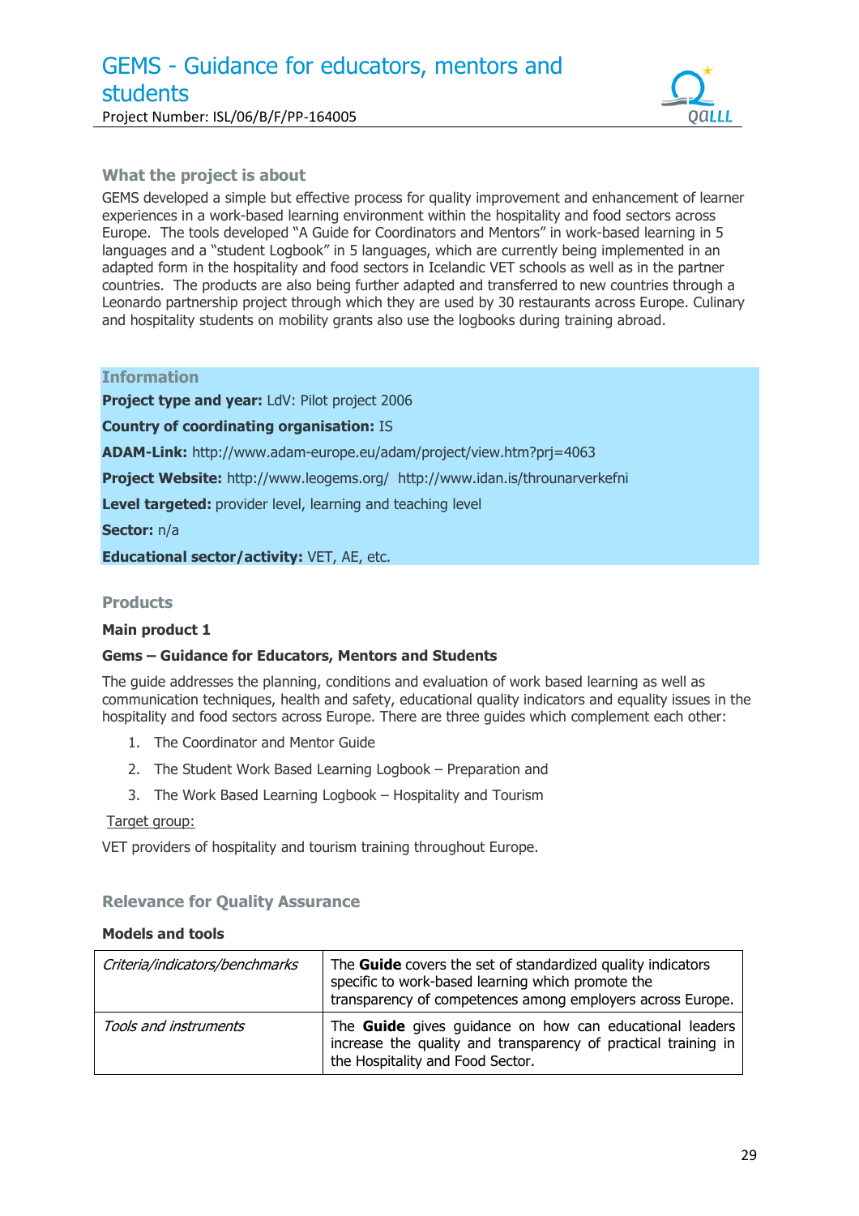# GEMS - Guidance for educators, mentors and students

Project Number: ISL/06/B/F/PP-164005

## What the project is about

GEMS developed a simple but effective process for quality improvement and enhancement of learner experiences in a work-based learning environment within the hospitality and food sectors across Europe. The tools developed "A Guide for Coordinators and Mentors" in work-based learning in 5 languages and a "student Logbook" in 5 languages, which are currently being implemented in an adapted form in the hospitality and food sectors in Icelandic VET schools as well as in the partner countries. The products are also being further adapted and transferred to new countries through a Leonardo partnership project through which they are used by 30 restaurants across Europe. Culinary and hospitality students on mobility grants also use the logbooks during training abroad.

## Information

**Project type and year:** LdV: Pilot project 2006

**Country of coordinating organisation:** IS

**ADAM-Link:** http://www.adam-europe.eu/adam/project/view.htm?prj=4063

**Project Website:** http://www.leogems.org/ http://www.idan.is/throunarverkefni

**Level targeted:** provider level, learning and teaching level

**Sector:** n/a

**Educational sector/activity:** VET, AE, etc.

## Products

### Main product 1

**Gems – Guidance for Educators, Mentors and Students**

The guide addresses the planning, conditions and evaluation of work based learning as well as communication techniques, health and safety, educational quality indicators and equality issues in the hospitality and food sectors across Europe. There are three guides which complement each other:

1. The Coordinator and Mentor Guide
2. The Student Work Based Learning Logbook – Preparation and
3. The Work Based Learning Logbook – Hospitality and Tourism

Target group:

VET providers of hospitality and tourism training throughout Europe.

## Relevance for Quality Assurance

### Models and tools

| | |
|---|---|
| *Criteria/indicators/benchmarks* | The **Guide** covers the set of standardized quality indicators specific to work-based learning which promote the transparency of competences among employers across Europe. |
| *Tools and instruments* | The **Guide** gives guidance on how can educational leaders increase the quality and transparency of practical training in the Hospitality and Food Sector. |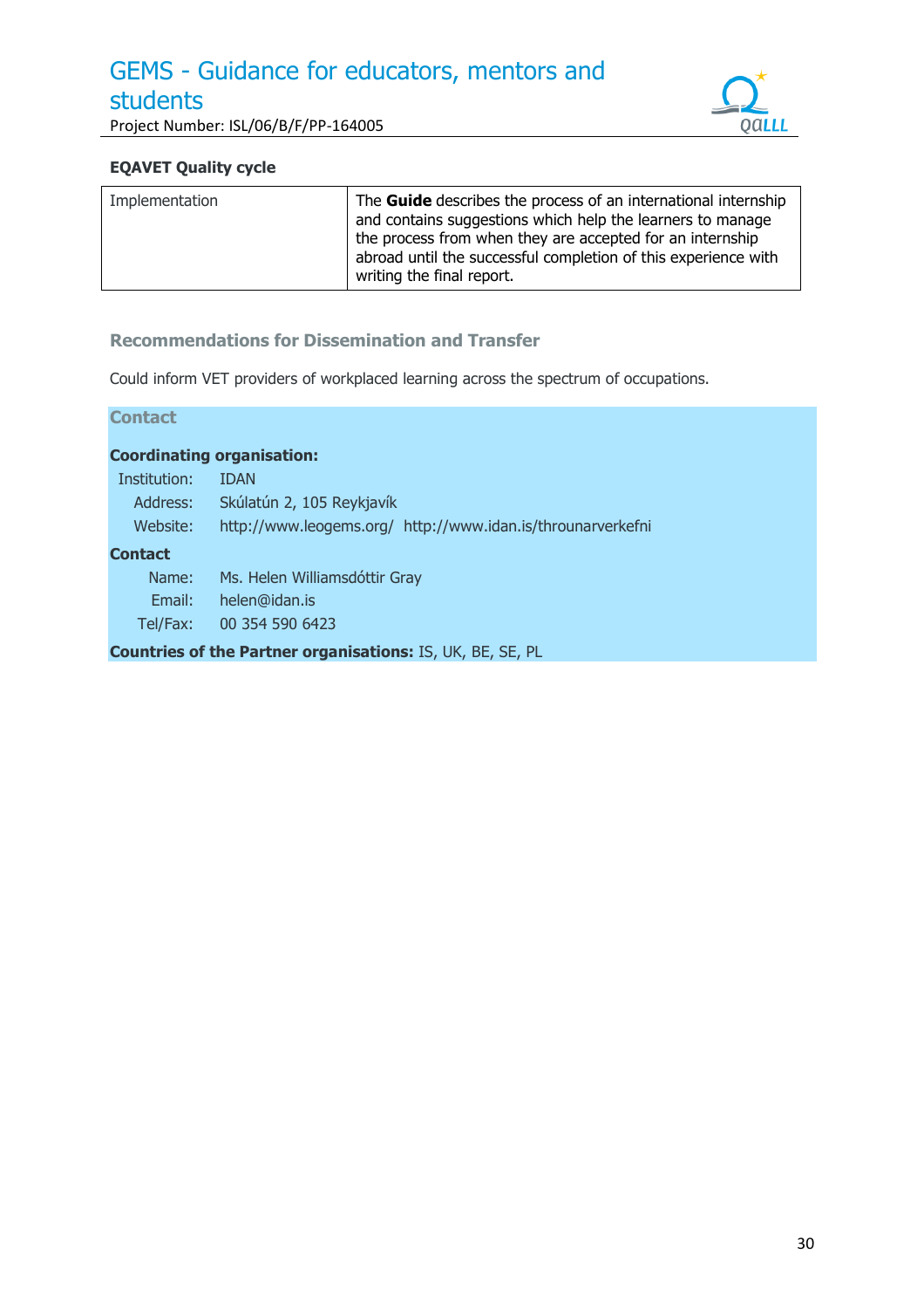**EQAVET Quality cycle**

| | |
|---|---|
| Implementation | The **Guide** describes the process of an international internship and contains suggestions which help the learners to manage the process from when they are accepted for an internship abroad until the successful completion of this experience with writing the final report. |

### Recommendations for Dissemination and Transfer

Could inform VET providers of workplaced learning across the spectrum of occupations.

### Contact

**Coordinating organisation:**

Institution: IDAN
Address: Skúlatún 2, 105 Reykjavík
Website: http://www.leogems.org/ http://www.idan.is/throunarverkefni

**Contact**

Name: Ms. Helen Williamsdóttir Gray
Email: helen@idan.is
Tel/Fax: 00 354 590 6423

**Countries of the Partner organisations:** IS, UK, BE, SE, PL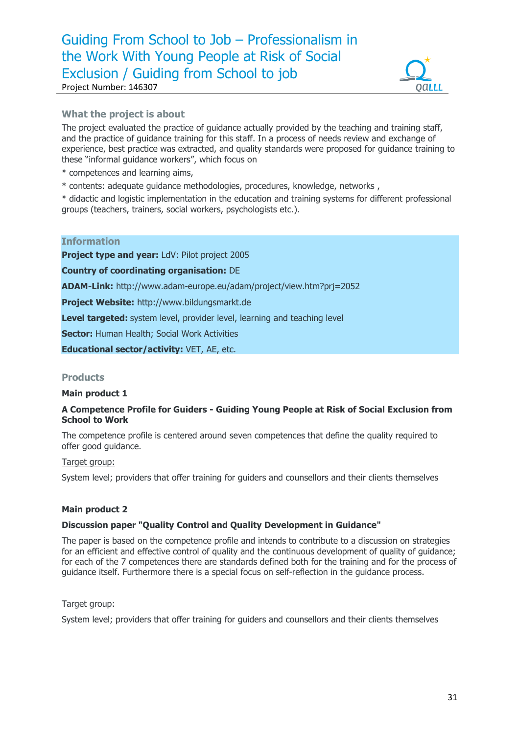# Guiding From School to Job – Professionalism in the Work With Young People at Risk of Social Exclusion / Guiding from School to job

Project Number: 146307

## What the project is about

The project evaluated the practice of guidance actually provided by the teaching and training staff, and the practice of guidance training for this staff. In a process of needs review and exchange of experience, best practice was extracted, and quality standards were proposed for guidance training to these "informal guidance workers", which focus on

* competences and learning aims,

* contents: adequate guidance methodologies, procedures, knowledge, networks ,

* didactic and logistic implementation in the education and training systems for different professional groups (teachers, trainers, social workers, psychologists etc.).

## Information

**Project type and year:** LdV: Pilot project 2005

**Country of coordinating organisation:** DE

**ADAM-Link:** http://www.adam-europe.eu/adam/project/view.htm?prj=2052

**Project Website:** http://www.bildungsmarkt.de

**Level targeted:** system level, provider level, learning and teaching level

**Sector:** Human Health; Social Work Activities

**Educational sector/activity:** VET, AE, etc.

## Products

### Main product 1

**A Competence Profile for Guiders - Guiding Young People at Risk of Social Exclusion from School to Work**

The competence profile is centered around seven competences that define the quality required to offer good guidance.

Target group:

System level; providers that offer training for guiders and counsellors and their clients themselves

### Main product 2

**Discussion paper "Quality Control and Quality Development in Guidance"**

The paper is based on the competence profile and intends to contribute to a discussion on strategies for an efficient and effective control of quality and the continuous development of quality of guidance; for each of the 7 competences there are standards defined both for the training and for the process of guidance itself. Furthermore there is a special focus on self-reflection in the guidance process.

Target group:

System level; providers that offer training for guiders and counsellors and their clients themselves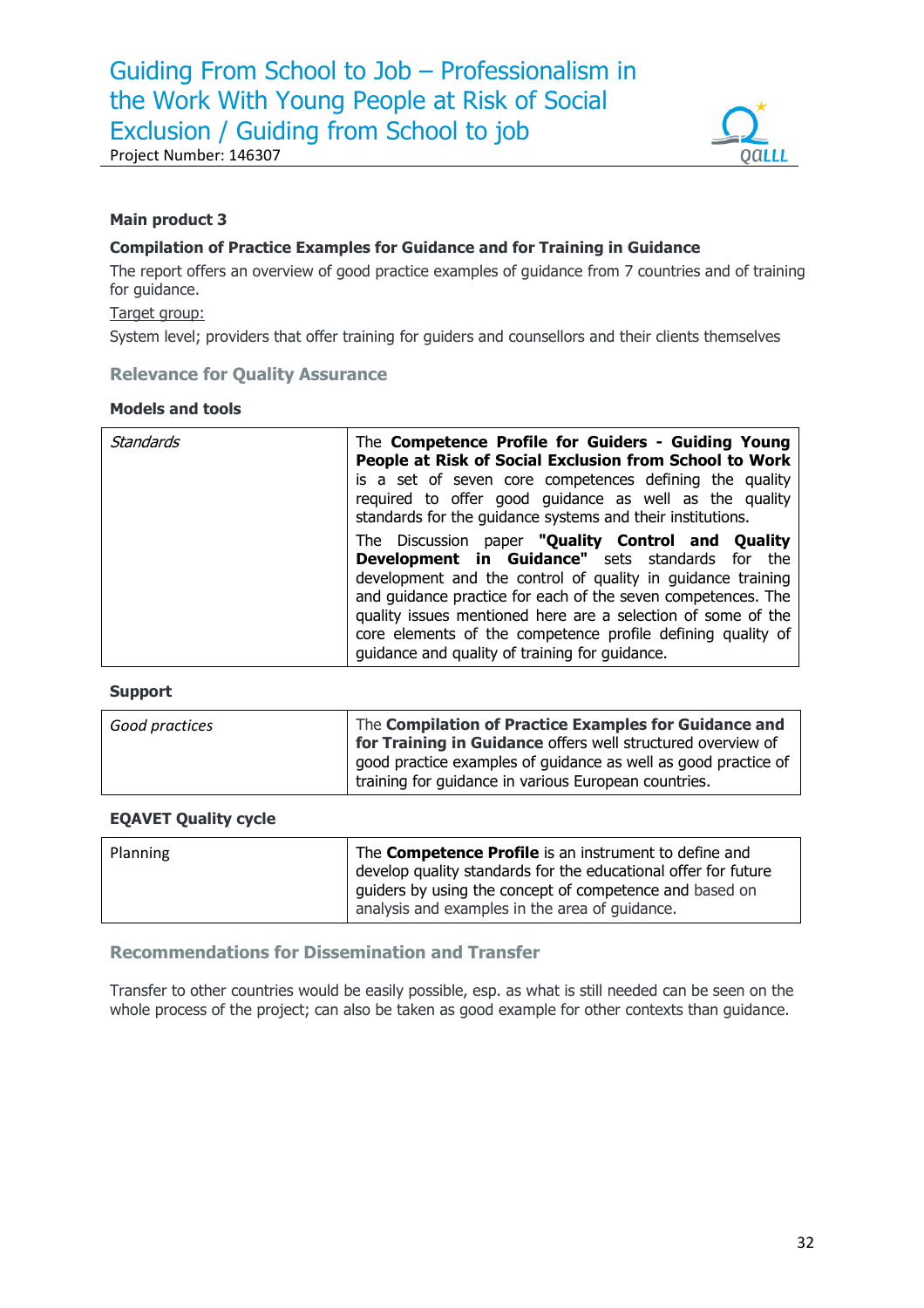**Main product 3**

**Compilation of Practice Examples for Guidance and for Training in Guidance**

The report offers an overview of good practice examples of guidance from 7 countries and of training for guidance.

Target group:

System level; providers that offer training for guiders and counsellors and their clients themselves

## Relevance for Quality Assurance

**Models and tools**

| | |
|---|---|
| *Standards* | The **Competence Profile for Guiders - Guiding Young People at Risk of Social Exclusion from School to Work** is a set of seven core competences defining the quality required to offer good guidance as well as the quality standards for the guidance systems and their institutions.<br><br>The Discussion paper **"Quality Control and Quality Development in Guidance"** sets standards for the development and the control of quality in guidance training and guidance practice for each of the seven competences. The quality issues mentioned here are a selection of some of the core elements of the competence profile defining quality of guidance and quality of training for guidance. |

**Support**

| | |
|---|---|
| *Good practices* | The **Compilation of Practice Examples for Guidance and for Training in Guidance** offers well structured overview of good practice examples of guidance as well as good practice of training for guidance in various European countries. |

**EQAVET Quality cycle**

| | |
|---|---|
| Planning | The **Competence Profile** is an instrument to define and develop quality standards for the educational offer for future guiders by using the concept of competence and based on analysis and examples in the area of guidance. |

## Recommendations for Dissemination and Transfer

Transfer to other countries would be easily possible, esp. as what is still needed can be seen on the whole process of the project; can also be taken as good example for other contexts than guidance.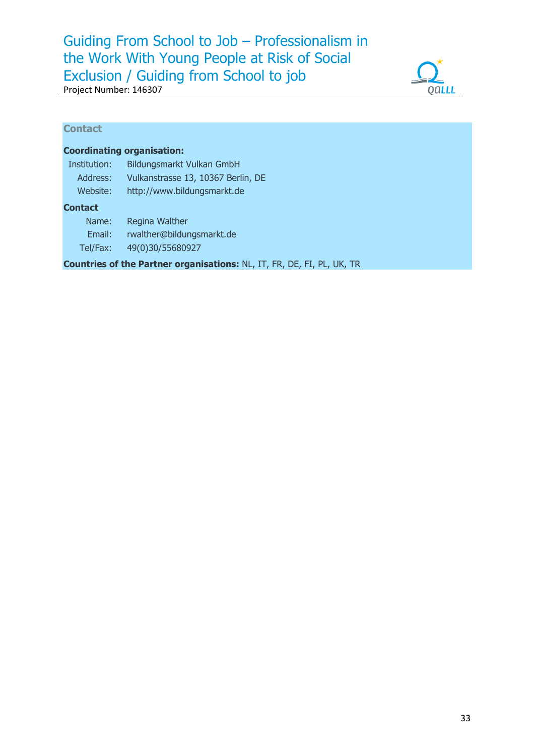## Contact

**Coordinating organisation:**

Institution: Bildungsmarkt Vulkan GmbH
Address: Vulkanstrasse 13, 10367 Berlin, DE
Website: http://www.bildungsmarkt.de

**Contact**

Name: Regina Walther
Email: rwalther@bildungsmarkt.de
Tel/Fax: 49(0)30/55680927

**Countries of the Partner organisations:** NL, IT, FR, DE, FI, PL, UK, TR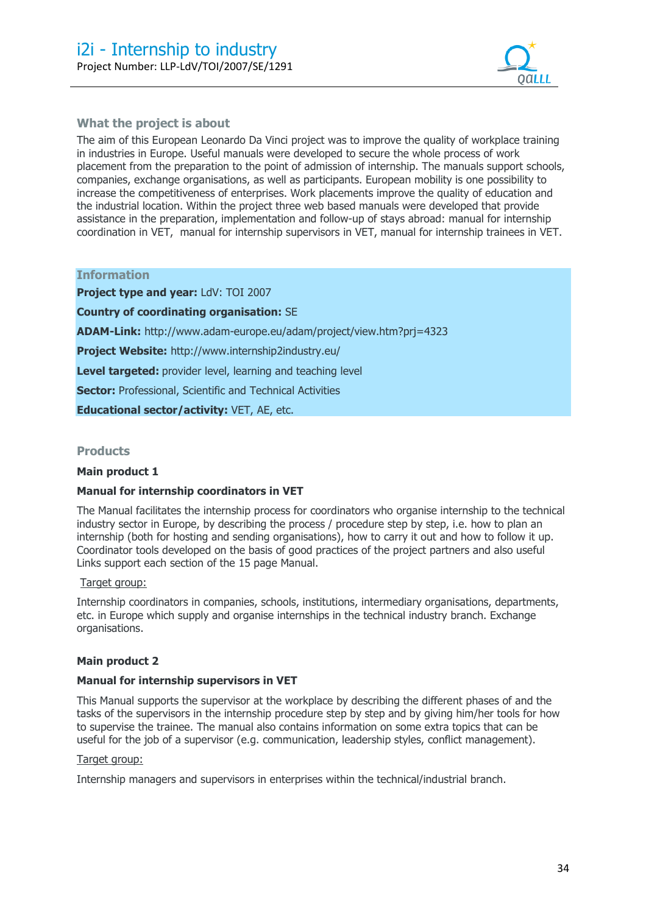# i2i - Internship to industry

Project Number: LLP-LdV/TOI/2007/SE/1291

## What the project is about

The aim of this European Leonardo Da Vinci project was to improve the quality of workplace training in industries in Europe. Useful manuals were developed to secure the whole process of work placement from the preparation to the point of admission of internship. The manuals support schools, companies, exchange organisations, as well as participants. European mobility is one possibility to increase the competitiveness of enterprises. Work placements improve the quality of education and the industrial location. Within the project three web based manuals were developed that provide assistance in the preparation, implementation and follow-up of stays abroad: manual for internship coordination in VET, manual for internship supervisors in VET, manual for internship trainees in VET.

## Information

**Project type and year:** LdV: TOI 2007

**Country of coordinating organisation:** SE

**ADAM-Link:** http://www.adam-europe.eu/adam/project/view.htm?prj=4323

**Project Website:** http://www.internship2industry.eu/

**Level targeted:** provider level, learning and teaching level

**Sector:** Professional, Scientific and Technical Activities

**Educational sector/activity:** VET, AE, etc.

## Products

**Main product 1**

**Manual for internship coordinators in VET**

The Manual facilitates the internship process for coordinators who organise internship to the technical industry sector in Europe, by describing the process / procedure step by step, i.e. how to plan an internship (both for hosting and sending organisations), how to carry it out and how to follow it up. Coordinator tools developed on the basis of good practices of the project partners and also useful Links support each section of the 15 page Manual.

Target group:

Internship coordinators in companies, schools, institutions, intermediary organisations, departments, etc. in Europe which supply and organise internships in the technical industry branch. Exchange organisations.

**Main product 2**

**Manual for internship supervisors in VET**

This Manual supports the supervisor at the workplace by describing the different phases of and the tasks of the supervisors in the internship procedure step by step and by giving him/her tools for how to supervise the trainee. The manual also contains information on some extra topics that can be useful for the job of a supervisor (e.g. communication, leadership styles, conflict management).

Target group:

Internship managers and supervisors in enterprises within the technical/industrial branch.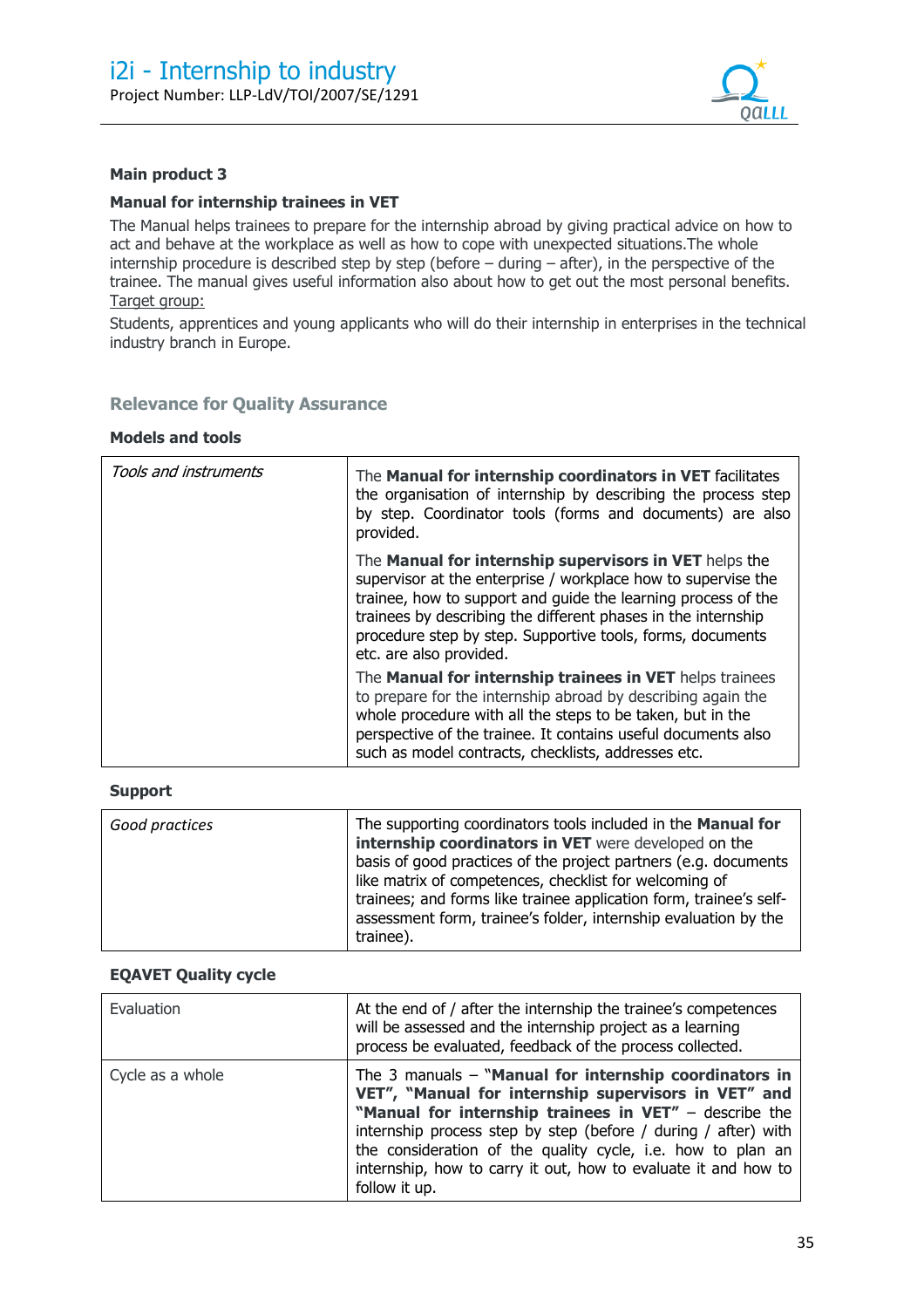**Main product 3**

**Manual for internship trainees in VET**

The Manual helps trainees to prepare for the internship abroad by giving practical advice on how to act and behave at the workplace as well as how to cope with unexpected situations.The whole internship procedure is described step by step (before – during – after), in the perspective of the trainee. The manual gives useful information also about how to get out the most personal benefits.

Target group:

Students, apprentices and young applicants who will do their internship in enterprises in the technical industry branch in Europe.

## Relevance for Quality Assurance

### Models and tools

| | |
|---|---|
| *Tools and instruments* | The **Manual for internship coordinators in VET** facilitates the organisation of internship by describing the process step by step. Coordinator tools (forms and documents) are also provided.<br><br>The **Manual for internship supervisors in VET** helps the supervisor at the enterprise / workplace how to supervise the trainee, how to support and guide the learning process of the trainees by describing the different phases in the internship procedure step by step. Supportive tools, forms, documents etc. are also provided.<br><br>The **Manual for internship trainees in VET** helps trainees to prepare for the internship abroad by describing again the whole procedure with all the steps to be taken, but in the perspective of the trainee. It contains useful documents also such as model contracts, checklists, addresses etc. |

### Support

| | |
|---|---|
| *Good practices* | The supporting coordinators tools included in the **Manual for internship coordinators in VET** were developed on the basis of good practices of the project partners (e.g. documents like matrix of competences, checklist for welcoming of trainees; and forms like trainee application form, trainee's self-assessment form, trainee's folder, internship evaluation by the trainee). |

### EQAVET Quality cycle

| | |
|---|---|
| Evaluation | At the end of / after the internship the trainee's competences will be assessed and the internship project as a learning process be evaluated, feedback of the process collected. |
| Cycle as a whole | The 3 manuals – **"Manual for internship coordinators in VET"**, **"Manual for internship supervisors in VET"** and **"Manual for internship trainees in VET"** – describe the internship process step by step (before / during / after) with the consideration of the quality cycle, i.e. how to plan an internship, how to carry it out, how to evaluate it and how to follow it up. |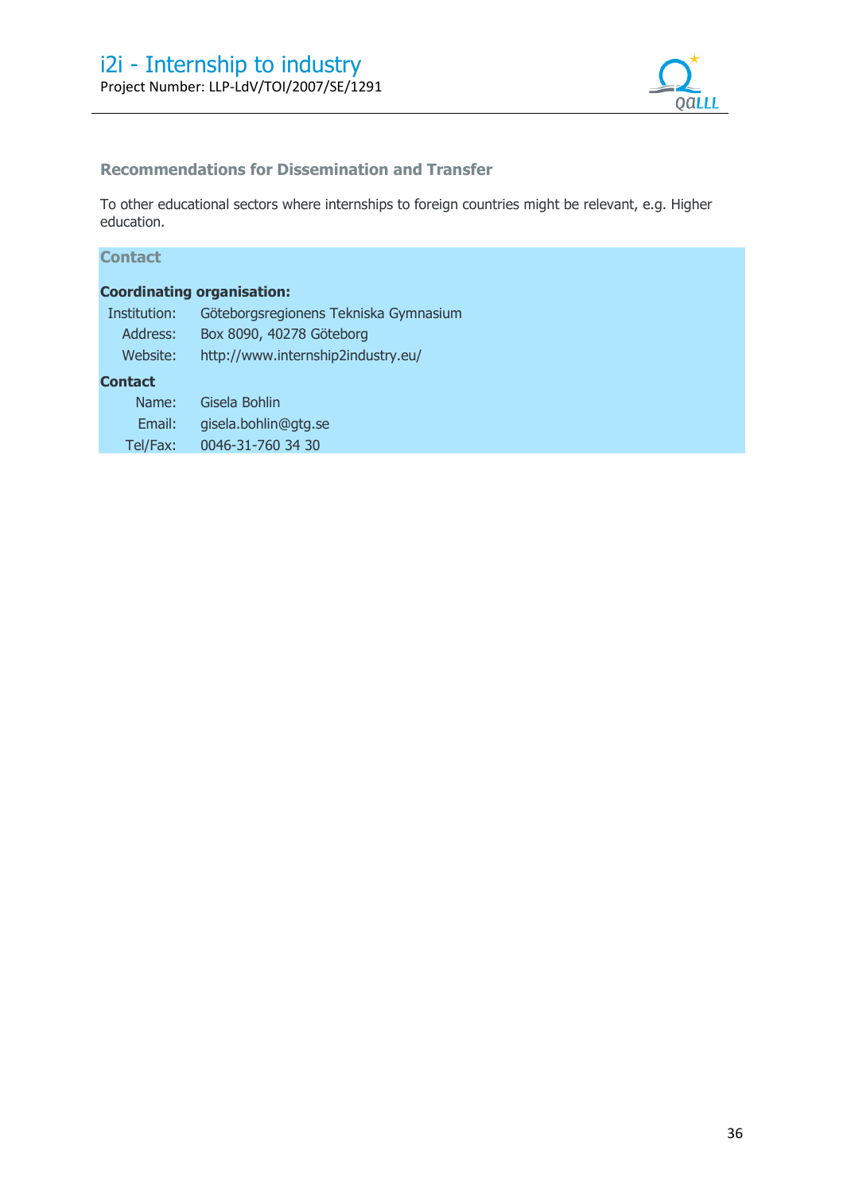### Recommendations for Dissemination and Transfer

To other educational sectors where internships to foreign countries might be relevant, e.g. Higher education.

### Contact

**Coordinating organisation:**

| | |
|---|---|
| Institution: | Göteborgsregionens Tekniska Gymnasium |
| Address: | Box 8090, 40278 Göteborg |
| Website: | http://www.internship2industry.eu/ |

**Contact**

| | |
|---|---|
| Name: | Gisela Bohlin |
| Email: | gisela.bohlin@gtg.se |
| Tel/Fax: | 0046-31-760 34 30 |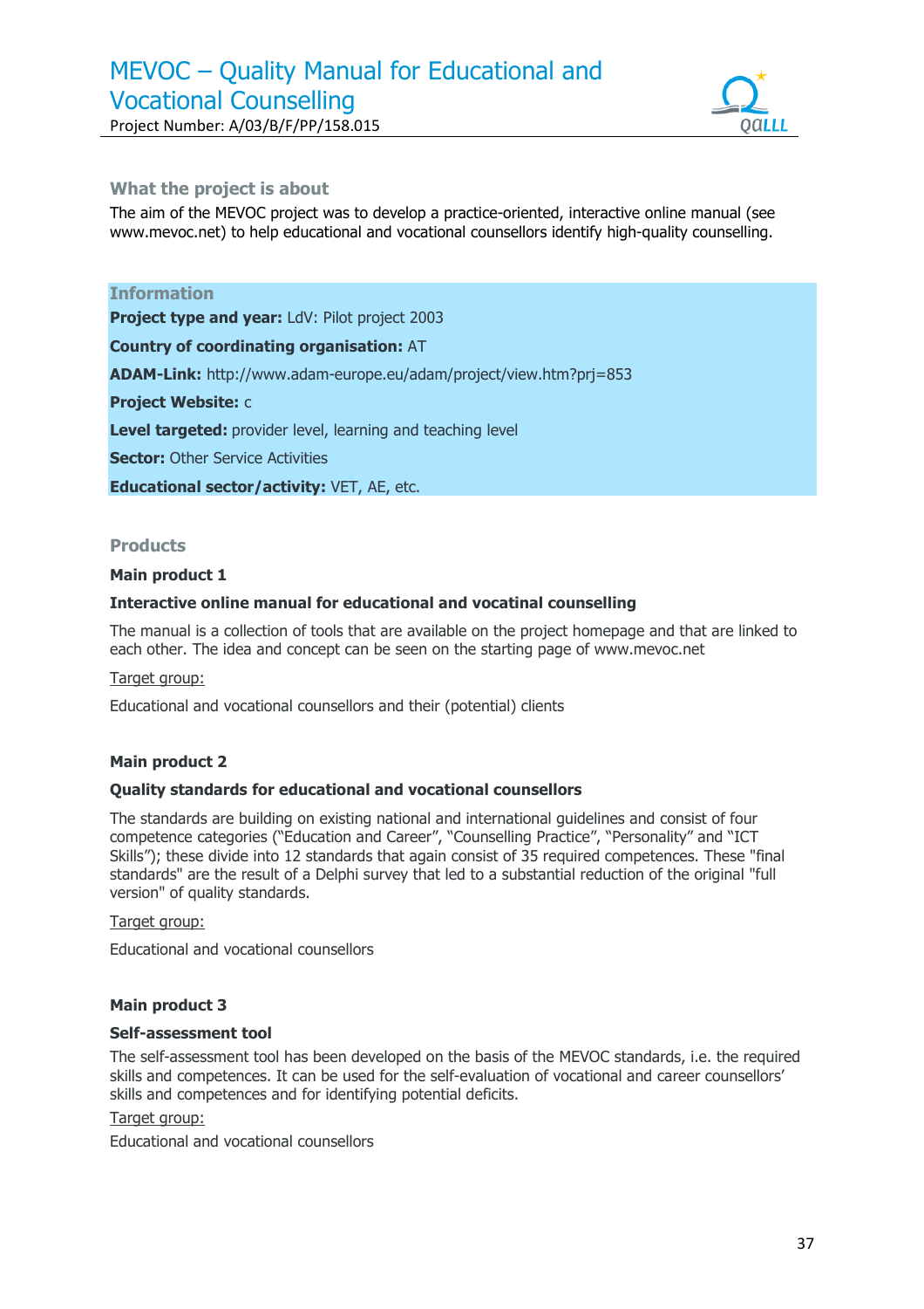# MEVOC – Quality Manual for Educational and Vocational Counselling

Project Number: A/03/B/F/PP/158.015

## What the project is about

The aim of the MEVOC project was to develop a practice-oriented, interactive online manual (see www.mevoc.net) to help educational and vocational counsellors identify high-quality counselling.

## Information

**Project type and year:** LdV: Pilot project 2003

**Country of coordinating organisation:** AT

**ADAM-Link:** http://www.adam-europe.eu/adam/project/view.htm?prj=853

**Project Website:** c

**Level targeted:** provider level, learning and teaching level

**Sector:** Other Service Activities

**Educational sector/activity:** VET, AE, etc.

## Products

### Main product 1

**Interactive online manual for educational and vocatinal counselling**

The manual is a collection of tools that are available on the project homepage and that are linked to each other. The idea and concept can be seen on the starting page of www.mevoc.net

Target group:

Educational and vocational counsellors and their (potential) clients

### Main product 2

**Quality standards for educational and vocational counsellors**

The standards are building on existing national and international guidelines and consist of four competence categories ("Education and Career", "Counselling Practice", "Personality" and "ICT Skills"); these divide into 12 standards that again consist of 35 required competences. These "final standards" are the result of a Delphi survey that led to a substantial reduction of the original "full version" of quality standards.

Target group:

Educational and vocational counsellors

### Main product 3

**Self-assessment tool**

The self-assessment tool has been developed on the basis of the MEVOC standards, i.e. the required skills and competences. It can be used for the self-evaluation of vocational and career counsellors' skills and competences and for identifying potential deficits.

Target group:

Educational and vocational counsellors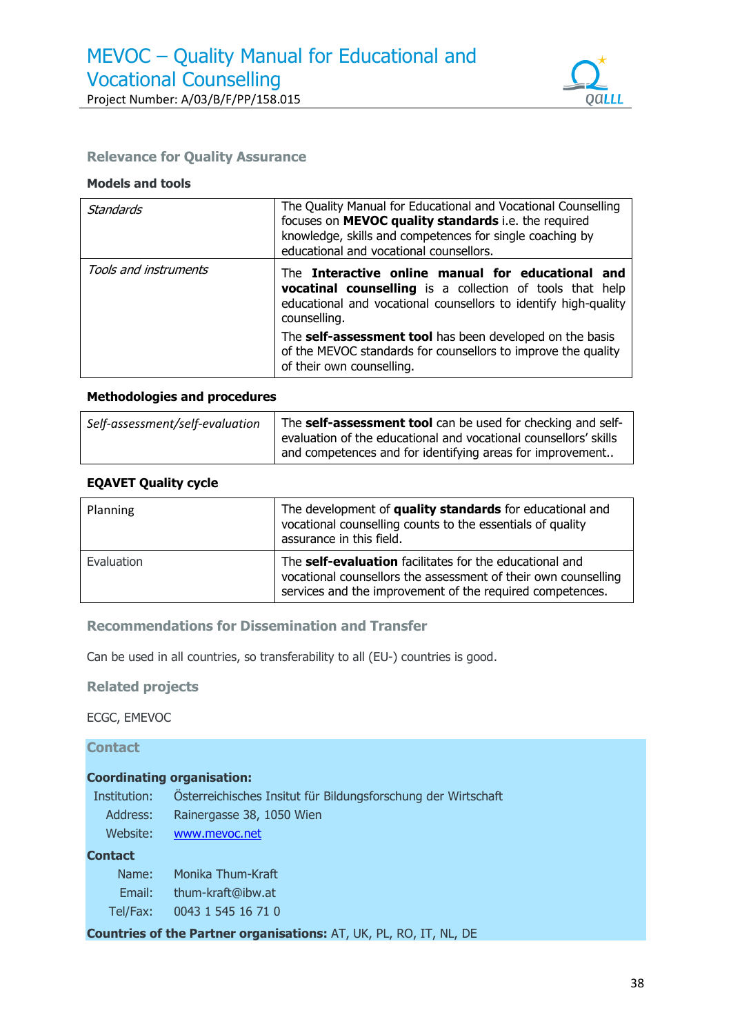## Relevance for Quality Assurance

### Models and tools

| | |
|---|---|
| *Standards* | The Quality Manual for Educational and Vocational Counselling focuses on **MEVOC quality standards** i.e. the required knowledge, skills and competences for single coaching by educational and vocational counsellors. |
| *Tools and instruments* | The **Interactive online manual for educational and vocatinal counselling** is a collection of tools that help educational and vocational counsellors to identify high-quality counselling.<br><br>The **self-assessment tool** has been developed on the basis of the MEVOC standards for counsellors to improve the quality of their own counselling. |

### Methodologies and procedures

| | |
|---|---|
| *Self-assessment/self-evaluation* | The **self-assessment tool** can be used for checking and self-evaluation of the educational and vocational counsellors' skills and competences and for identifying areas for improvement.. |

### EQAVET Quality cycle

| | |
|---|---|
| Planning | The development of **quality standards** for educational and vocational counselling counts to the essentials of quality assurance in this field. |
| Evaluation | The **self-evaluation** facilitates for the educational and vocational counsellors the assessment of their own counselling services and the improvement of the required competences. |

## Recommendations for Dissemination and Transfer

Can be used in all countries, so transferability to all (EU-) countries is good.

## Related projects

ECGC, EMEVOC

## Contact

**Coordinating organisation:**

Institution: Österreichisches Insitut für Bildungsforschung der Wirtschaft
Address: Rainergasse 38, 1050 Wien
Website: [www.mevoc.net](www.mevoc.net)

**Contact**

Name: Monika Thum-Kraft
Email: thum-kraft@ibw.at
Tel/Fax: 0043 1 545 16 71 0

**Countries of the Partner organisations:** AT, UK, PL, RO, IT, NL, DE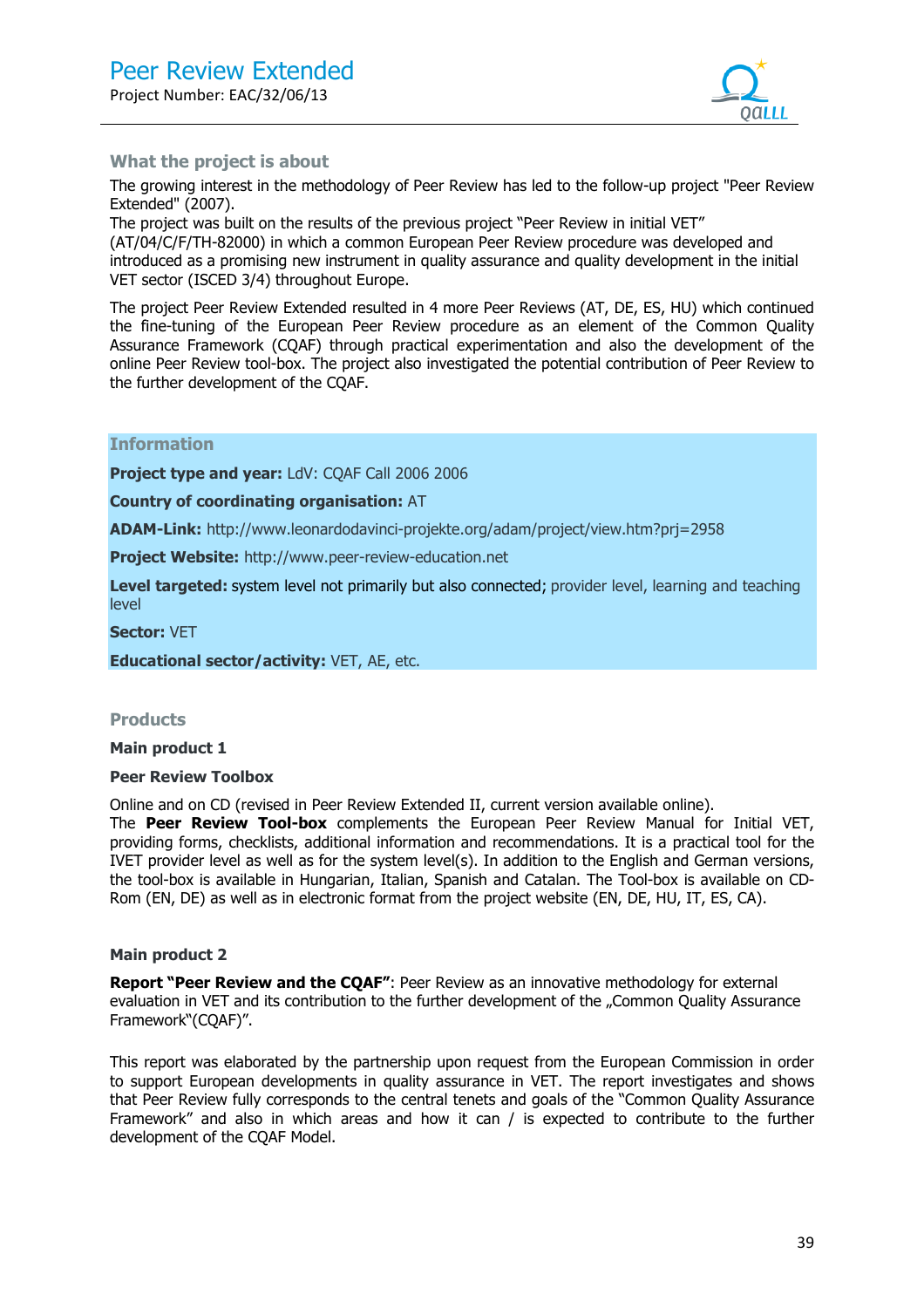# Peer Review Extended

Project Number: EAC/32/06/13

## What the project is about

The growing interest in the methodology of Peer Review has led to the follow-up project "Peer Review Extended" (2007).
The project was built on the results of the previous project "Peer Review in initial VET" (AT/04/C/F/TH-82000) in which a common European Peer Review procedure was developed and introduced as a promising new instrument in quality assurance and quality development in the initial VET sector (ISCED 3/4) throughout Europe.

The project Peer Review Extended resulted in 4 more Peer Reviews (AT, DE, ES, HU) which continued the fine-tuning of the European Peer Review procedure as an element of the Common Quality Assurance Framework (CQAF) through practical experimentation and also the development of the online Peer Review tool-box. The project also investigated the potential contribution of Peer Review to the further development of the CQAF.

## Information

**Project type and year:** LdV: CQAF Call 2006 2006

**Country of coordinating organisation:** AT

**ADAM-Link:** http://www.leonardodavinci-projekte.org/adam/project/view.htm?prj=2958

**Project Website:** http://www.peer-review-education.net

**Level targeted:** system level not primarily but also connected; provider level, learning and teaching level

**Sector:** VET

**Educational sector/activity:** VET, AE, etc.

## Products

**Main product 1**

**Peer Review Toolbox**

Online and on CD (revised in Peer Review Extended II, current version available online).
The **Peer Review Tool-box** complements the European Peer Review Manual for Initial VET, providing forms, checklists, additional information and recommendations. It is a practical tool for the IVET provider level as well as for the system level(s). In addition to the English and German versions, the tool-box is available in Hungarian, Italian, Spanish and Catalan. The Tool-box is available on CD-Rom (EN, DE) as well as in electronic format from the project website (EN, DE, HU, IT, ES, CA).

**Main product 2**

**Report "Peer Review and the CQAF"**: Peer Review as an innovative methodology for external evaluation in VET and its contribution to the further development of the „Common Quality Assurance Framework"(CQAF)".

This report was elaborated by the partnership upon request from the European Commission in order to support European developments in quality assurance in VET. The report investigates and shows that Peer Review fully corresponds to the central tenets and goals of the "Common Quality Assurance Framework" and also in which areas and how it can / is expected to contribute to the further development of the CQAF Model.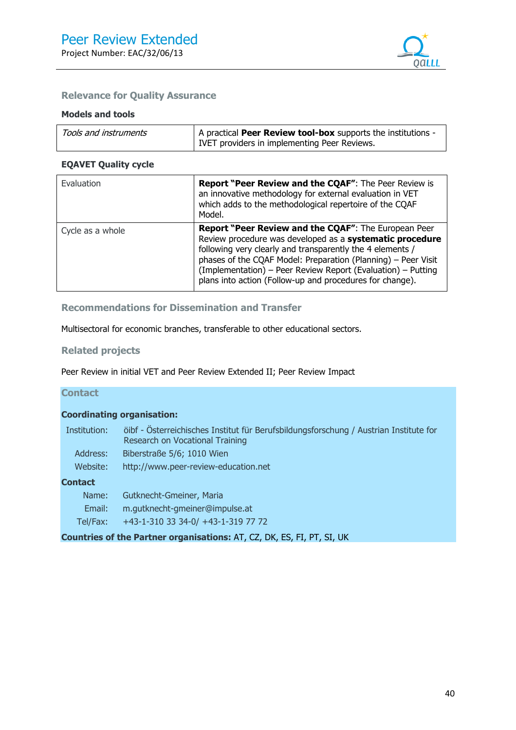## Relevance for Quality Assurance

### Models and tools

| | |
|---|---|
| *Tools and instruments* | A practical **Peer Review tool-box** supports the institutions - IVET providers in implementing Peer Reviews. |

### EQAVET Quality cycle

| | |
|---|---|
| Evaluation | **Report "Peer Review and the CQAF"**: The Peer Review is an innovative methodology for external evaluation in VET which adds to the methodological repertoire of the CQAF Model. |
| Cycle as a whole | **Report "Peer Review and the CQAF"**: The European Peer Review procedure was developed as a **systematic procedure** following very clearly and transparently the 4 elements / phases of the CQAF Model: Preparation (Planning) – Peer Visit (Implementation) – Peer Review Report (Evaluation) – Putting plans into action (Follow-up and procedures for change). |

## Recommendations for Dissemination and Transfer

Multisectoral for economic branches, transferable to other educational sectors.

## Related projects

Peer Review in initial VET and Peer Review Extended II; Peer Review Impact

## Contact

**Coordinating organisation:**

Institution: öibf - Österreichisches Institut für Berufsbildungsforschung / Austrian Institute for Research on Vocational Training

Address: Biberstraße 5/6; 1010 Wien

Website: http://www.peer-review-education.net

**Contact**

Name: Gutknecht-Gmeiner, Maria

Email: m.gutknecht-gmeiner@impulse.at

Tel/Fax: +43-1-310 33 34-0/ +43-1-319 77 72

**Countries of the Partner organisations:** AT, CZ, DK, ES, FI, PT, SI, UK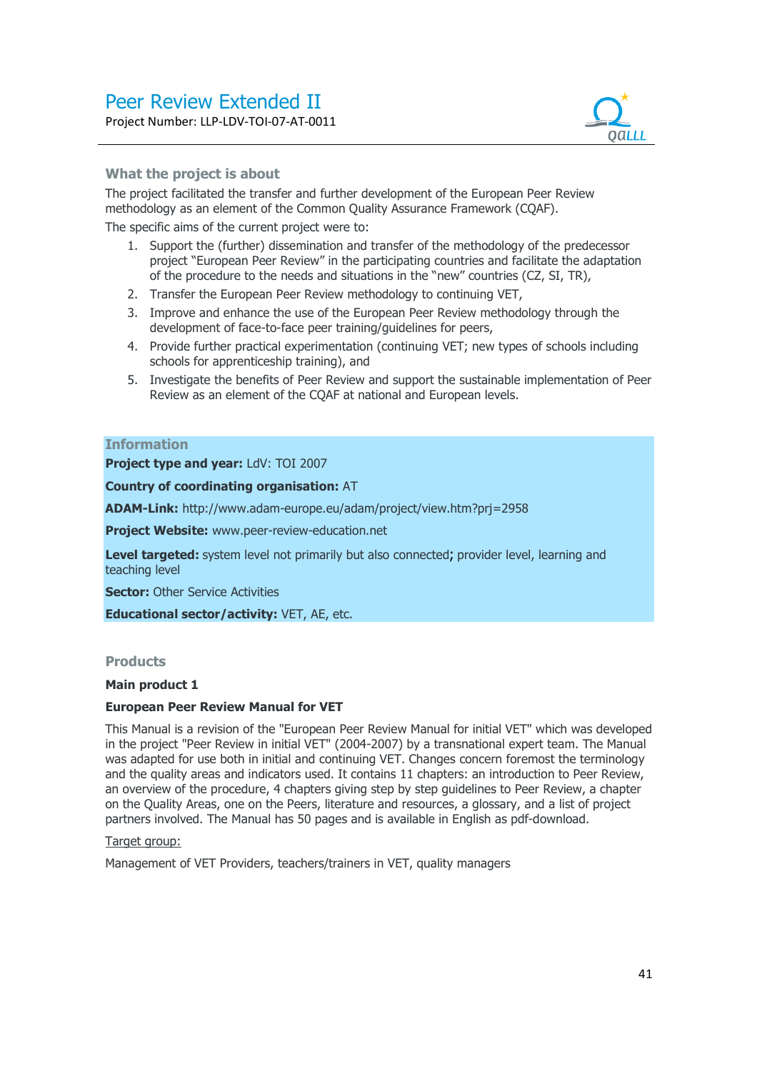# Peer Review Extended II

Project Number: LLP-LDV-TOI-07-AT-0011

## What the project is about

The project facilitated the transfer and further development of the European Peer Review methodology as an element of the Common Quality Assurance Framework (CQAF).

The specific aims of the current project were to:

1. Support the (further) dissemination and transfer of the methodology of the predecessor project "European Peer Review" in the participating countries and facilitate the adaptation of the procedure to the needs and situations in the "new" countries (CZ, SI, TR),
2. Transfer the European Peer Review methodology to continuing VET,
3. Improve and enhance the use of the European Peer Review methodology through the development of face-to-face peer training/guidelines for peers,
4. Provide further practical experimentation (continuing VET; new types of schools including schools for apprenticeship training), and
5. Investigate the benefits of Peer Review and support the sustainable implementation of Peer Review as an element of the CQAF at national and European levels.

## Information

**Project type and year:** LdV: TOI 2007

**Country of coordinating organisation:** AT

**ADAM-Link:** http://www.adam-europe.eu/adam/project/view.htm?prj=2958

**Project Website:** www.peer-review-education.net

**Level targeted:** system level not primarily but also connected**;** provider level, learning and teaching level

**Sector:** Other Service Activities

**Educational sector/activity:** VET, AE, etc.

## Products

**Main product 1**

**European Peer Review Manual for VET**

This Manual is a revision of the "European Peer Review Manual for initial VET" which was developed in the project "Peer Review in initial VET" (2004-2007) by a transnational expert team. The Manual was adapted for use both in initial and continuing VET. Changes concern foremost the terminology and the quality areas and indicators used. It contains 11 chapters: an introduction to Peer Review, an overview of the procedure, 4 chapters giving step by step guidelines to Peer Review, a chapter on the Quality Areas, one on the Peers, literature and resources, a glossary, and a list of project partners involved. The Manual has 50 pages and is available in English as pdf-download.

Target group:

Management of VET Providers, teachers/trainers in VET, quality managers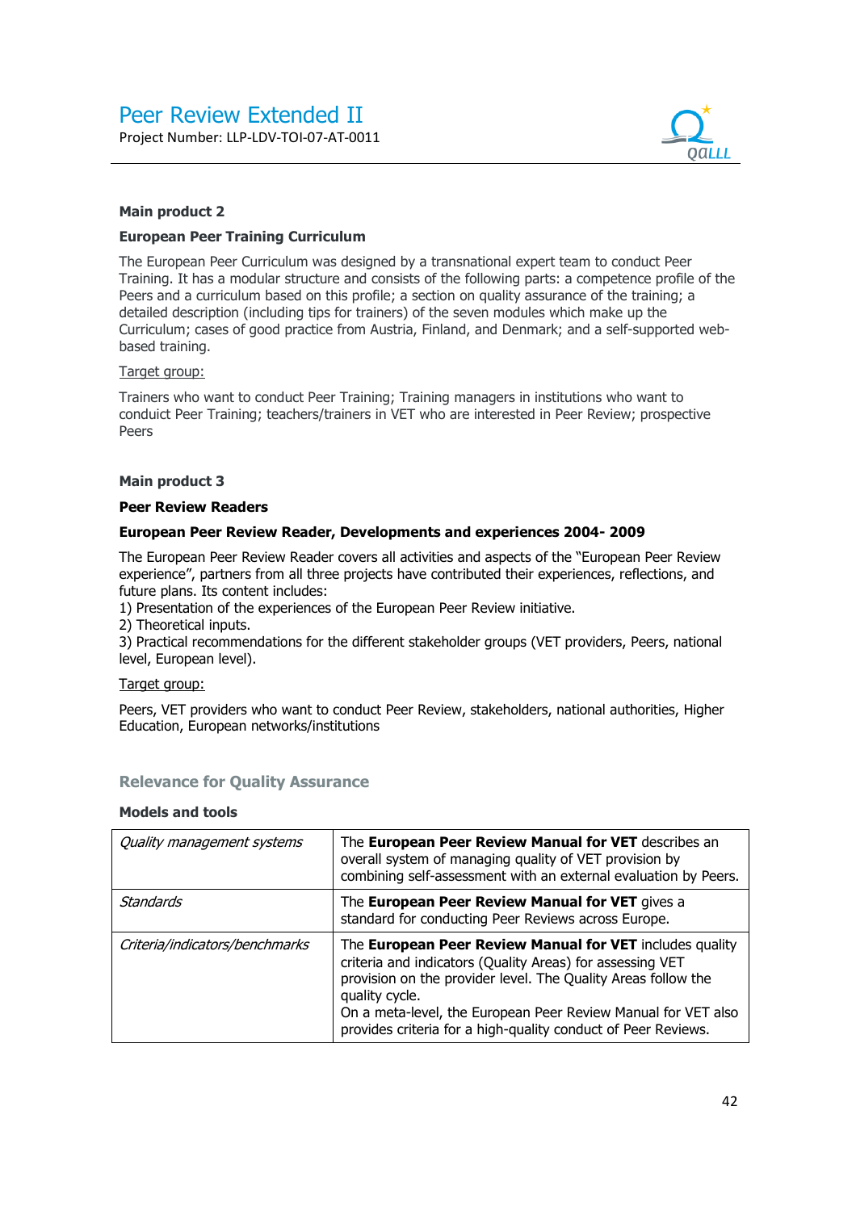**Main product 2**

**European Peer Training Curriculum**

The European Peer Curriculum was designed by a transnational expert team to conduct Peer Training. It has a modular structure and consists of the following parts: a competence profile of the Peers and a curriculum based on this profile; a section on quality assurance of the training; a detailed description (including tips for trainers) of the seven modules which make up the Curriculum; cases of good practice from Austria, Finland, and Denmark; and a self-supported web-based training.

Target group:

Trainers who want to conduct Peer Training; Training managers in institutions who want to conduict Peer Training; teachers/trainers in VET who are interested in Peer Review; prospective Peers

**Main product 3**

**Peer Review Readers**

**European Peer Review Reader, Developments and experiences 2004- 2009**

The European Peer Review Reader covers all activities and aspects of the "European Peer Review experience", partners from all three projects have contributed their experiences, reflections, and future plans. Its content includes:
1) Presentation of the experiences of the European Peer Review initiative.
2) Theoretical inputs.
3) Practical recommendations for the different stakeholder groups (VET providers, Peers, national level, European level).

Target group:

Peers, VET providers who want to conduct Peer Review, stakeholders, national authorities, Higher Education, European networks/institutions

## Relevance for Quality Assurance

**Models and tools**

| | |
|---|---|
| *Quality management systems* | The **European Peer Review Manual for VET** describes an overall system of managing quality of VET provision by combining self-assessment with an external evaluation by Peers. |
| *Standards* | The **European Peer Review Manual for VET** gives a standard for conducting Peer Reviews across Europe. |
| *Criteria/indicators/benchmarks* | The **European Peer Review Manual for VET** includes quality criteria and indicators (Quality Areas) for assessing VET provision on the provider level. The Quality Areas follow the quality cycle.<br>On a meta-level, the European Peer Review Manual for VET also provides criteria for a high-quality conduct of Peer Reviews. |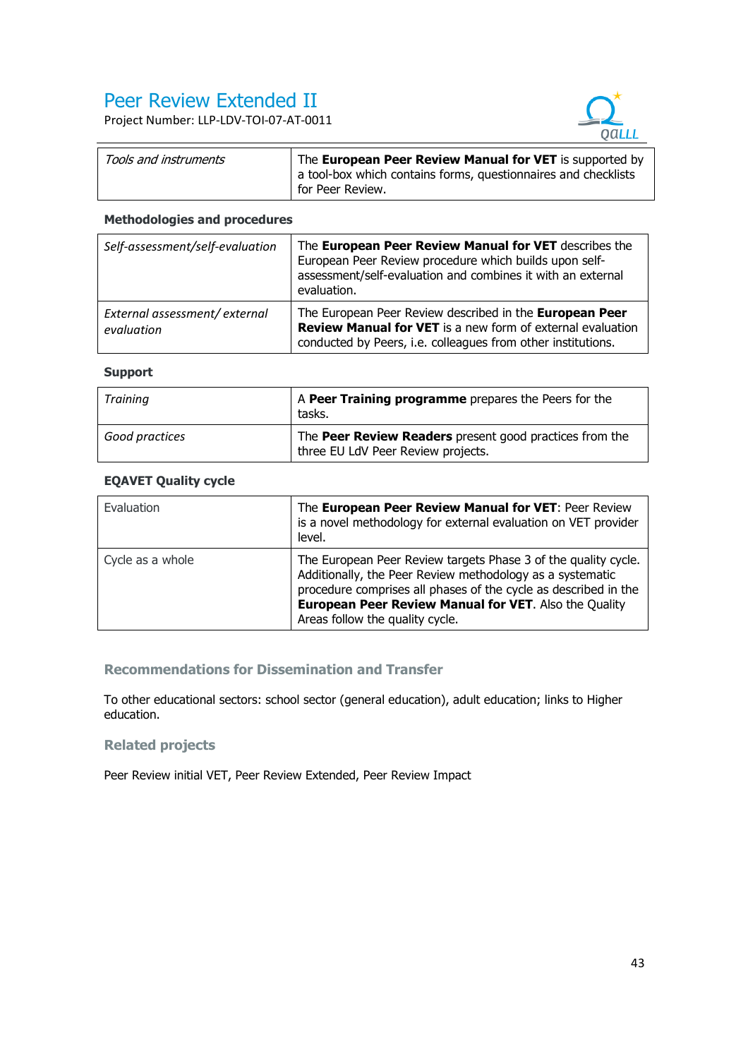| | |
|---|---|
| *Tools and instruments* | The **European Peer Review Manual for VET** is supported by a tool-box which contains forms, questionnaires and checklists for Peer Review. |

**Methodologies and procedures**

| | |
|---|---|
| *Self-assessment/self-evaluation* | The **European Peer Review Manual for VET** describes the European Peer Review procedure which builds upon self-assessment/self-evaluation and combines it with an external evaluation. |
| *External assessment/ external evaluation* | The European Peer Review described in the **European Peer Review Manual for VET** is a new form of external evaluation conducted by Peers, i.e. colleagues from other institutions. |

**Support**

| | |
|---|---|
| *Training* | A **Peer Training programme** prepares the Peers for the tasks. |
| *Good practices* | The **Peer Review Readers** present good practices from the three EU LdV Peer Review projects. |

**EQAVET Quality cycle**

| | |
|---|---|
| Evaluation | The **European Peer Review Manual for VET**: Peer Review is a novel methodology for external evaluation on VET provider level. |
| Cycle as a whole | The European Peer Review targets Phase 3 of the quality cycle. Additionally, the Peer Review methodology as a systematic procedure comprises all phases of the cycle as described in the **European Peer Review Manual for VET**. Also the Quality Areas follow the quality cycle. |

### Recommendations for Dissemination and Transfer

To other educational sectors: school sector (general education), adult education; links to Higher education.

### Related projects

Peer Review initial VET, Peer Review Extended, Peer Review Impact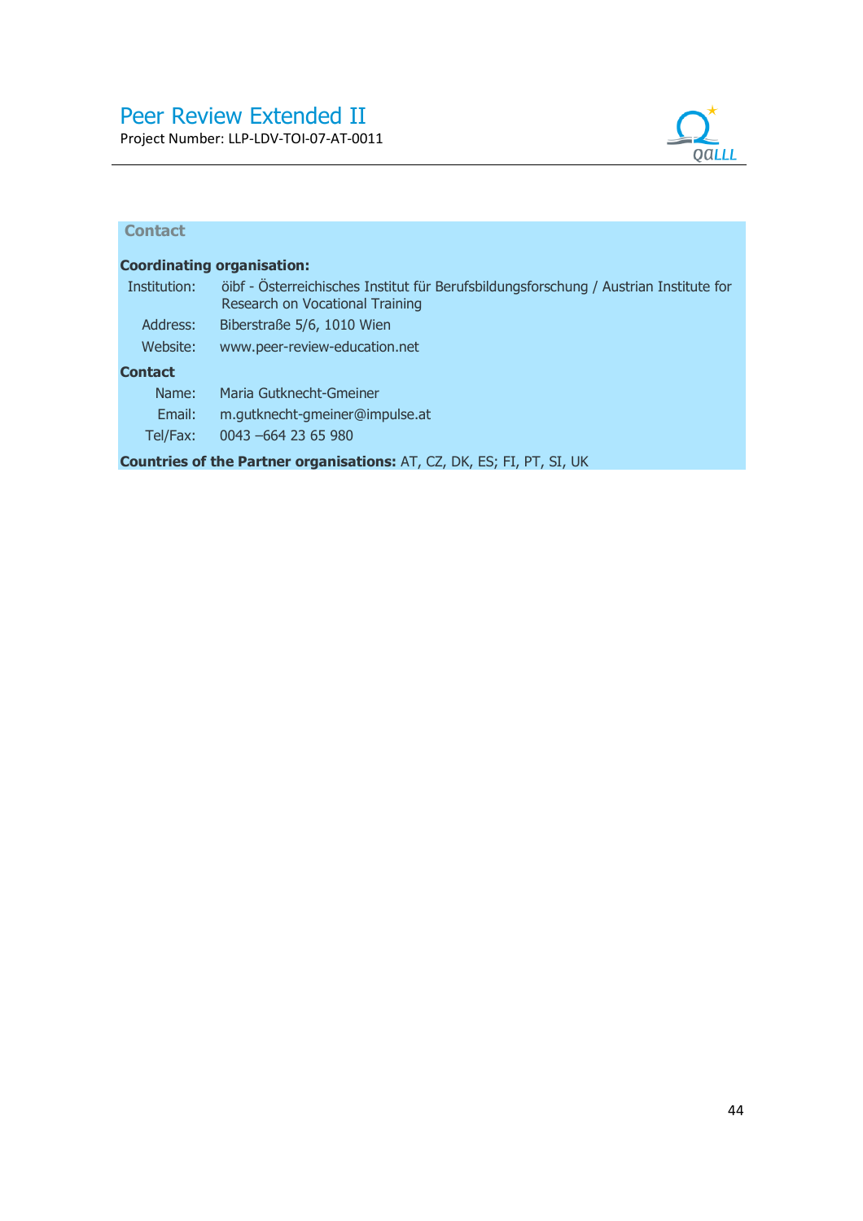## Contact

**Coordinating organisation:**

| | |
|---|---|
| Institution: | öibf - Österreichisches Institut für Berufsbildungsforschung / Austrian Institute for Research on Vocational Training |
| Address: | Biberstraße 5/6, 1010 Wien |
| Website: | www.peer-review-education.net |

**Contact**

| | |
|---|---|
| Name: | Maria Gutknecht-Gmeiner |
| Email: | m.gutknecht-gmeiner@impulse.at |
| Tel/Fax: | 0043 –664 23 65 980 |

**Countries of the Partner organisations:** AT, CZ, DK, ES; FI, PT, SI, UK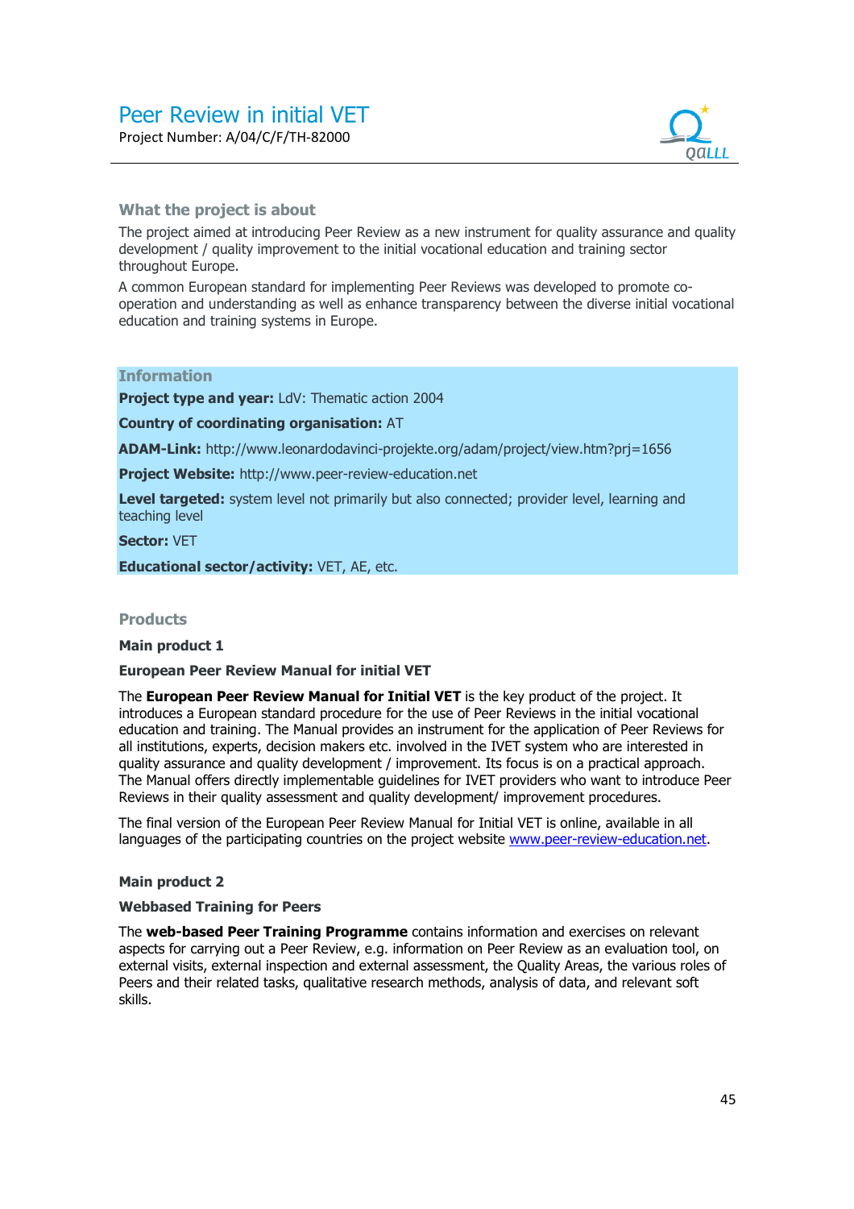# Peer Review in initial VET

Project Number: A/04/C/F/TH-82000

## What the project is about

The project aimed at introducing Peer Review as a new instrument for quality assurance and quality development / quality improvement to the initial vocational education and training sector throughout Europe.

A common European standard for implementing Peer Reviews was developed to promote co-operation and understanding as well as enhance transparency between the diverse initial vocational education and training systems in Europe.

## Information

**Project type and year:** LdV: Thematic action 2004

**Country of coordinating organisation:** AT

**ADAM-Link:** http://www.leonardodavinci-projekte.org/adam/project/view.htm?prj=1656

**Project Website:** http://www.peer-review-education.net

**Level targeted:** system level not primarily but also connected; provider level, learning and teaching level

**Sector:** VET

**Educational sector/activity:** VET, AE, etc.

## Products

**Main product 1**

**European Peer Review Manual for initial VET**

The **European Peer Review Manual for Initial VET** is the key product of the project. It introduces a European standard procedure for the use of Peer Reviews in the initial vocational education and training. The Manual provides an instrument for the application of Peer Reviews for all institutions, experts, decision makers etc. involved in the IVET system who are interested in quality assurance and quality development / improvement. Its focus is on a practical approach. The Manual offers directly implementable guidelines for IVET providers who want to introduce Peer Reviews in their quality assessment and quality development/ improvement procedures.

The final version of the European Peer Review Manual for Initial VET is online, available in all languages of the participating countries on the project website www.peer-review-education.net.

**Main product 2**

**Webbased Training for Peers**

The **web-based Peer Training Programme** contains information and exercises on relevant aspects for carrying out a Peer Review, e.g. information on Peer Review as an evaluation tool, on external visits, external inspection and external assessment, the Quality Areas, the various roles of Peers and their related tasks, qualitative research methods, analysis of data, and relevant soft skills.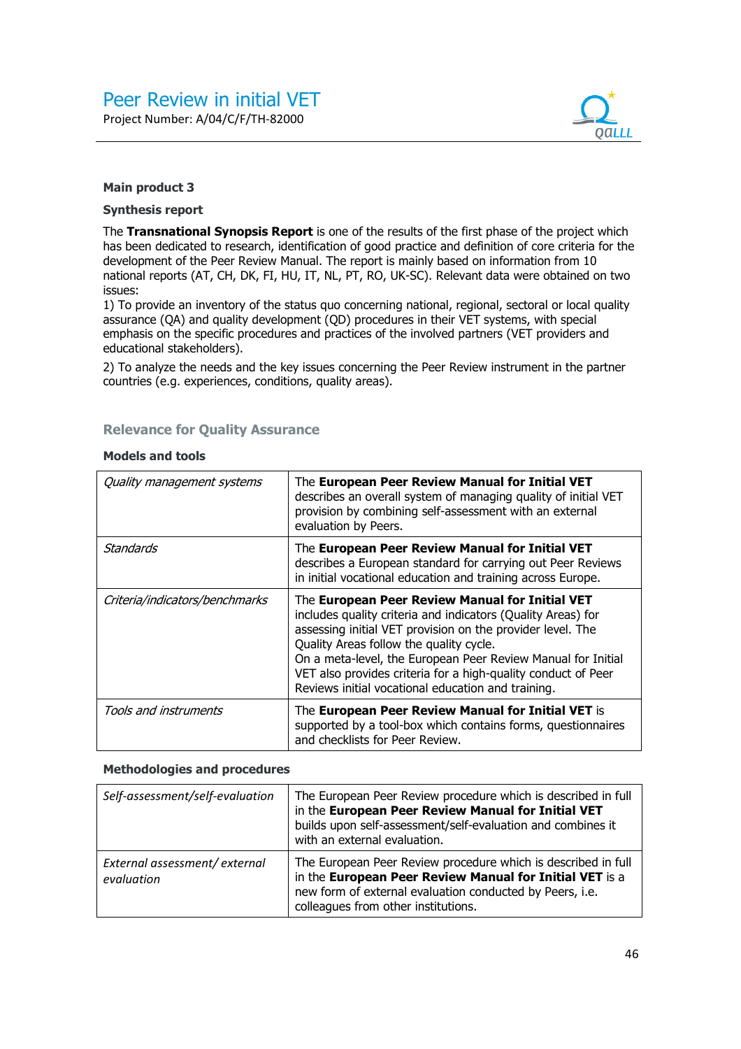**Main product 3**

**Synthesis report**

The **Transnational Synopsis Report** is one of the results of the first phase of the project which has been dedicated to research, identification of good practice and definition of core criteria for the development of the Peer Review Manual. The report is mainly based on information from 10 national reports (AT, CH, DK, FI, HU, IT, NL, PT, RO, UK-SC). Relevant data were obtained on two issues:
1) To provide an inventory of the status quo concerning national, regional, sectoral or local quality assurance (QA) and quality development (QD) procedures in their VET systems, with special emphasis on the specific procedures and practices of the involved partners (VET providers and educational stakeholders).

2) To analyze the needs and the key issues concerning the Peer Review instrument in the partner countries (e.g. experiences, conditions, quality areas).

## Relevance for Quality Assurance

**Models and tools**

| | |
|---|---|
| *Quality management systems* | The **European Peer Review Manual for Initial VET** describes an overall system of managing quality of initial VET provision by combining self-assessment with an external evaluation by Peers. |
| *Standards* | The **European Peer Review Manual for Initial VET** describes a European standard for carrying out Peer Reviews in initial vocational education and training across Europe. |
| *Criteria/indicators/benchmarks* | The **European Peer Review Manual for Initial VET** includes quality criteria and indicators (Quality Areas) for assessing initial VET provision on the provider level. The Quality Areas follow the quality cycle.<br>On a meta-level, the European Peer Review Manual for Initial VET also provides criteria for a high-quality conduct of Peer Reviews initial vocational education and training. |
| *Tools and instruments* | The **European Peer Review Manual for Initial VET** is supported by a tool-box which contains forms, questionnaires and checklists for Peer Review. |

**Methodologies and procedures**

| | |
|---|---|
| *Self-assessment/self-evaluation* | The European Peer Review procedure which is described in full in the **European Peer Review Manual for Initial VET** builds upon self-assessment/self-evaluation and combines it with an external evaluation. |
| *External assessment/ external evaluation* | The European Peer Review procedure which is described in full in the **European Peer Review Manual for Initial VET** is a new form of external evaluation conducted by Peers, i.e. colleagues from other institutions. |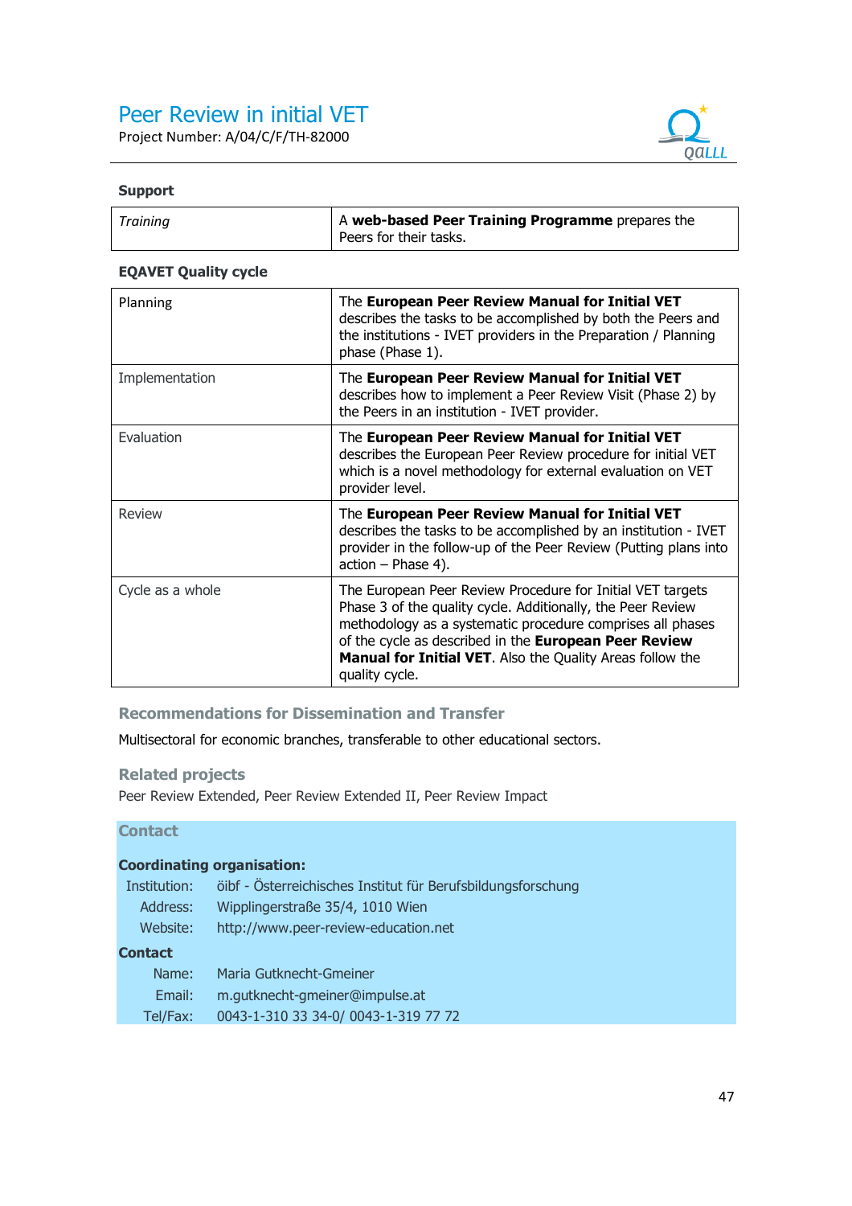# Peer Review in initial VET

Project Number: A/04/C/F/TH-82000

**Support**

| | |
|---|---|
| *Training* | A **web-based Peer Training Programme** prepares the Peers for their tasks. |

**EQAVET Quality cycle**

| | |
|---|---|
| Planning | The **European Peer Review Manual for Initial VET** describes the tasks to be accomplished by both the Peers and the institutions - IVET providers in the Preparation / Planning phase (Phase 1). |
| Implementation | The **European Peer Review Manual for Initial VET** describes how to implement a Peer Review Visit (Phase 2) by the Peers in an institution - IVET provider. |
| Evaluation | The **European Peer Review Manual for Initial VET** describes the European Peer Review procedure for initial VET which is a novel methodology for external evaluation on VET provider level. |
| Review | The **European Peer Review Manual for Initial VET** describes the tasks to be accomplished by an institution - IVET provider in the follow-up of the Peer Review (Putting plans into action – Phase 4). |
| Cycle as a whole | The European Peer Review Procedure for Initial VET targets Phase 3 of the quality cycle. Additionally, the Peer Review methodology as a systematic procedure comprises all phases of the cycle as described in the **European Peer Review Manual for Initial VET**. Also the Quality Areas follow the quality cycle. |

## Recommendations for Dissemination and Transfer

Multisectoral for economic branches, transferable to other educational sectors.

## Related projects

Peer Review Extended, Peer Review Extended II, Peer Review Impact

## Contact

**Coordinating organisation:**

Institution: öibf - Österreichisches Institut für Berufsbildungsforschung
Address: Wipplingerstraße 35/4, 1010 Wien
Website: http://www.peer-review-education.net

**Contact**

Name: Maria Gutknecht-Gmeiner
Email: m.gutknecht-gmeiner@impulse.at
Tel/Fax: 0043-1-310 33 34-0/ 0043-1-319 77 72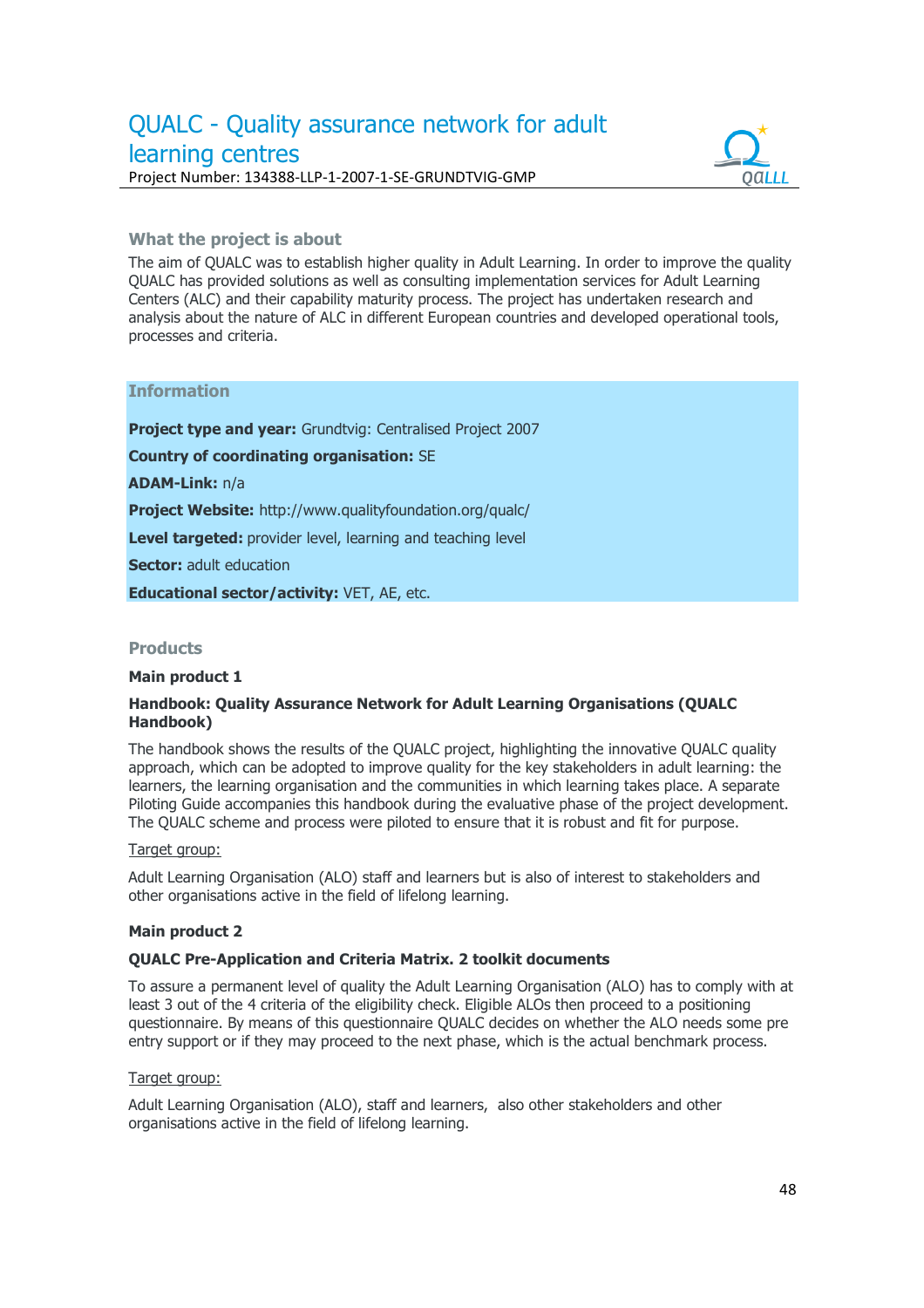# QUALC - Quality assurance network for adult learning centres

Project Number: 134388-LLP-1-2007-1-SE-GRUNDTVIG-GMP

## What the project is about

The aim of QUALC was to establish higher quality in Adult Learning. In order to improve the quality QUALC has provided solutions as well as consulting implementation services for Adult Learning Centers (ALC) and their capability maturity process. The project has undertaken research and analysis about the nature of ALC in different European countries and developed operational tools, processes and criteria.

## Information

**Project type and year:** Grundtvig: Centralised Project 2007

**Country of coordinating organisation:** SE

**ADAM-Link:** n/a

**Project Website:** http://www.qualityfoundation.org/qualc/

**Level targeted:** provider level, learning and teaching level

**Sector:** adult education

**Educational sector/activity:** VET, AE, etc.

## Products

### Main product 1

**Handbook: Quality Assurance Network for Adult Learning Organisations (QUALC Handbook)**

The handbook shows the results of the QUALC project, highlighting the innovative QUALC quality approach, which can be adopted to improve quality for the key stakeholders in adult learning: the learners, the learning organisation and the communities in which learning takes place. A separate Piloting Guide accompanies this handbook during the evaluative phase of the project development. The QUALC scheme and process were piloted to ensure that it is robust and fit for purpose.

Target group:

Adult Learning Organisation (ALO) staff and learners but is also of interest to stakeholders and other organisations active in the field of lifelong learning.

### Main product 2

**QUALC Pre-Application and Criteria Matrix. 2 toolkit documents**

To assure a permanent level of quality the Adult Learning Organisation (ALO) has to comply with at least 3 out of the 4 criteria of the eligibility check. Eligible ALOs then proceed to a positioning questionnaire. By means of this questionnaire QUALC decides on whether the ALO needs some pre entry support or if they may proceed to the next phase, which is the actual benchmark process.

Target group:

Adult Learning Organisation (ALO), staff and learners, also other stakeholders and other organisations active in the field of lifelong learning.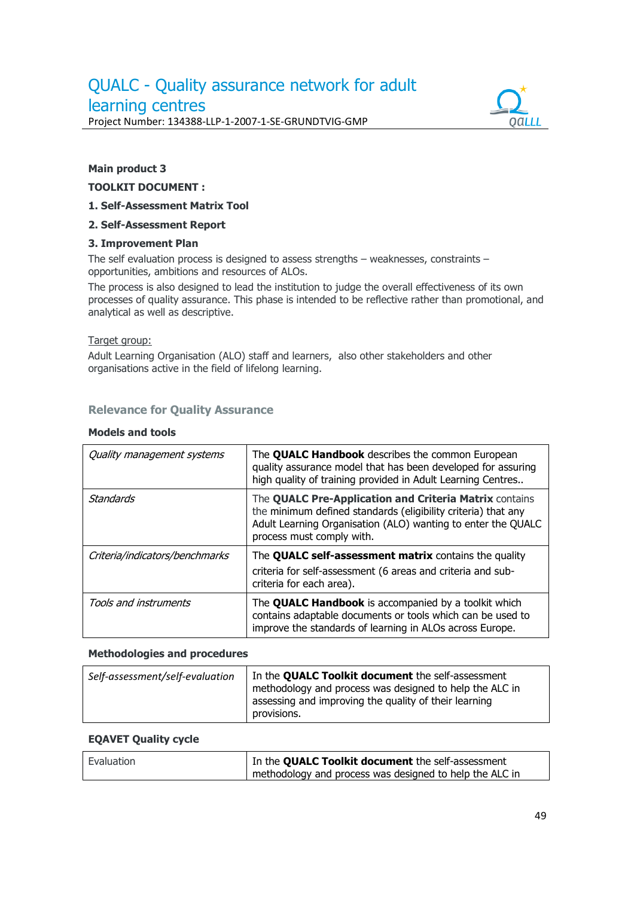**Main product 3**

**TOOLKIT DOCUMENT :**

**1. Self-Assessment Matrix Tool**

**2. Self-Assessment Report**

**3. Improvement Plan**

The self evaluation process is designed to assess strengths – weaknesses, constraints – opportunities, ambitions and resources of ALOs.

The process is also designed to lead the institution to judge the overall effectiveness of its own processes of quality assurance. This phase is intended to be reflective rather than promotional, and analytical as well as descriptive.

Target group:

Adult Learning Organisation (ALO) staff and learners, also other stakeholders and other organisations active in the field of lifelong learning.

## Relevance for Quality Assurance

**Models and tools**

| | |
|---|---|
| *Quality management systems* | The **QUALC Handbook** describes the common European quality assurance model that has been developed for assuring high quality of training provided in Adult Learning Centres.. |
| *Standards* | The **QUALC Pre-Application and Criteria Matrix** contains the minimum defined standards (eligibility criteria) that any Adult Learning Organisation (ALO) wanting to enter the QUALC process must comply with. |
| *Criteria/indicators/benchmarks* | The **QUALC self-assessment matrix** contains the quality criteria for self-assessment (6 areas and criteria and sub-criteria for each area). |
| *Tools and instruments* | The **QUALC Handbook** is accompanied by a toolkit which contains adaptable documents or tools which can be used to improve the standards of learning in ALOs across Europe. |

**Methodologies and procedures**

| | |
|---|---|
| *Self-assessment/self-evaluation* | In the **QUALC Toolkit document** the self-assessment methodology and process was designed to help the ALC in assessing and improving the quality of their learning provisions. |

**EQAVET Quality cycle**

| | |
|---|---|
| Evaluation | In the **QUALC Toolkit document** the self-assessment methodology and process was designed to help the ALC in |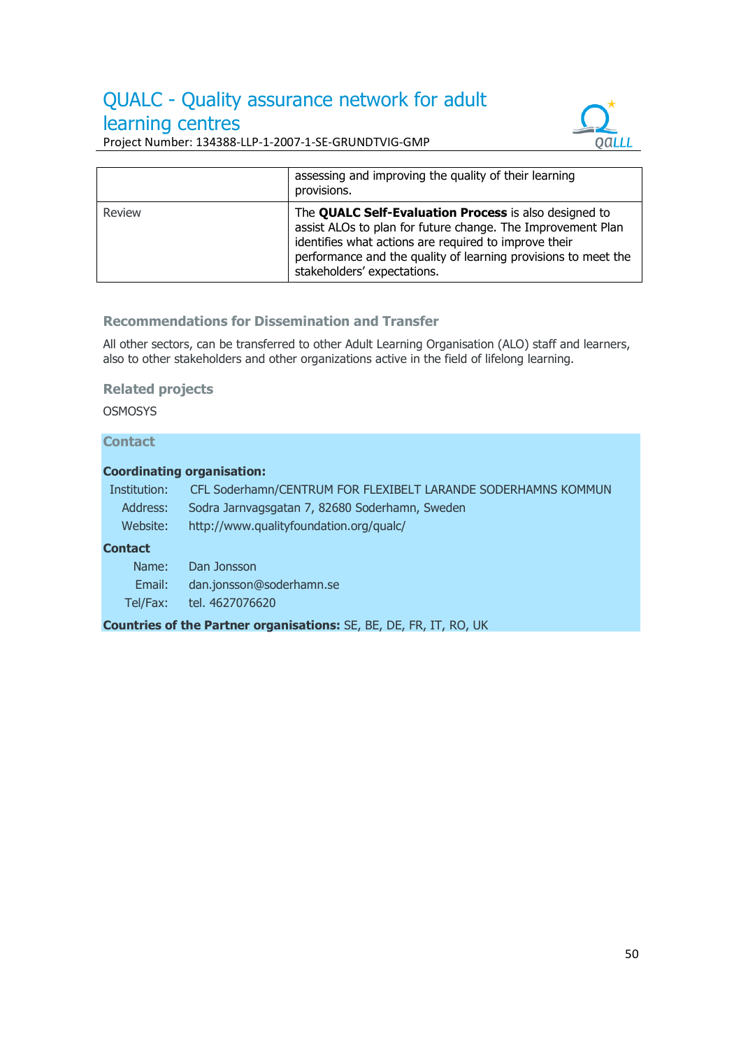| | |
|---|---|
| | assessing and improving the quality of their learning provisions. |
| Review | The **QUALC Self-Evaluation Process** is also designed to assist ALOs to plan for future change. The Improvement Plan identifies what actions are required to improve their performance and the quality of learning provisions to meet the stakeholders' expectations. |

### Recommendations for Dissemination and Transfer

All other sectors, can be transferred to other Adult Learning Organisation (ALO) staff and learners, also to other stakeholders and other organizations active in the field of lifelong learning.

### Related projects

OSMOSYS

### Contact

**Coordinating organisation:**

Institution: CFL Soderhamn/CENTRUM FOR FLEXIBELT LARANDE SODERHAMNS KOMMUN
Address: Sodra Jarnvagsgatan 7, 82680 Soderhamn, Sweden
Website: http://www.qualityfoundation.org/qualc/

**Contact**

Name: Dan Jonsson
Email: dan.jonsson@soderhamn.se
Tel/Fax: tel. 4627076620

**Countries of the Partner organisations:** SE, BE, DE, FR, IT, RO, UK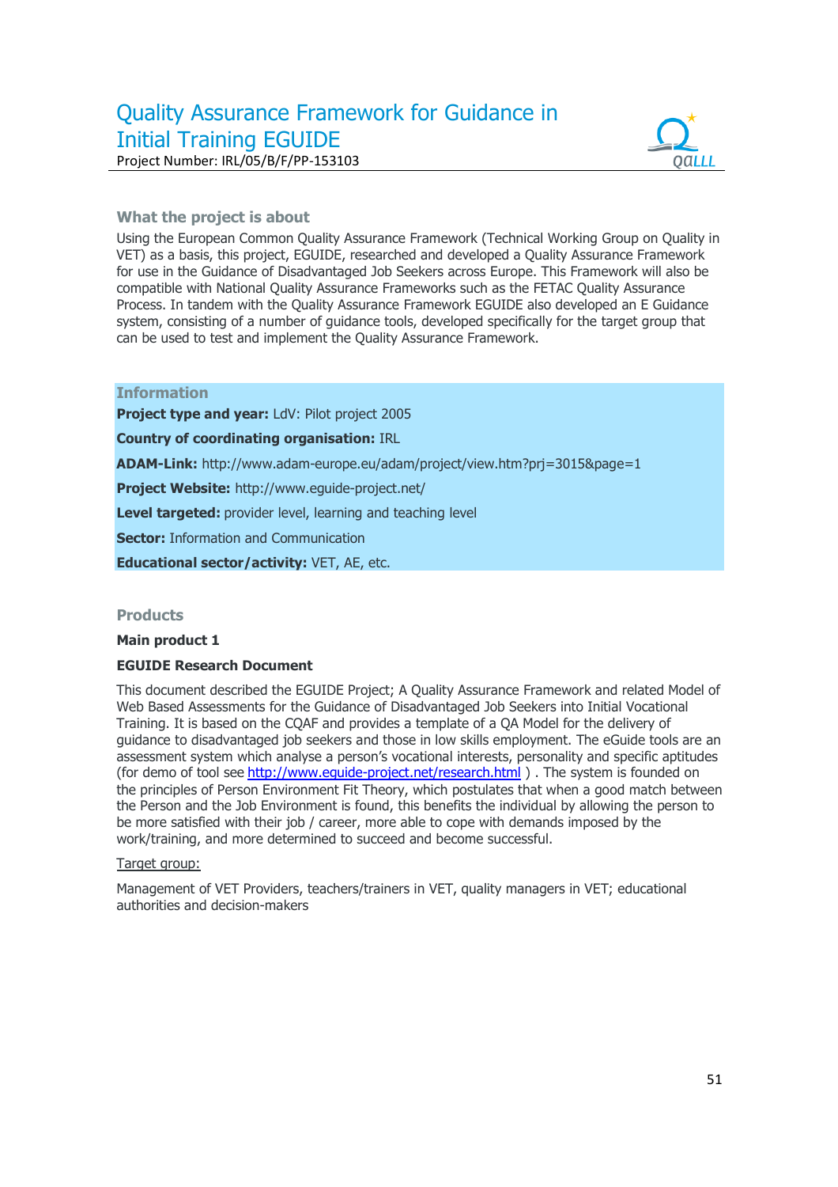# Quality Assurance Framework for Guidance in Initial Training EGUIDE

Project Number: IRL/05/B/F/PP-153103

## What the project is about

Using the European Common Quality Assurance Framework (Technical Working Group on Quality in VET) as a basis, this project, EGUIDE, researched and developed a Quality Assurance Framework for use in the Guidance of Disadvantaged Job Seekers across Europe. This Framework will also be compatible with National Quality Assurance Frameworks such as the FETAC Quality Assurance Process. In tandem with the Quality Assurance Framework EGUIDE also developed an E Guidance system, consisting of a number of guidance tools, developed specifically for the target group that can be used to test and implement the Quality Assurance Framework.

## Information

**Project type and year:** LdV: Pilot project 2005

**Country of coordinating organisation:** IRL

**ADAM-Link:** http://www.adam-europe.eu/adam/project/view.htm?prj=3015&page=1

**Project Website:** http://www.eguide-project.net/

**Level targeted:** provider level, learning and teaching level

**Sector:** Information and Communication

**Educational sector/activity:** VET, AE, etc.

## Products

**Main product 1**

**EGUIDE Research Document**

This document described the EGUIDE Project; A Quality Assurance Framework and related Model of Web Based Assessments for the Guidance of Disadvantaged Job Seekers into Initial Vocational Training. It is based on the CQAF and provides a template of a QA Model for the delivery of guidance to disadvantaged job seekers and those in low skills employment. The eGuide tools are an assessment system which analyse a person's vocational interests, personality and specific aptitudes (for demo of tool see http://www.eguide-project.net/research.html ) . The system is founded on the principles of Person Environment Fit Theory, which postulates that when a good match between the Person and the Job Environment is found, this benefits the individual by allowing the person to be more satisfied with their job / career, more able to cope with demands imposed by the work/training, and more determined to succeed and become successful.

Target group:

Management of VET Providers, teachers/trainers in VET, quality managers in VET; educational authorities and decision-makers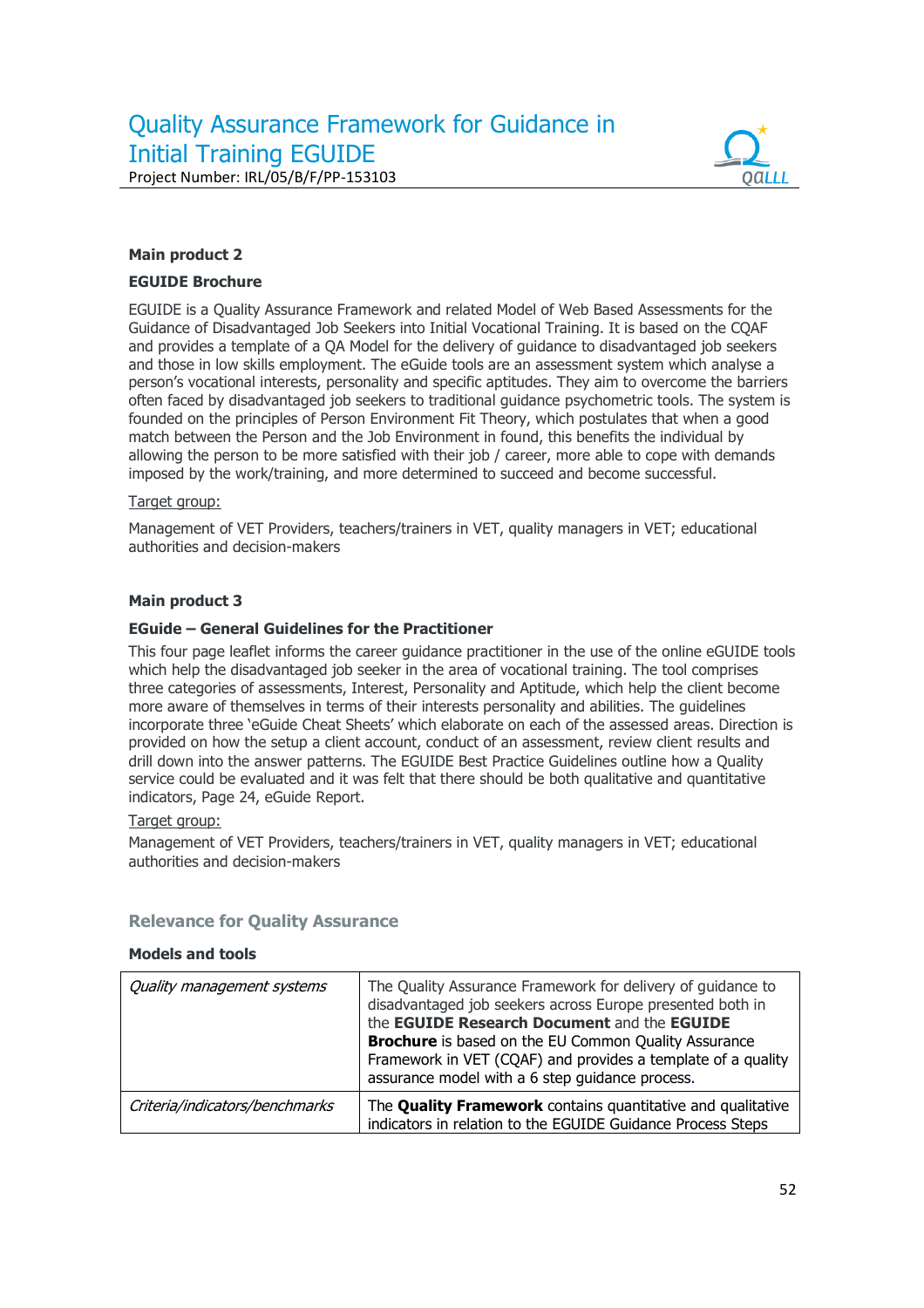**Main product 2**

**EGUIDE Brochure**

EGUIDE is a Quality Assurance Framework and related Model of Web Based Assessments for the Guidance of Disadvantaged Job Seekers into Initial Vocational Training. It is based on the CQAF and provides a template of a QA Model for the delivery of guidance to disadvantaged job seekers and those in low skills employment. The eGuide tools are an assessment system which analyse a person's vocational interests, personality and specific aptitudes. They aim to overcome the barriers often faced by disadvantaged job seekers to traditional guidance psychometric tools. The system is founded on the principles of Person Environment Fit Theory, which postulates that when a good match between the Person and the Job Environment in found, this benefits the individual by allowing the person to be more satisfied with their job / career, more able to cope with demands imposed by the work/training, and more determined to succeed and become successful.

Target group:

Management of VET Providers, teachers/trainers in VET, quality managers in VET; educational authorities and decision-makers

**Main product 3**

**EGuide – General Guidelines for the Practitioner**

This four page leaflet informs the career guidance practitioner in the use of the online eGUIDE tools which help the disadvantaged job seeker in the area of vocational training. The tool comprises three categories of assessments, Interest, Personality and Aptitude, which help the client become more aware of themselves in terms of their interests personality and abilities. The guidelines incorporate three 'eGuide Cheat Sheets' which elaborate on each of the assessed areas. Direction is provided on how the setup a client account, conduct of an assessment, review client results and drill down into the answer patterns. The EGUIDE Best Practice Guidelines outline how a Quality service could be evaluated and it was felt that there should be both qualitative and quantitative indicators, Page 24, eGuide Report.

Target group:

Management of VET Providers, teachers/trainers in VET, quality managers in VET; educational authorities and decision-makers

## Relevance for Quality Assurance

**Models and tools**

| | |
|---|---|
| *Quality management systems* | The Quality Assurance Framework for delivery of guidance to disadvantaged job seekers across Europe presented both in the **EGUIDE Research Document** and the **EGUIDE Brochure** is based on the EU Common Quality Assurance Framework in VET (CQAF) and provides a template of a quality assurance model with a 6 step guidance process. |
| *Criteria/indicators/benchmarks* | The **Quality Framework** contains quantitative and qualitative indicators in relation to the EGUIDE Guidance Process Steps |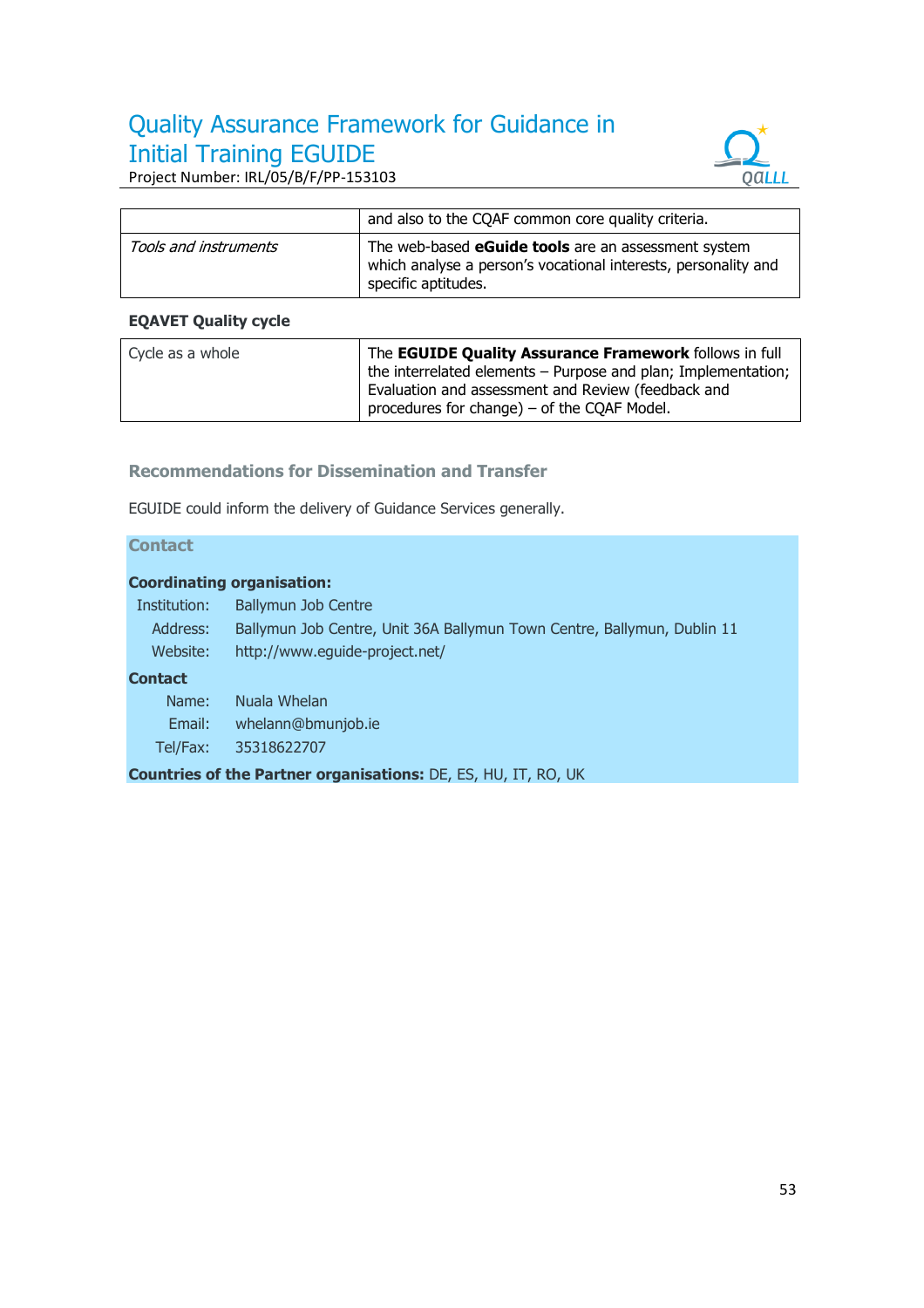| | |
|---|---|
| | and also to the CQAF common core quality criteria. |
| *Tools and instruments* | The web-based **eGuide tools** are an assessment system which analyse a person's vocational interests, personality and specific aptitudes. |

**EQAVET Quality cycle**

| | |
|---|---|
| Cycle as a whole | The **EGUIDE Quality Assurance Framework** follows in full the interrelated elements – Purpose and plan; Implementation; Evaluation and assessment and Review (feedback and procedures for change) – of the CQAF Model. |

### Recommendations for Dissemination and Transfer

EGUIDE could inform the delivery of Guidance Services generally.

### Contact

**Coordinating organisation:**

Institution: Ballymun Job Centre
Address: Ballymun Job Centre, Unit 36A Ballymun Town Centre, Ballymun, Dublin 11
Website: http://www.eguide-project.net/

**Contact**

Name: Nuala Whelan
Email: whelann@bmunjob.ie
Tel/Fax: 35318622707

**Countries of the Partner organisations:** DE, ES, HU, IT, RO, UK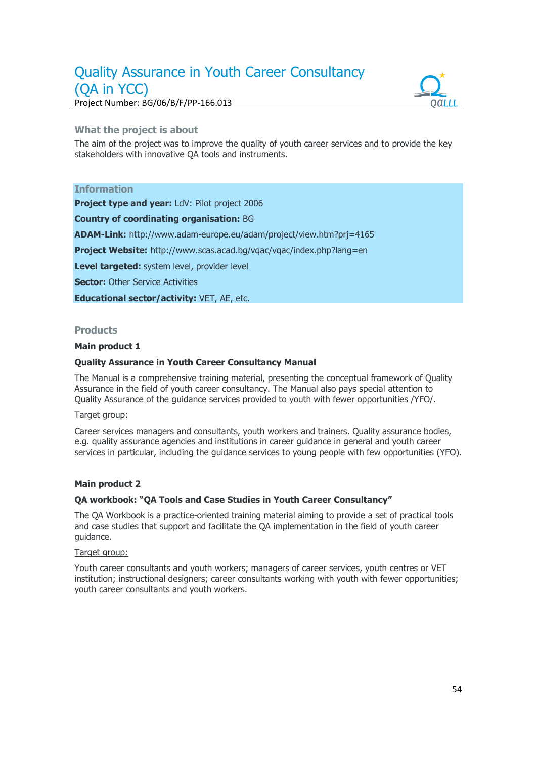# Quality Assurance in Youth Career Consultancy (QA in YCC)

Project Number: BG/06/B/F/PP-166.013

## What the project is about

The aim of the project was to improve the quality of youth career services and to provide the key stakeholders with innovative QA tools and instruments.

## Information

**Project type and year:** LdV: Pilot project 2006

**Country of coordinating organisation:** BG

**ADAM-Link:** http://www.adam-europe.eu/adam/project/view.htm?prj=4165

**Project Website:** http://www.scas.acad.bg/vqac/vqac/index.php?lang=en

**Level targeted:** system level, provider level

**Sector:** Other Service Activities

**Educational sector/activity:** VET, AE, etc.

## Products

### Main product 1

**Quality Assurance in Youth Career Consultancy Manual**

The Manual is a comprehensive training material, presenting the conceptual framework of Quality Assurance in the field of youth career consultancy. The Manual also pays special attention to Quality Assurance of the guidance services provided to youth with fewer opportunities /YFO/.

Target group:

Career services managers and consultants, youth workers and trainers. Quality assurance bodies, e.g. quality assurance agencies and institutions in career guidance in general and youth career services in particular, including the guidance services to young people with few opportunities (YFO).

### Main product 2

**QA workbook: "QA Tools and Case Studies in Youth Career Consultancy"**

The QA Workbook is a practice-oriented training material aiming to provide a set of practical tools and case studies that support and facilitate the QA implementation in the field of youth career guidance.

Target group:

Youth career consultants and youth workers; managers of career services, youth centres or VET institution; instructional designers; career consultants working with youth with fewer opportunities; youth career consultants and youth workers.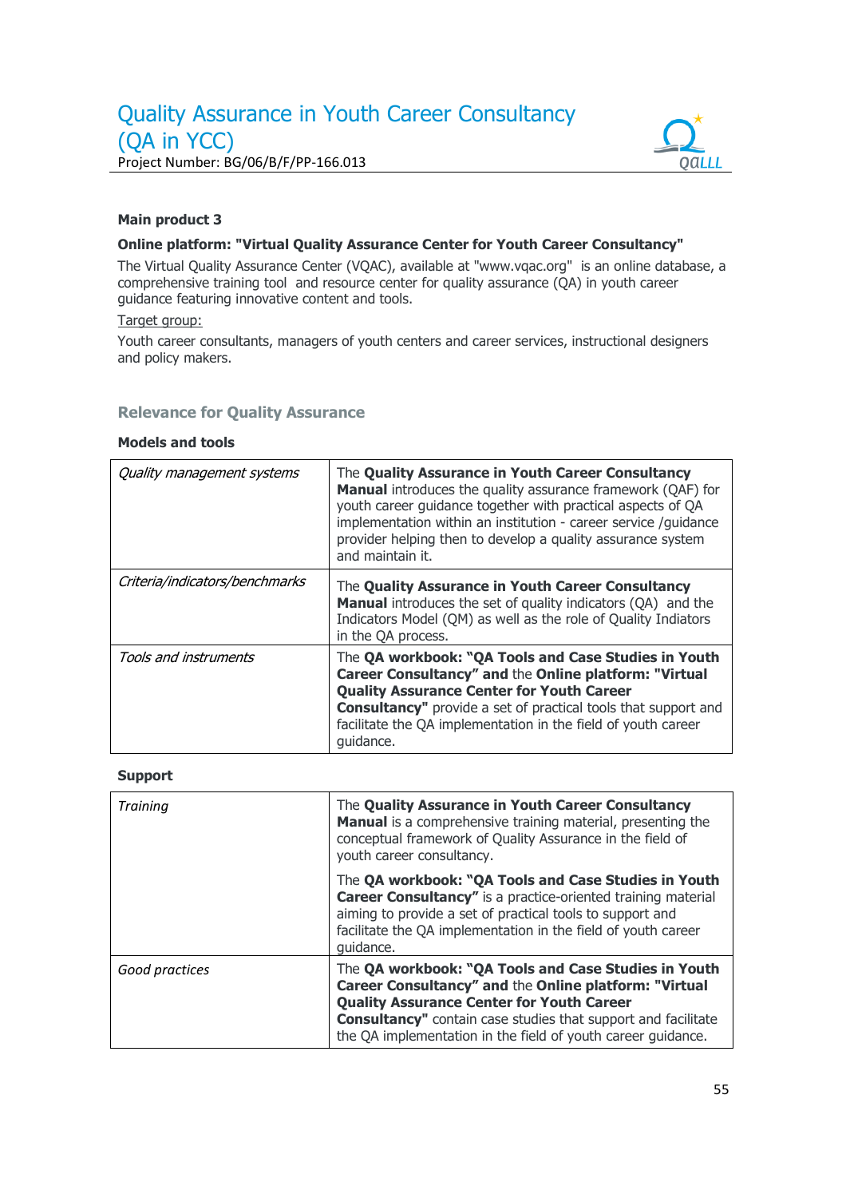**Main product 3**

**Online platform: "Virtual Quality Assurance Center for Youth Career Consultancy"**

The Virtual Quality Assurance Center (VQAC), available at "www.vqac.org" is an online database, a comprehensive training tool and resource center for quality assurance (QA) in youth career guidance featuring innovative content and tools.

Target group:

Youth career consultants, managers of youth centers and career services, instructional designers and policy makers.

## Relevance for Quality Assurance

**Models and tools**

| | |
|---|---|
| *Quality management systems* | The **Quality Assurance in Youth Career Consultancy Manual** introduces the quality assurance framework (QAF) for youth career guidance together with practical aspects of QA implementation within an institution - career service /guidance provider helping then to develop a quality assurance system and maintain it. |
| *Criteria/indicators/benchmarks* | The **Quality Assurance in Youth Career Consultancy Manual** introduces the set of quality indicators (QA) and the Indicators Model (QM) as well as the role of Quality Indiators in the QA process. |
| *Tools and instruments* | The **QA workbook: "QA Tools and Case Studies in Youth Career Consultancy" and** the **Online platform: "Virtual Quality Assurance Center for Youth Career Consultancy"** provide a set of practical tools that support and facilitate the QA implementation in the field of youth career guidance. |

**Support**

| | |
|---|---|
| *Training* | The **Quality Assurance in Youth Career Consultancy Manual** is a comprehensive training material, presenting the conceptual framework of Quality Assurance in the field of youth career consultancy.<br><br>The **QA workbook: "QA Tools and Case Studies in Youth Career Consultancy"** is a practice-oriented training material aiming to provide a set of practical tools to support and facilitate the QA implementation in the field of youth career guidance. |
| *Good practices* | The **QA workbook: "QA Tools and Case Studies in Youth Career Consultancy" and** the **Online platform: "Virtual Quality Assurance Center for Youth Career Consultancy"** contain case studies that support and facilitate the QA implementation in the field of youth career guidance. |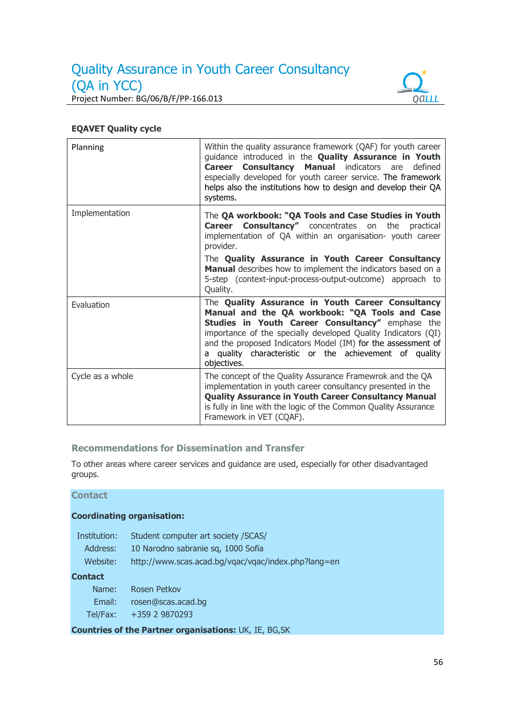# Quality Assurance in Youth Career Consultancy (QA in YCC)

Project Number: BG/06/B/F/PP-166.013

**EQAVET Quality cycle**

| | |
|---|---|
| Planning | Within the quality assurance framework (QAF) for youth career guidance introduced in the **Quality Assurance in Youth Career Consultancy Manual** indicators are defined especially developed for youth career service. The framework helps also the institutions how to design and develop their QA systems. |
| Implementation | The **QA workbook: "QA Tools and Case Studies in Youth Career Consultancy"** concentrates on the practical implementation of QA within an organisation- youth career provider.<br><br>The **Quality Assurance in Youth Career Consultancy Manual** describes how to implement the indicators based on a 5-step (context-input-process-output-outcome) approach to Quality. |
| Evaluation | The **Quality Assurance in Youth Career Consultancy Manual and the QA workbook: "QA Tools and Case Studies in Youth Career Consultancy"** emphase the importance of the specially developed Quality Indicators (QI) and the proposed Indicators Model (IM) for the assessment of a quality characteristic or the achievement of quality objectives. |
| Cycle as a whole | The concept of the Quality Assurance Framewrok and the QA implementation in youth career consultancy presented in the **Quality Assurance in Youth Career Consultancy Manual** is fully in line with the logic of the Common Quality Assurance Framework in VET (CQAF). |

## Recommendations for Dissemination and Transfer

To other areas where career services and guidance are used, especially for other disadvantaged groups.

## Contact

**Coordinating organisation:**

Institution: Student computer art society /SCAS/
Address: 10 Narodno sabranie sq, 1000 Sofia
Website: http://www.scas.acad.bg/vqac/vqac/index.php?lang=en

**Contact**

Name: Rosen Petkov
Email: rosen@scas.acad.bg
Tel/Fax: +359 2 9870293

**Countries of the Partner organisations:** UK, IE, BG,SK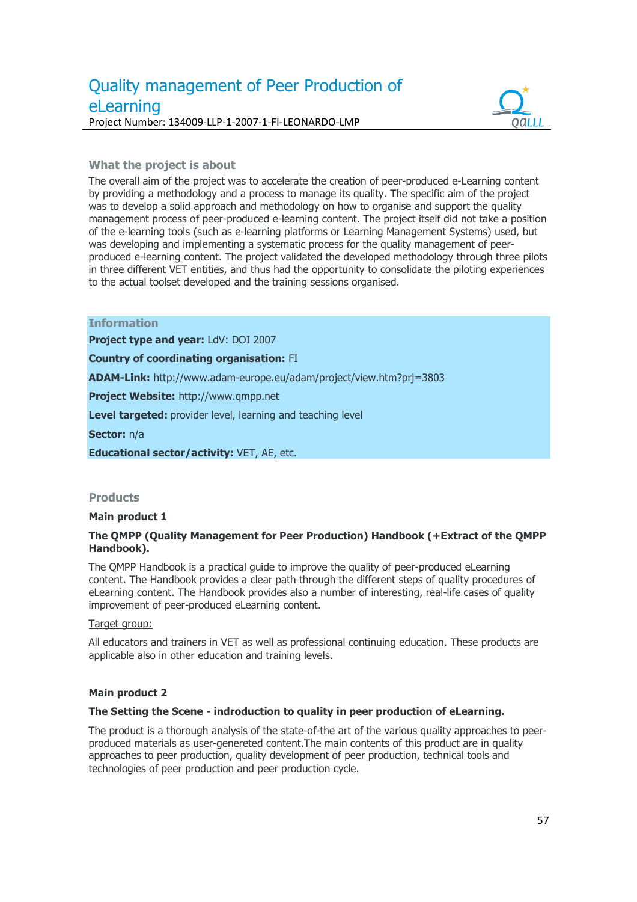# Quality management of Peer Production of eLearning

Project Number: 134009-LLP-1-2007-1-FI-LEONARDO-LMP

## What the project is about

The overall aim of the project was to accelerate the creation of peer-produced e-Learning content by providing a methodology and a process to manage its quality. The specific aim of the project was to develop a solid approach and methodology on how to organise and support the quality management process of peer-produced e-learning content. The project itself did not take a position of the e-learning tools (such as e-learning platforms or Learning Management Systems) used, but was developing and implementing a systematic process for the quality management of peer-produced e-learning content. The project validated the developed methodology through three pilots in three different VET entities, and thus had the opportunity to consolidate the piloting experiences to the actual toolset developed and the training sessions organised.

## Information

**Project type and year:** LdV: DOI 2007

**Country of coordinating organisation:** FI

**ADAM-Link:** http://www.adam-europe.eu/adam/project/view.htm?prj=3803

**Project Website:** http://www.qmpp.net

**Level targeted:** provider level, learning and teaching level

**Sector:** n/a

**Educational sector/activity:** VET, AE, etc.

## Products

**Main product 1**

**The QMPP (Quality Management for Peer Production) Handbook (+Extract of the QMPP Handbook).**

The QMPP Handbook is a practical guide to improve the quality of peer-produced eLearning content. The Handbook provides a clear path through the different steps of quality procedures of eLearning content. The Handbook provides also a number of interesting, real-life cases of quality improvement of peer-produced eLearning content.

Target group:

All educators and trainers in VET as well as professional continuing education. These products are applicable also in other education and training levels.

**Main product 2**

**The Setting the Scene - indroduction to quality in peer production of eLearning.**

The product is a thorough analysis of the state-of-the art of the various quality approaches to peer-produced materials as user-genereted content.The main contents of this product are in quality approaches to peer production, quality development of peer production, technical tools and technologies of peer production and peer production cycle.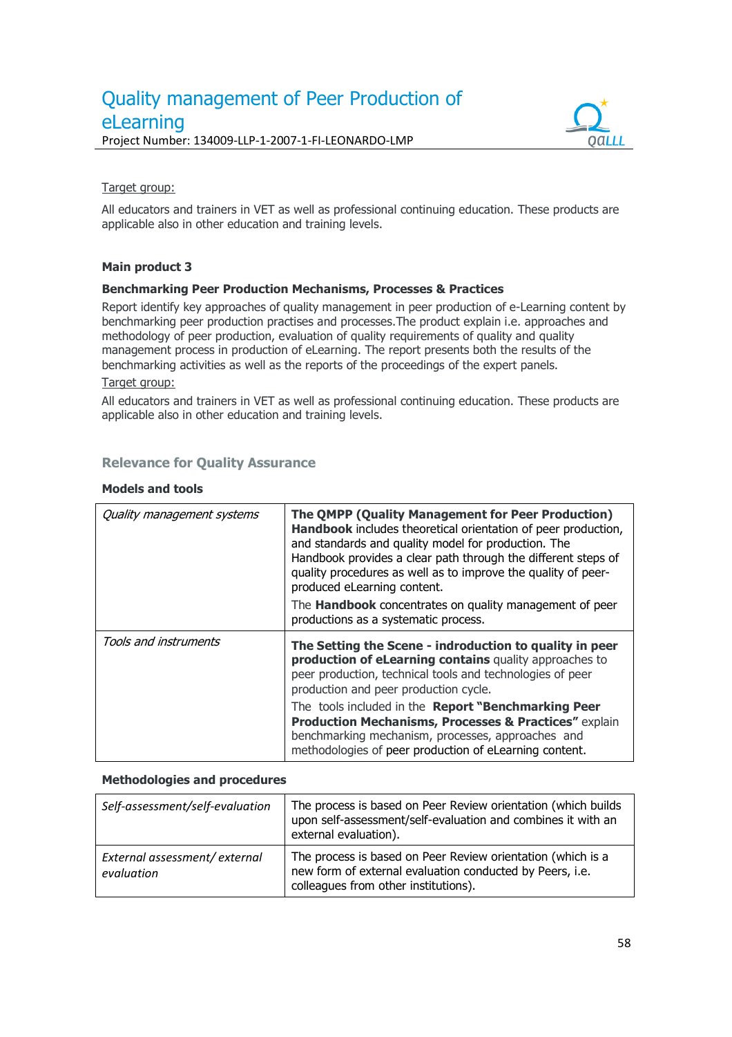Target group:

All educators and trainers in VET as well as professional continuing education. These products are applicable also in other education and training levels.

**Main product 3**

**Benchmarking Peer Production Mechanisms, Processes & Practices**

Report identify key approaches of quality management in peer production of e-Learning content by benchmarking peer production practises and processes.The product explain i.e. approaches and methodology of peer production, evaluation of quality requirements of quality and quality management process in production of eLearning. The report presents both the results of the benchmarking activities as well as the reports of the proceedings of the expert panels.

Target group:

All educators and trainers in VET as well as professional continuing education. These products are applicable also in other education and training levels.

## Relevance for Quality Assurance

**Models and tools**

| | |
|---|---|
| *Quality management systems* | **The QMPP (Quality Management for Peer Production) Handbook** includes theoretical orientation of peer production, and standards and quality model for production. The Handbook provides a clear path through the different steps of quality procedures as well as to improve the quality of peer-produced eLearning content. The **Handbook** concentrates on quality management of peer productions as a systematic process. |
| *Tools and instruments* | **The Setting the Scene - indroduction to quality in peer production of eLearning contains** quality approaches to peer production, technical tools and technologies of peer production and peer production cycle. The tools included in the **Report "Benchmarking Peer Production Mechanisms, Processes & Practices"** explain benchmarking mechanism, processes, approaches and methodologies of peer production of eLearning content. |

**Methodologies and procedures**

| | |
|---|---|
| *Self-assessment/self-evaluation* | The process is based on Peer Review orientation (which builds upon self-assessment/self-evaluation and combines it with an external evaluation). |
| *External assessment/ external evaluation* | The process is based on Peer Review orientation (which is a new form of external evaluation conducted by Peers, i.e. colleagues from other institutions). |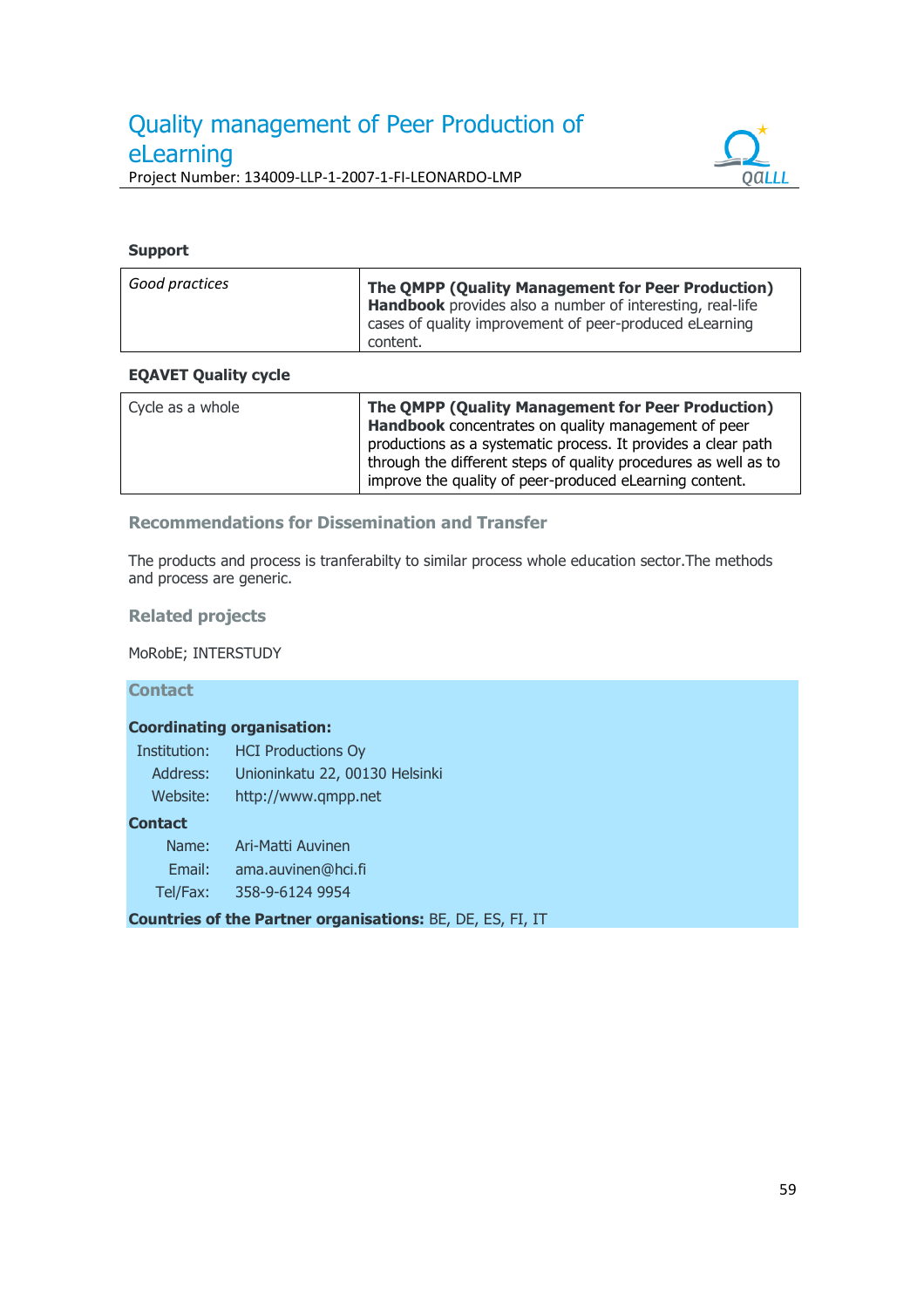# Quality management of Peer Production of eLearning

Project Number: 134009-LLP-1-2007-1-FI-LEONARDO-LMP

**Support**

| *Good practices* | **The QMPP (Quality Management for Peer Production) Handbook** provides also a number of interesting, real-life cases of quality improvement of peer-produced eLearning content. |
|---|---|

**EQAVET Quality cycle**

| Cycle as a whole | **The QMPP (Quality Management for Peer Production) Handbook** concentrates on quality management of peer productions as a systematic process. It provides a clear path through the different steps of quality procedures as well as to improve the quality of peer-produced eLearning content. |
|---|---|

## Recommendations for Dissemination and Transfer

The products and process is tranferabilty to similar process whole education sector.The methods and process are generic.

## Related projects

MoRobE; INTERSTUDY

## Contact

**Coordinating organisation:**

Institution: HCI Productions Oy
Address: Unioninkatu 22, 00130 Helsinki
Website: http://www.qmpp.net

**Contact**

Name: Ari-Matti Auvinen
Email: ama.auvinen@hci.fi
Tel/Fax: 358-9-6124 9954

**Countries of the Partner organisations:** BE, DE, ES, FI, IT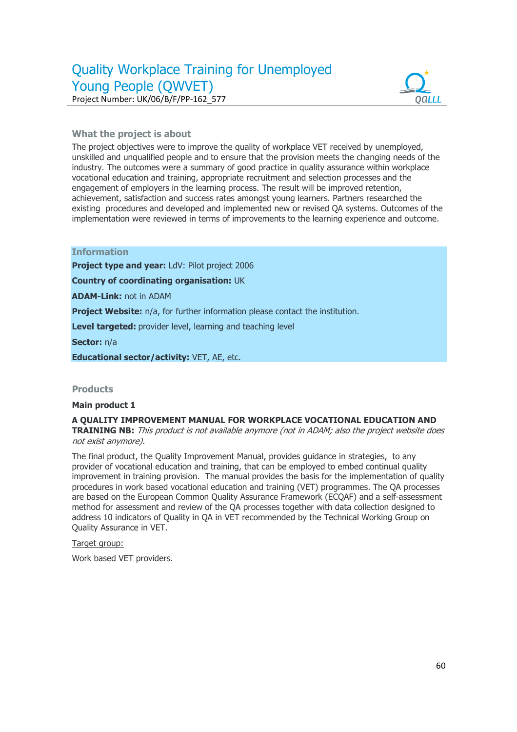# Quality Workplace Training for Unemployed Young People (QWVET)

Project Number: UK/06/B/F/PP-162_577

## What the project is about

The project objectives were to improve the quality of workplace VET received by unemployed, unskilled and unqualified people and to ensure that the provision meets the changing needs of the industry. The outcomes were a summary of good practice in quality assurance within workplace vocational education and training, appropriate recruitment and selection processes and the engagement of employers in the learning process. The result will be improved retention, achievement, satisfaction and success rates amongst young learners. Partners researched the existing procedures and developed and implemented new or revised QA systems. Outcomes of the implementation were reviewed in terms of improvements to the learning experience and outcome.

## Information

**Project type and year:** LdV: Pilot project 2006

**Country of coordinating organisation:** UK

**ADAM-Link:** not in ADAM

**Project Website:** n/a, for further information please contact the institution.

**Level targeted:** provider level, learning and teaching level

**Sector:** n/a

**Educational sector/activity:** VET, AE, etc.

## Products

### Main product 1

**A QUALITY IMPROVEMENT MANUAL FOR WORKPLACE VOCATIONAL EDUCATION AND TRAINING NB:** *This product is not available anymore (not in ADAM; also the project website does not exist anymore).*

The final product, the Quality Improvement Manual, provides guidance in strategies, to any provider of vocational education and training, that can be employed to embed continual quality improvement in training provision. The manual provides the basis for the implementation of quality procedures in work based vocational education and training (VET) programmes. The QA processes are based on the European Common Quality Assurance Framework (ECQAF) and a self-assessment method for assessment and review of the QA processes together with data collection designed to address 10 indicators of Quality in QA in VET recommended by the Technical Working Group on Quality Assurance in VET.

Target group:

Work based VET providers.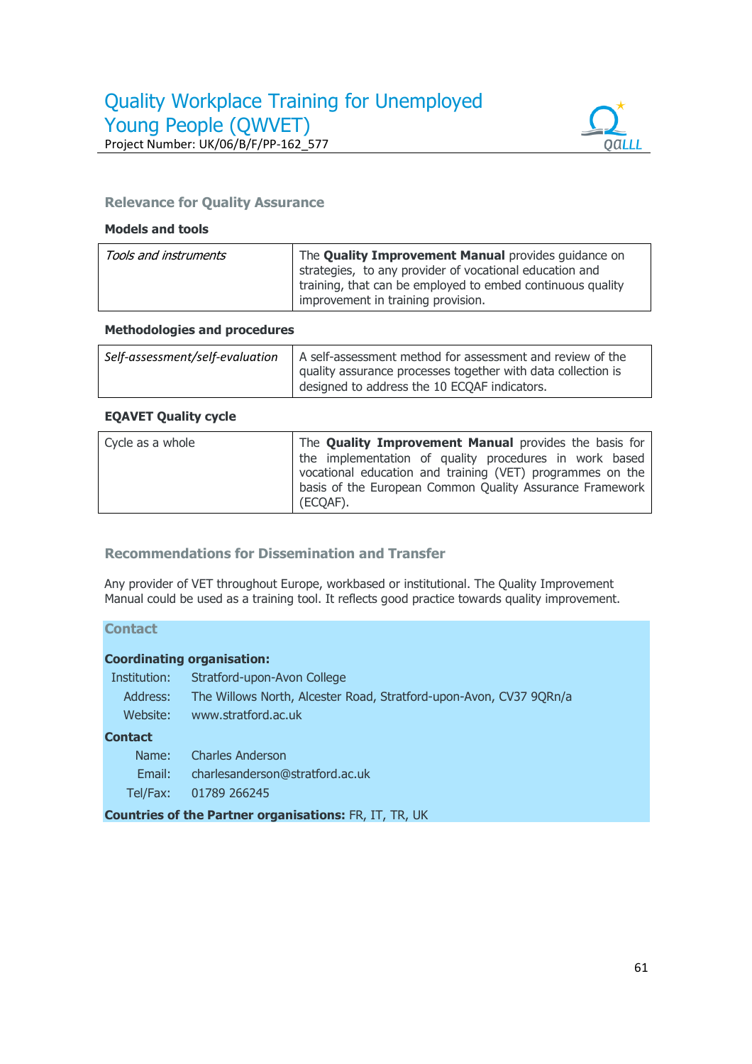# Quality Workplace Training for Unemployed Young People (QWVET)

Project Number: UK/06/B/F/PP-162_577

## Relevance for Quality Assurance

### Models and tools

| | |
|---|---|
| *Tools and instruments* | The **Quality Improvement Manual** provides guidance on strategies, to any provider of vocational education and training, that can be employed to embed continuous quality improvement in training provision. |

### Methodologies and procedures

| | |
|---|---|
| *Self-assessment/self-evaluation* | A self-assessment method for assessment and review of the quality assurance processes together with data collection is designed to address the 10 ECQAF indicators. |

### EQAVET Quality cycle

| | |
|---|---|
| Cycle as a whole | The **Quality Improvement Manual** provides the basis for the implementation of quality procedures in work based vocational education and training (VET) programmes on the basis of the European Common Quality Assurance Framework (ECQAF). |

## Recommendations for Dissemination and Transfer

Any provider of VET throughout Europe, workbased or institutional. The Quality Improvement Manual could be used as a training tool. It reflects good practice towards quality improvement.

## Contact

**Coordinating organisation:**

Institution: Stratford-upon-Avon College
Address: The Willows North, Alcester Road, Stratford-upon-Avon, CV37 9QRn/a
Website: www.stratford.ac.uk

**Contact**

Name: Charles Anderson
Email: charlesanderson@stratford.ac.uk
Tel/Fax: 01789 266245

**Countries of the Partner organisations:** FR, IT, TR, UK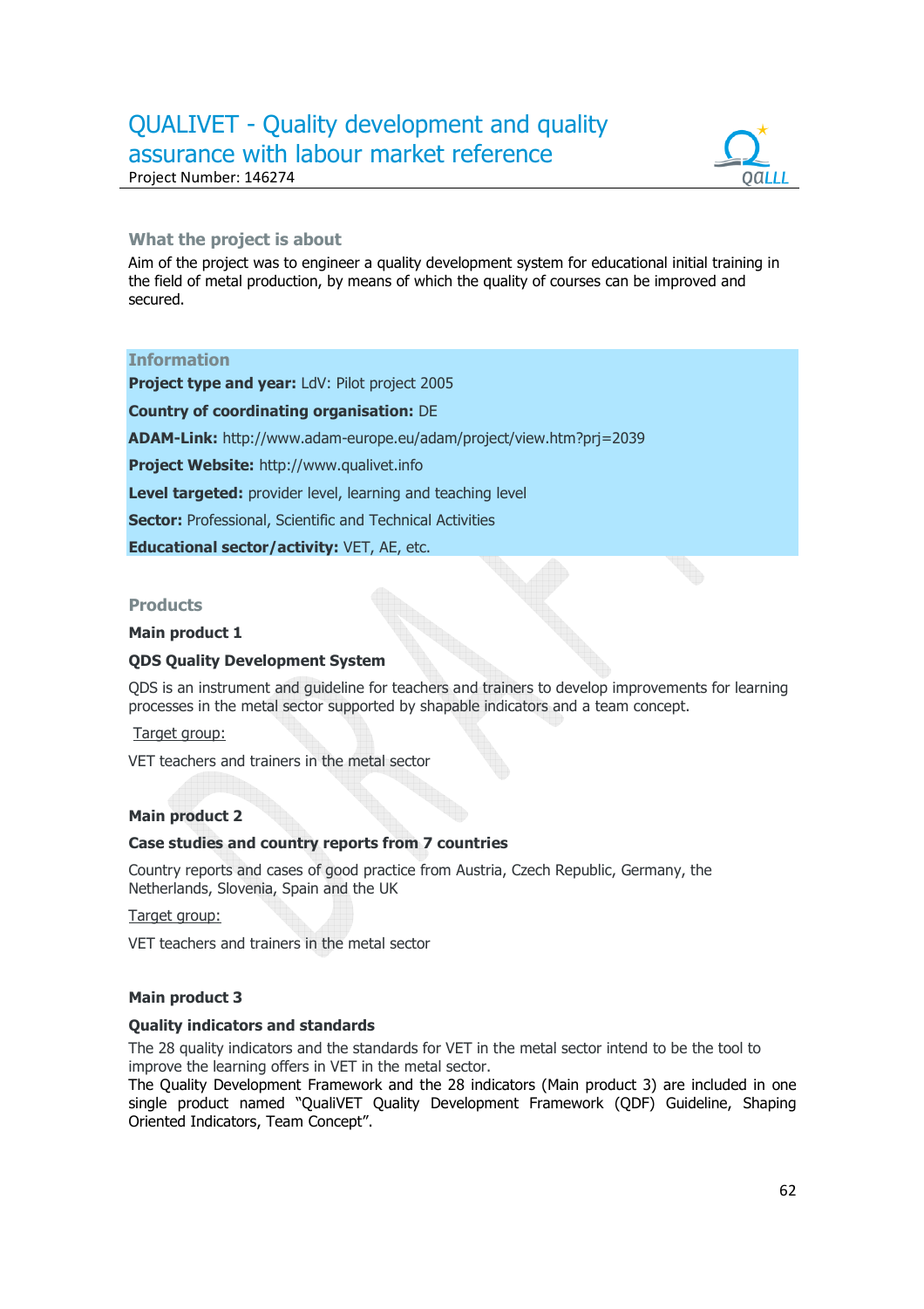# QUALIVET - Quality development and quality assurance with labour market reference

Project Number: 146274

### What the project is about

Aim of the project was to engineer a quality development system for educational initial training in the field of metal production, by means of which the quality of courses can be improved and secured.

### Information

**Project type and year:** LdV: Pilot project 2005

**Country of coordinating organisation:** DE

**ADAM-Link:** http://www.adam-europe.eu/adam/project/view.htm?prj=2039

**Project Website:** http://www.qualivet.info

**Level targeted:** provider level, learning and teaching level

**Sector:** Professional, Scientific and Technical Activities

**Educational sector/activity:** VET, AE, etc.

### Products

**Main product 1**

**QDS Quality Development System**

QDS is an instrument and guideline for teachers and trainers to develop improvements for learning processes in the metal sector supported by shapable indicators and a team concept.

Target group:

VET teachers and trainers in the metal sector

**Main product 2**

**Case studies and country reports from 7 countries**

Country reports and cases of good practice from Austria, Czech Republic, Germany, the Netherlands, Slovenia, Spain and the UK

Target group:

VET teachers and trainers in the metal sector

**Main product 3**

**Quality indicators and standards**

The 28 quality indicators and the standards for VET in the metal sector intend to be the tool to improve the learning offers in VET in the metal sector.
The Quality Development Framework and the 28 indicators (Main product 3) are included in one single product named "QualiVET Quality Development Framework (QDF) Guideline, Shaping Oriented Indicators, Team Concept".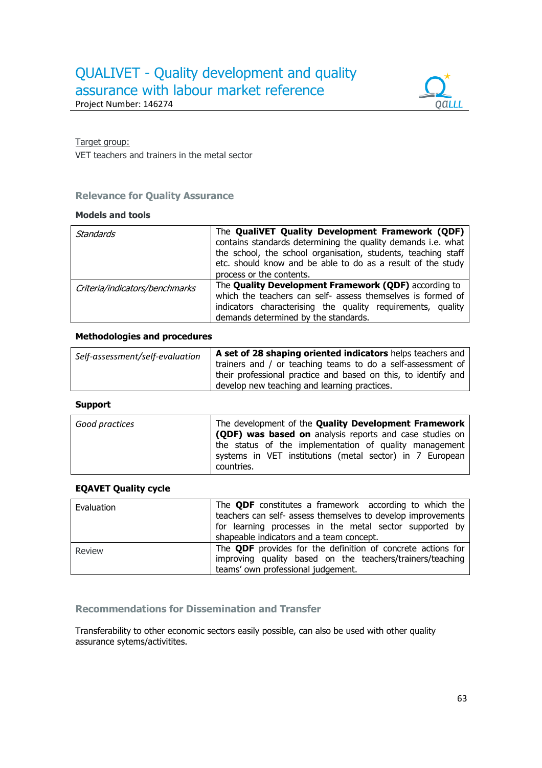# QUALIVET - Quality development and quality assurance with labour market reference

Project Number: 146274

Target group:
VET teachers and trainers in the metal sector

## Relevance for Quality Assurance

### Models and tools

| | |
|---|---|
| *Standards* | The **QualiVET Quality Development Framework (QDF)** contains standards determining the quality demands i.e. what the school, the school organisation, students, teaching staff etc. should know and be able to do as a result of the study process or the contents. |
| *Criteria/indicators/benchmarks* | The **Quality Development Framework (QDF)** according to which the teachers can self- assess themselves is formed of indicators characterising the quality requirements, quality demands determined by the standards. |

### Methodologies and procedures

| | |
|---|---|
| *Self-assessment/self-evaluation* | **A set of 28 shaping oriented indicators** helps teachers and trainers and / or teaching teams to do a self-assessment of their professional practice and based on this, to identify and develop new teaching and learning practices. |

### Support

| | |
|---|---|
| *Good practices* | The development of the **Quality Development Framework (QDF) was based on** analysis reports and case studies on the status of the implementation of quality management systems in VET institutions (metal sector) in 7 European countries. |

### EQAVET Quality cycle

| | |
|---|---|
| Evaluation | The **QDF** constitutes a framework according to which the teachers can self- assess themselves to develop improvements for learning processes in the metal sector supported by shapeable indicators and a team concept. |
| Review | The **QDF** provides for the definition of concrete actions for improving quality based on the teachers/trainers/teaching teams' own professional judgement. |

## Recommendations for Dissemination and Transfer

Transferability to other economic sectors easily possible, can also be used with other quality assurance sytems/activitites.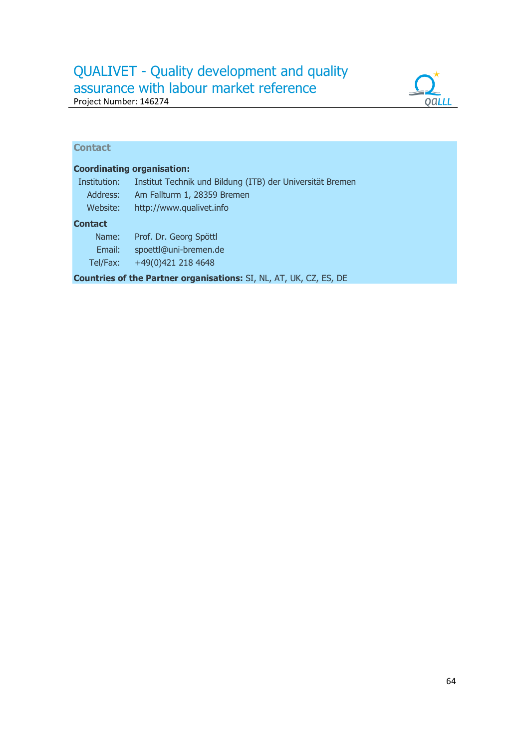# QUALIVET - Quality development and quality assurance with labour market reference

Project Number: 146274

## Contact

**Coordinating organisation:**

| | |
|---|---|
| Institution: | Institut Technik und Bildung (ITB) der Universität Bremen |
| Address: | Am Fallturm 1, 28359 Bremen |
| Website: | http://www.qualivet.info |

**Contact**

| | |
|---|---|
| Name: | Prof. Dr. Georg Spöttl |
| Email: | spoettl@uni-bremen.de |
| Tel/Fax: | +49(0)421 218 4648 |

**Countries of the Partner organisations:** SI, NL, AT, UK, CZ, ES, DE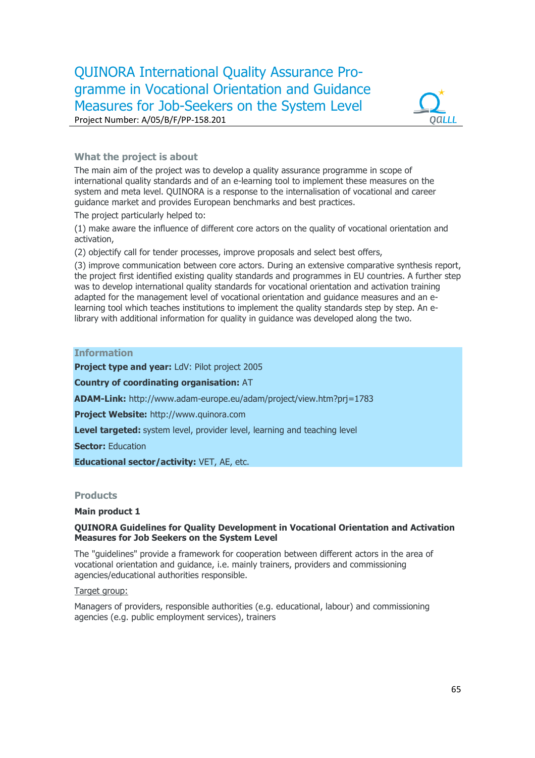# QUINORA International Quality Assurance Programme in Vocational Orientation and Guidance Measures for Job-Seekers on the System Level

Project Number: A/05/B/F/PP-158.201

### What the project is about

The main aim of the project was to develop a quality assurance programme in scope of international quality standards and of an e-learning tool to implement these measures on the system and meta level. QUINORA is a response to the internalisation of vocational and career guidance market and provides European benchmarks and best practices.

The project particularly helped to:

(1) make aware the influence of different core actors on the quality of vocational orientation and activation,

(2) objectify call for tender processes, improve proposals and select best offers,

(3) improve communication between core actors. During an extensive comparative synthesis report, the project first identified existing quality standards and programmes in EU countries. A further step was to develop international quality standards for vocational orientation and activation training adapted for the management level of vocational orientation and guidance measures and an e-learning tool which teaches institutions to implement the quality standards step by step. An e-library with additional information for quality in guidance was developed along the two.

### Information

**Project type and year:** LdV: Pilot project 2005

**Country of coordinating organisation:** AT

**ADAM-Link:** http://www.adam-europe.eu/adam/project/view.htm?prj=1783

**Project Website:** http://www.quinora.com

**Level targeted:** system level, provider level, learning and teaching level

**Sector:** Education

**Educational sector/activity:** VET, AE, etc.

### Products

**Main product 1**

**QUINORA Guidelines for Quality Development in Vocational Orientation and Activation Measures for Job Seekers on the System Level**

The "guidelines" provide a framework for cooperation between different actors in the area of vocational orientation and guidance, i.e. mainly trainers, providers and commissioning agencies/educational authorities responsible.

Target group:

Managers of providers, responsible authorities (e.g. educational, labour) and commissioning agencies (e.g. public employment services), trainers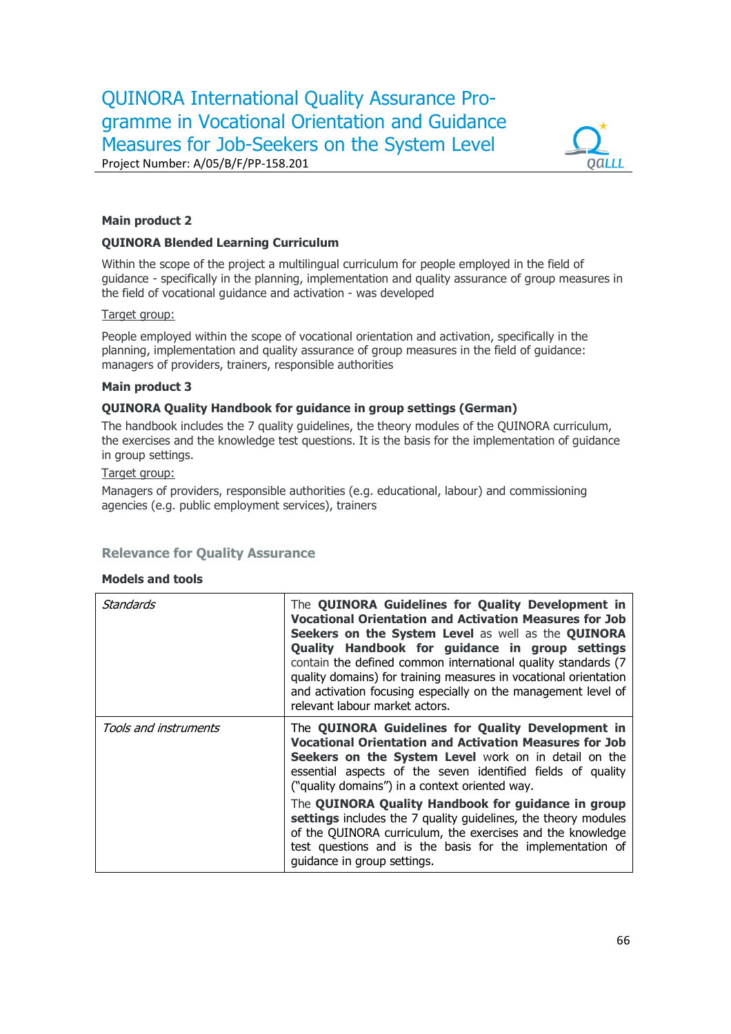**Main product 2**

**QUINORA Blended Learning Curriculum**

Within the scope of the project a multilingual curriculum for people employed in the field of guidance - specifically in the planning, implementation and quality assurance of group measures in the field of vocational guidance and activation - was developed

Target group:

People employed within the scope of vocational orientation and activation, specifically in the planning, implementation and quality assurance of group measures in the field of guidance: managers of providers, trainers, responsible authorities

**Main product 3**

**QUINORA Quality Handbook for guidance in group settings (German)**

The handbook includes the 7 quality guidelines, the theory modules of the QUINORA curriculum, the exercises and the knowledge test questions. It is the basis for the implementation of guidance in group settings.

Target group:

Managers of providers, responsible authorities (e.g. educational, labour) and commissioning agencies (e.g. public employment services), trainers

### Relevance for Quality Assurance

**Models and tools**

| | |
|---|---|
| *Standards* | The **QUINORA Guidelines for Quality Development in Vocational Orientation and Activation Measures for Job Seekers on the System Level** as well as the **QUINORA Quality Handbook for guidance in group settings** contain the defined common international quality standards (7 quality domains) for training measures in vocational orientation and activation focusing especially on the management level of relevant labour market actors. |
| *Tools and instruments* | The **QUINORA Guidelines for Quality Development in Vocational Orientation and Activation Measures for Job Seekers on the System Level** work on in detail on the essential aspects of the seven identified fields of quality ("quality domains") in a context oriented way.<br><br>The **QUINORA Quality Handbook for guidance in group settings** includes the 7 quality guidelines, the theory modules of the QUINORA curriculum, the exercises and the knowledge test questions and is the basis for the implementation of guidance in group settings. |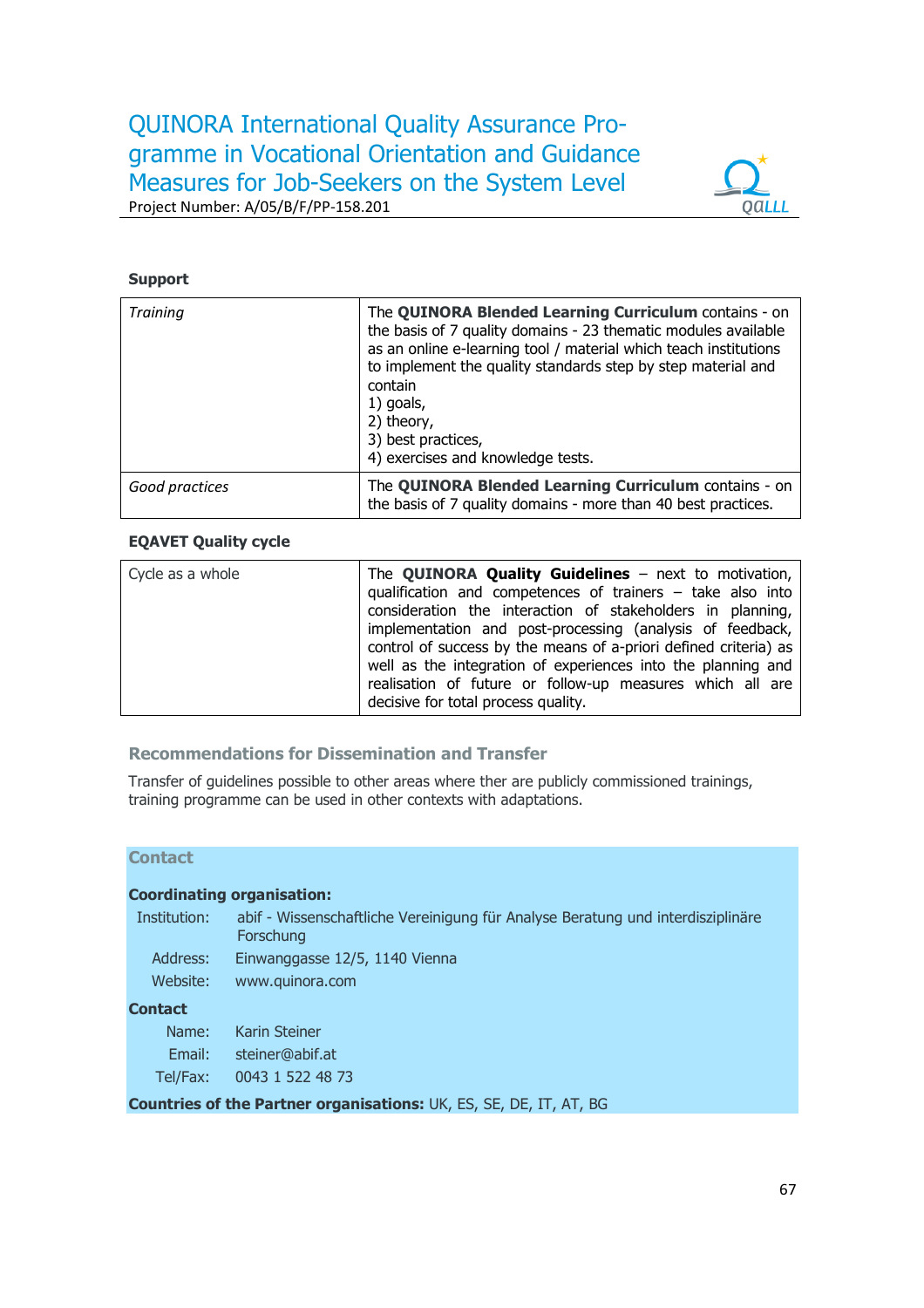# QUINORA International Quality Assurance Programme in Vocational Orientation and Guidance Measures for Job-Seekers on the System Level

Project Number: A/05/B/F/PP-158.201

**Support**

| | |
|---|---|
| *Training* | The **QUINORA Blended Learning Curriculum** contains - on the basis of 7 quality domains - 23 thematic modules available as an online e-learning tool / material which teach institutions to implement the quality standards step by step material and contain<br>1) goals,<br>2) theory,<br>3) best practices,<br>4) exercises and knowledge tests. |
| *Good practices* | The **QUINORA Blended Learning Curriculum** contains - on the basis of 7 quality domains - more than 40 best practices. |

**EQAVET Quality cycle**

| | |
|---|---|
| Cycle as a whole | The **QUINORA Quality Guidelines** – next to motivation, qualification and competences of trainers – take also into consideration the interaction of stakeholders in planning, implementation and post-processing (analysis of feedback, control of success by the means of a-priori defined criteria) as well as the integration of experiences into the planning and realisation of future or follow-up measures which all are decisive for total process quality. |

### Recommendations for Dissemination and Transfer

Transfer of guidelines possible to other areas where ther are publicly commissioned trainings, training programme can be used in other contexts with adaptations.

### Contact

**Coordinating organisation:**

Institution: abif - Wissenschaftliche Vereinigung für Analyse Beratung und interdisziplinäre Forschung

Address: Einwanggasse 12/5, 1140 Vienna

Website: www.quinora.com

**Contact**

Name: Karin Steiner

Email: steiner@abif.at

Tel/Fax: 0043 1 522 48 73

**Countries of the Partner organisations:** UK, ES, SE, DE, IT, AT, BG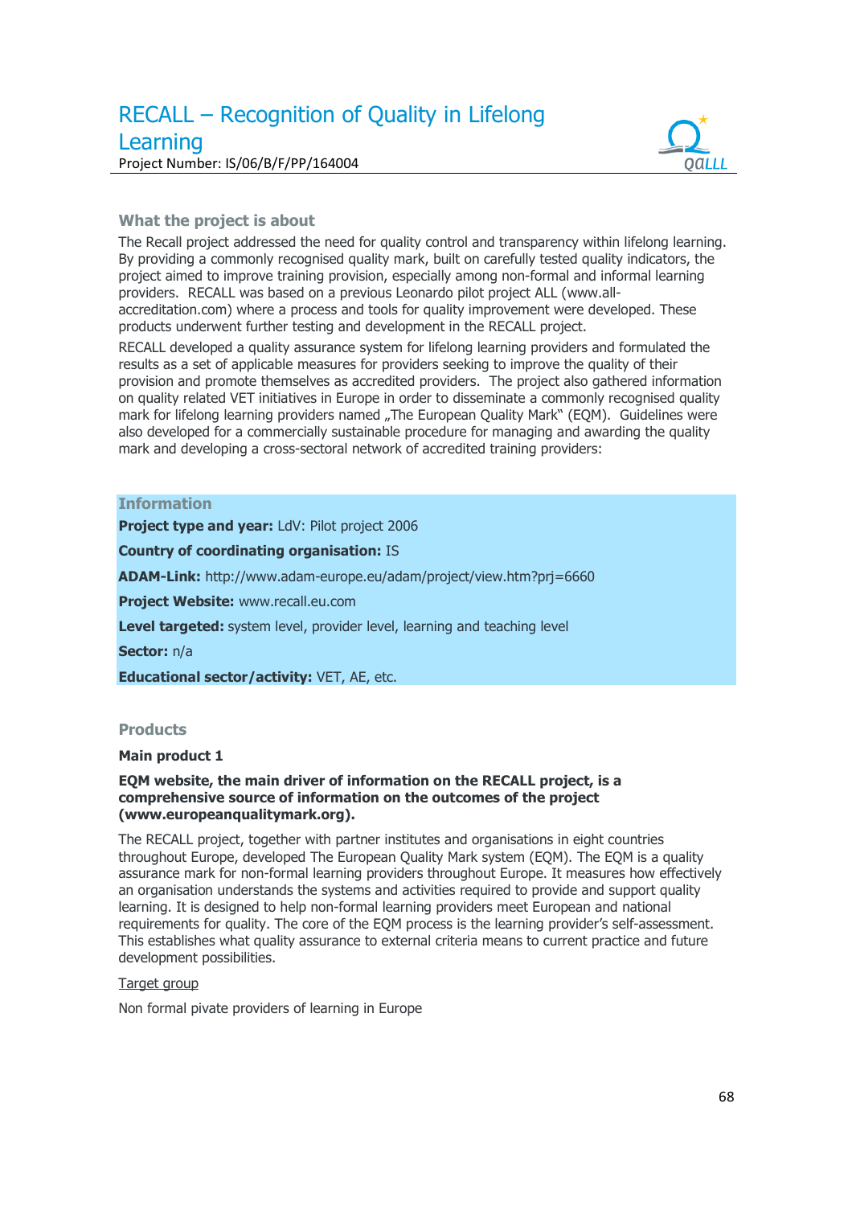# RECALL – Recognition of Quality in Lifelong Learning

Project Number: IS/06/B/F/PP/164004

## What the project is about

The Recall project addressed the need for quality control and transparency within lifelong learning. By providing a commonly recognised quality mark, built on carefully tested quality indicators, the project aimed to improve training provision, especially among non-formal and informal learning providers. RECALL was based on a previous Leonardo pilot project ALL (www.all-accreditation.com) where a process and tools for quality improvement were developed. These products underwent further testing and development in the RECALL project.

RECALL developed a quality assurance system for lifelong learning providers and formulated the results as a set of applicable measures for providers seeking to improve the quality of their provision and promote themselves as accredited providers. The project also gathered information on quality related VET initiatives in Europe in order to disseminate a commonly recognised quality mark for lifelong learning providers named „The European Quality Mark" (EQM). Guidelines were also developed for a commercially sustainable procedure for managing and awarding the quality mark and developing a cross-sectoral network of accredited training providers:

## Information

**Project type and year:** LdV: Pilot project 2006

**Country of coordinating organisation:** IS

**ADAM-Link:** http://www.adam-europe.eu/adam/project/view.htm?prj=6660

**Project Website:** www.recall.eu.com

**Level targeted:** system level, provider level, learning and teaching level

**Sector:** n/a

**Educational sector/activity:** VET, AE, etc.

## Products

### Main product 1

**EQM website, the main driver of information on the RECALL project, is a comprehensive source of information on the outcomes of the project (www.europeanqualitymark.org).**

The RECALL project, together with partner institutes and organisations in eight countries throughout Europe, developed The European Quality Mark system (EQM). The EQM is a quality assurance mark for non-formal learning providers throughout Europe. It measures how effectively an organisation understands the systems and activities required to provide and support quality learning. It is designed to help non-formal learning providers meet European and national requirements for quality. The core of the EQM process is the learning provider's self-assessment. This establishes what quality assurance to external criteria means to current practice and future development possibilities.

Target group

Non formal pivate providers of learning in Europe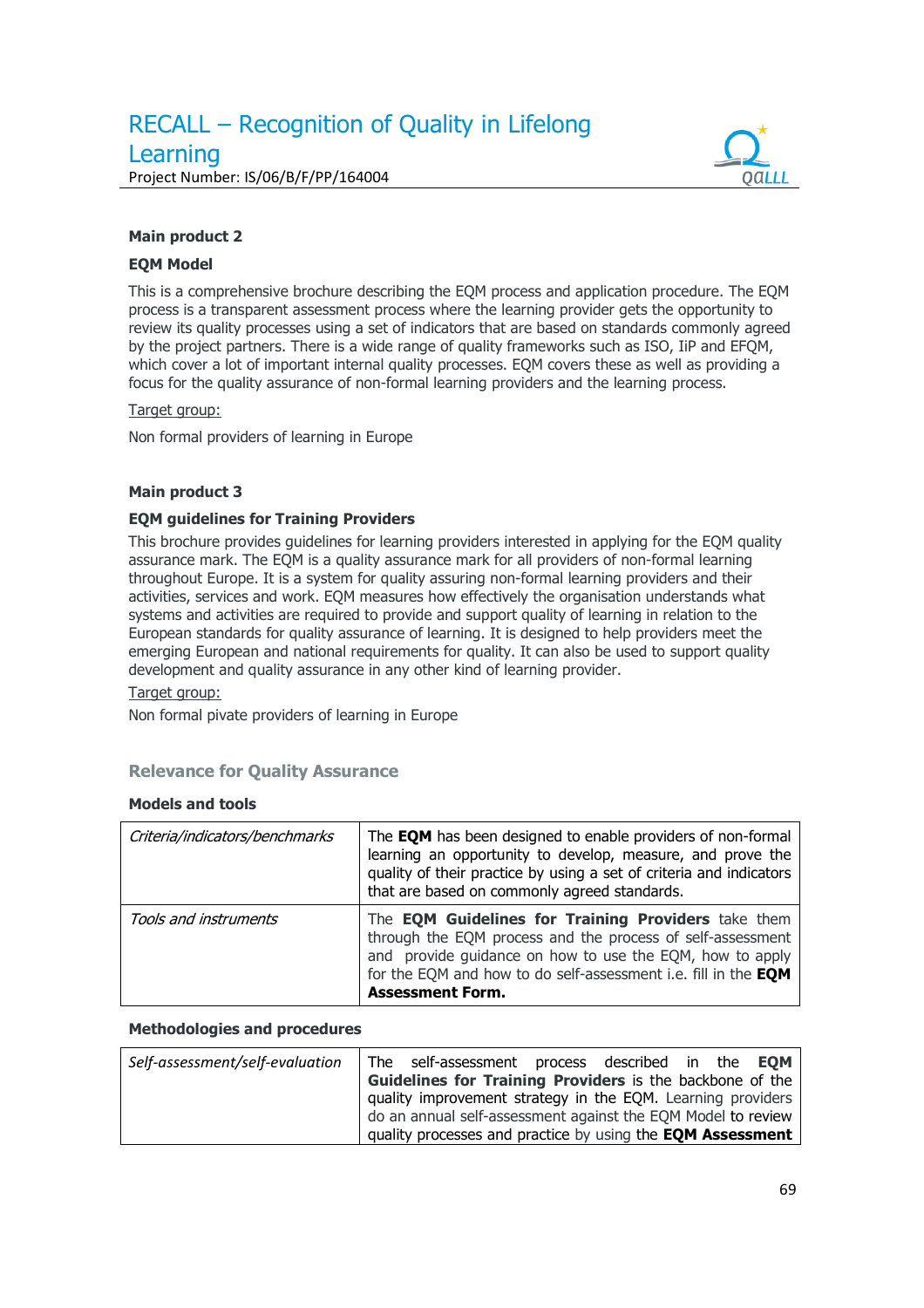**Main product 2**

**EQM Model**

This is a comprehensive brochure describing the EQM process and application procedure. The EQM process is a transparent assessment process where the learning provider gets the opportunity to review its quality processes using a set of indicators that are based on standards commonly agreed by the project partners. There is a wide range of quality frameworks such as ISO, IiP and EFQM, which cover a lot of important internal quality processes. EQM covers these as well as providing a focus for the quality assurance of non-formal learning providers and the learning process.

Target group:

Non formal providers of learning in Europe

**Main product 3**

**EQM guidelines for Training Providers**

This brochure provides guidelines for learning providers interested in applying for the EQM quality assurance mark. The EQM is a quality assurance mark for all providers of non-formal learning throughout Europe. It is a system for quality assuring non-formal learning providers and their activities, services and work. EQM measures how effectively the organisation understands what systems and activities are required to provide and support quality of learning in relation to the European standards for quality assurance of learning. It is designed to help providers meet the emerging European and national requirements for quality. It can also be used to support quality development and quality assurance in any other kind of learning provider.

Target group:

Non formal pivate providers of learning in Europe

## Relevance for Quality Assurance

**Models and tools**

| | |
|---|---|
| *Criteria/indicators/benchmarks* | The **EQM** has been designed to enable providers of non-formal learning an opportunity to develop, measure, and prove the quality of their practice by using a set of criteria and indicators that are based on commonly agreed standards. |
| *Tools and instruments* | The **EQM Guidelines for Training Providers** take them through the EQM process and the process of self-assessment and provide guidance on how to use the EQM, how to apply for the EQM and how to do self-assessment i.e. fill in the **EQM Assessment Form.** |

**Methodologies and procedures**

| | |
|---|---|
| *Self-assessment/self-evaluation* | The self-assessment process described in the **EQM Guidelines for Training Providers** is the backbone of the quality improvement strategy in the EQM. Learning providers do an annual self-assessment against the EQM Model to review quality processes and practice by using the **EQM Assessment** |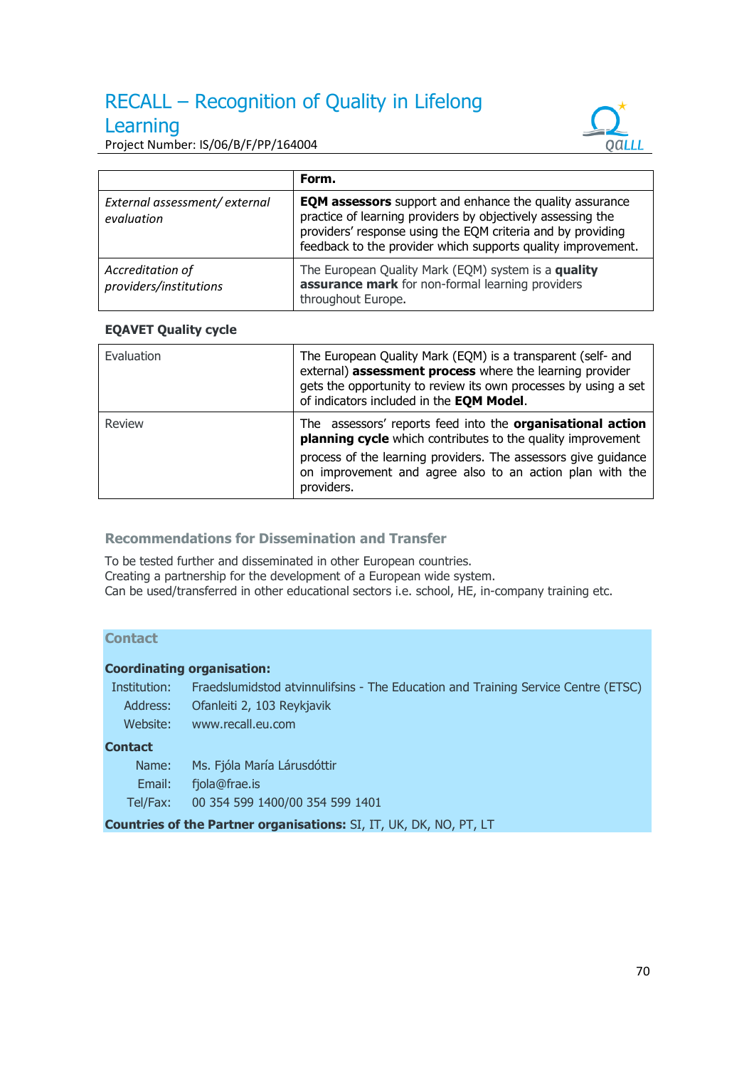# RECALL – Recognition of Quality in Lifelong Learning

Project Number: IS/06/B/F/PP/164004

| | **Form.** |
|---|---|
| *External assessment/ external evaluation* | **EQM assessors** support and enhance the quality assurance practice of learning providers by objectively assessing the providers' response using the EQM criteria and by providing feedback to the provider which supports quality improvement. |
| *Accreditation of providers/institutions* | The European Quality Mark (EQM) system is a **quality assurance mark** for non-formal learning providers throughout Europe. |

**EQAVET Quality cycle**

| | |
|---|---|
| Evaluation | The European Quality Mark (EQM) is a transparent (self- and external) **assessment process** where the learning provider gets the opportunity to review its own processes by using a set of indicators included in the **EQM Model**. |
| Review | The assessors' reports feed into the **organisational action planning cycle** which contributes to the quality improvement process of the learning providers. The assessors give guidance on improvement and agree also to an action plan with the providers. |

## Recommendations for Dissemination and Transfer

To be tested further and disseminated in other European countries.
Creating a partnership for the development of a European wide system.
Can be used/transferred in other educational sectors i.e. school, HE, in-company training etc.

## Contact

**Coordinating organisation:**

Institution: Fraedslumidstod atvinnulifsins - The Education and Training Service Centre (ETSC)
Address: Ofanleiti 2, 103 Reykjavik
Website: www.recall.eu.com

**Contact**

Name: Ms. Fjóla María Lárusdóttir
Email: fjola@frae.is
Tel/Fax: 00 354 599 1400/00 354 599 1401

**Countries of the Partner organisations:** SI, IT, UK, DK, NO, PT, LT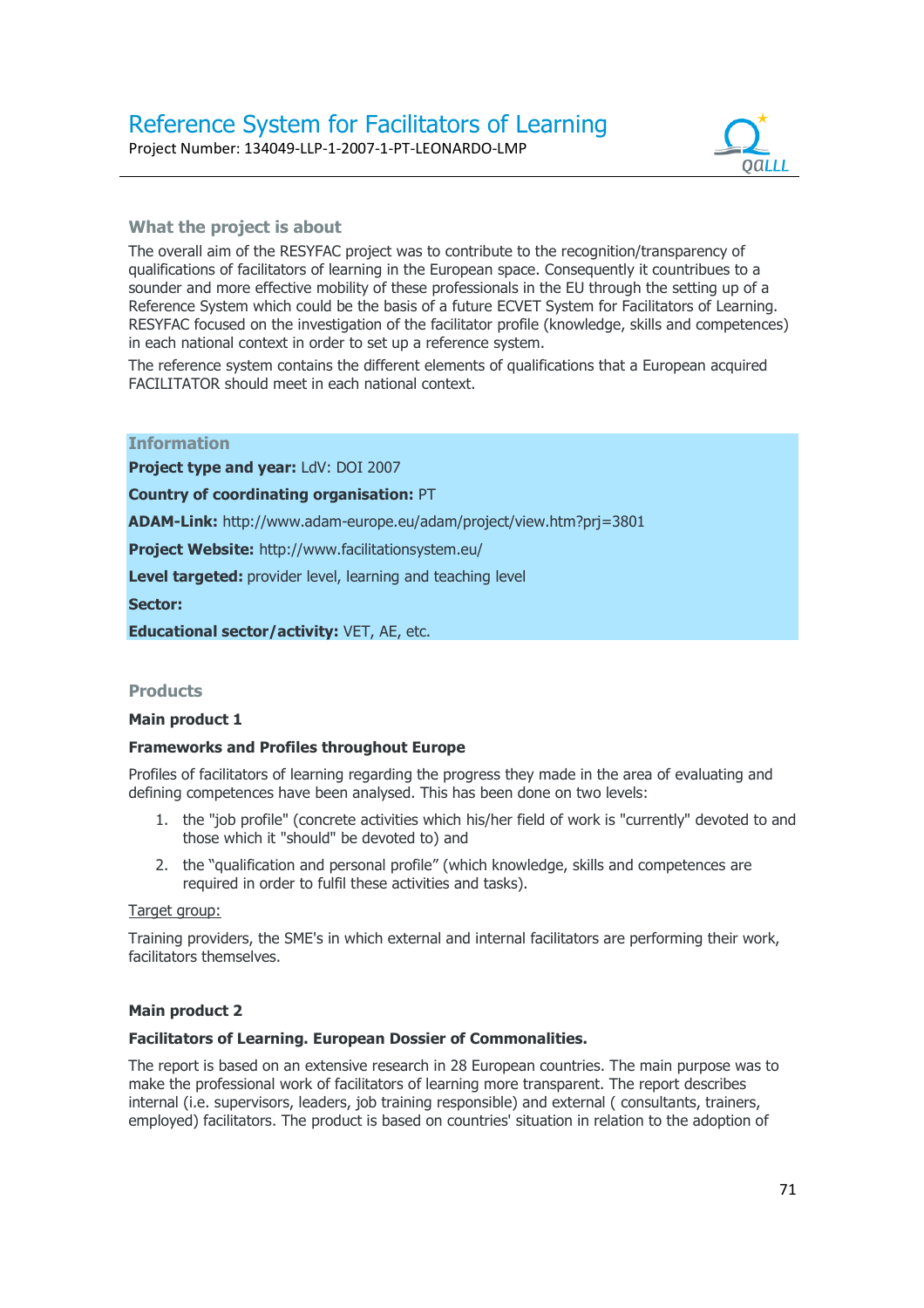# Reference System for Facilitators of Learning

Project Number: 134049-LLP-1-2007-1-PT-LEONARDO-LMP

## What the project is about

The overall aim of the RESYFAC project was to contribute to the recognition/transparency of qualifications of facilitators of learning in the European space. Consequently it countribues to a sounder and more effective mobility of these professionals in the EU through the setting up of a Reference System which could be the basis of a future ECVET System for Facilitators of Learning. RESYFAC focused on the investigation of the facilitator profile (knowledge, skills and competences) in each national context in order to set up a reference system.

The reference system contains the different elements of qualifications that a European acquired FACILITATOR should meet in each national context.

## Information

**Project type and year:** LdV: DOI 2007

**Country of coordinating organisation:** PT

**ADAM-Link:** http://www.adam-europe.eu/adam/project/view.htm?prj=3801

**Project Website:** http://www.facilitationsystem.eu/

**Level targeted:** provider level, learning and teaching level

**Sector:**

**Educational sector/activity:** VET, AE, etc.

## Products

### Main product 1

**Frameworks and Profiles throughout Europe**

Profiles of facilitators of learning regarding the progress they made in the area of evaluating and defining competences have been analysed. This has been done on two levels:

1. the "job profile" (concrete activities which his/her field of work is "currently" devoted to and those which it "should" be devoted to) and
2. the "qualification and personal profile" (which knowledge, skills and competences are required in order to fulfil these activities and tasks).

Target group:

Training providers, the SME's in which external and internal facilitators are performing their work, facilitators themselves.

### Main product 2

**Facilitators of Learning. European Dossier of Commonalities.**

The report is based on an extensive research in 28 European countries. The main purpose was to make the professional work of facilitators of learning more transparent. The report describes internal (i.e. supervisors, leaders, job training responsible) and external ( consultants, trainers, employed) facilitators. The product is based on countries' situation in relation to the adoption of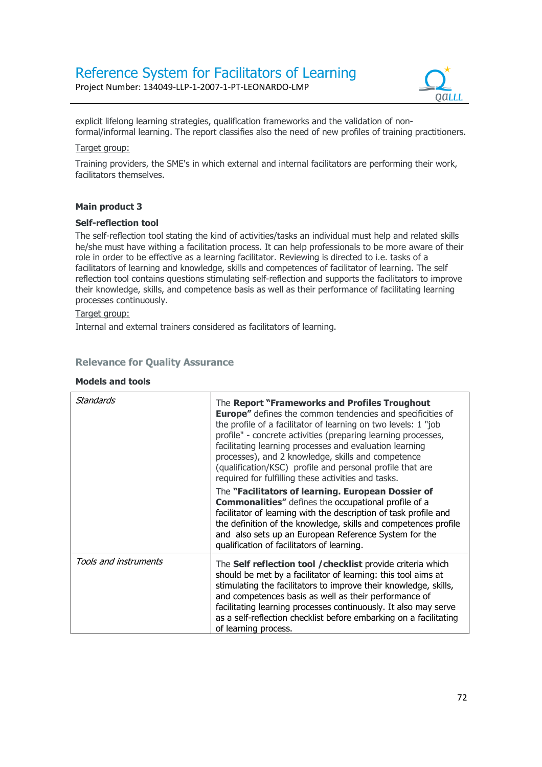explicit lifelong learning strategies, qualification frameworks and the validation of non-formal/informal learning. The report classifies also the need of new profiles of training practitioners.

Target group:

Training providers, the SME's in which external and internal facilitators are performing their work, facilitators themselves.

**Main product 3**

**Self-reflection tool**

The self-reflection tool stating the kind of activities/tasks an individual must help and related skills he/she must have withing a facilitation process. It can help professionals to be more aware of their role in order to be effective as a learning facilitator. Reviewing is directed to i.e. tasks of a facilitators of learning and knowledge, skills and competences of facilitator of learning. The self reflection tool contains questions stimulating self-reflection and supports the facilitators to improve their knowledge, skills, and competence basis as well as their performance of facilitating learning processes continuously.

Target group:

Internal and external trainers considered as facilitators of learning.

### Relevance for Quality Assurance

**Models and tools**

| | |
|---|---|
| *Standards* | The **Report "Frameworks and Profiles Troughout Europe"** defines the common tendencies and specificities of the profile of a facilitator of learning on two levels: 1 "job profile" - concrete activities (preparing learning processes, facilitating learning processes and evaluation learning processes), and 2 knowledge, skills and competence (qualification/KSC) profile and personal profile that are required for fulfilling these activities and tasks.<br>The **"Facilitators of learning. European Dossier of Commonalities"** defines the occupational profile of a facilitator of learning with the description of task profile and the definition of the knowledge, skills and competences profile and also sets up an European Reference System for the qualification of facilitators of learning. |
| *Tools and instruments* | The **Self reflection tool /checklist** provide criteria which should be met by a facilitator of learning: this tool aims at stimulating the facilitators to improve their knowledge, skills, and competences basis as well as their performance of facilitating learning processes continuously. It also may serve as a self-reflection checklist before embarking on a facilitating of learning process. |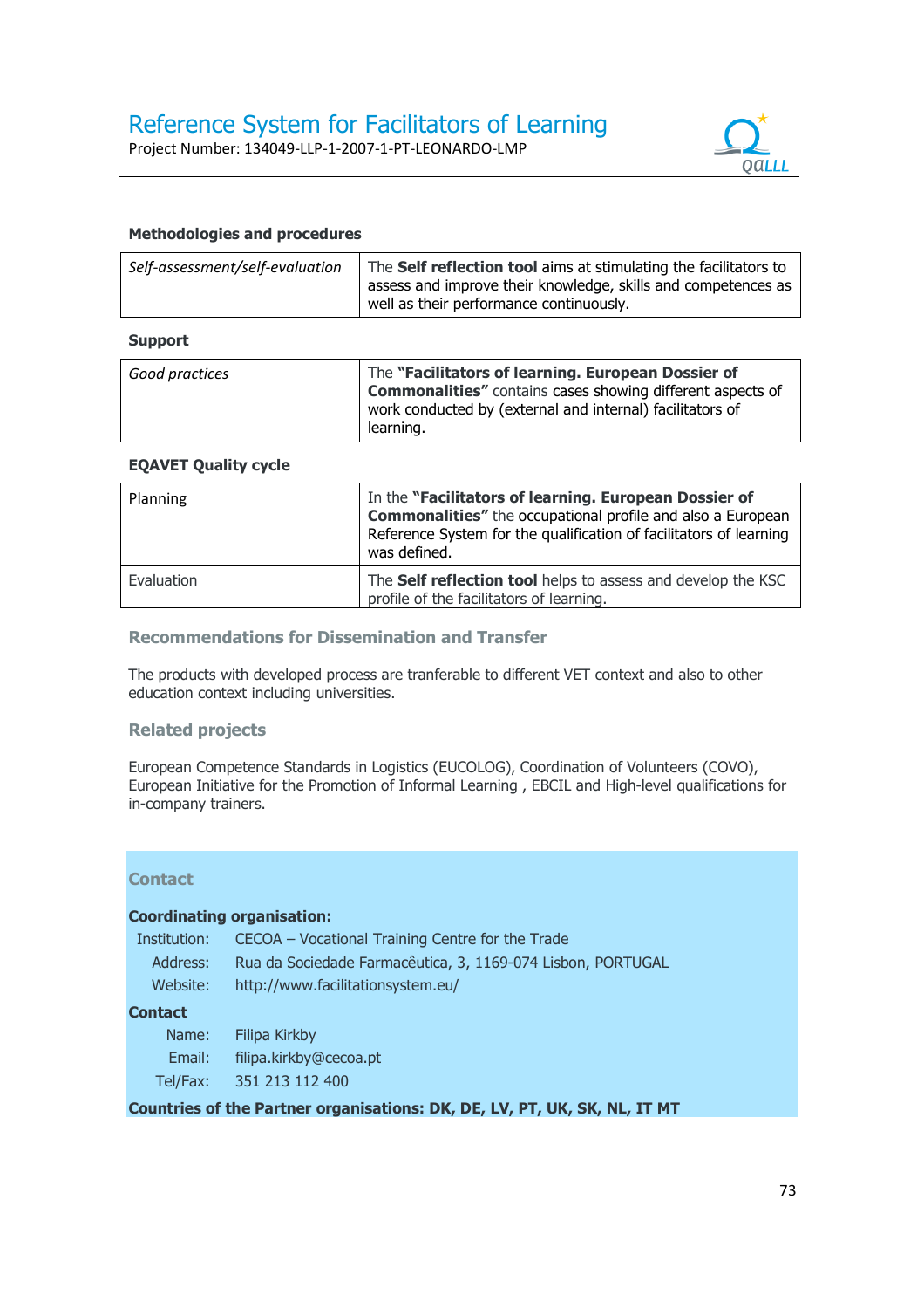#### Methodologies and procedures

| | |
|---|---|
| *Self-assessment/self-evaluation* | The **Self reflection tool** aims at stimulating the facilitators to assess and improve their knowledge, skills and competences as well as their performance continuously. |

#### Support

| | |
|---|---|
| *Good practices* | The **"Facilitators of learning. European Dossier of Commonalities"** contains cases showing different aspects of work conducted by (external and internal) facilitators of learning. |

#### EQAVET Quality cycle

| | |
|---|---|
| Planning | In the **"Facilitators of learning. European Dossier of Commonalities"** the occupational profile and also a European Reference System for the qualification of facilitators of learning was defined. |
| Evaluation | The **Self reflection tool** helps to assess and develop the KSC profile of the facilitators of learning. |

### Recommendations for Dissemination and Transfer

The products with developed process are tranferable to different VET context and also to other education context including universities.

### Related projects

European Competence Standards in Logistics (EUCOLOG), Coordination of Volunteers (COVO), European Initiative for the Promotion of Informal Learning , EBCIL and High-level qualifications for in-company trainers.

### Contact

**Coordinating organisation:**

Institution: CECOA – Vocational Training Centre for the Trade
Address: Rua da Sociedade Farmacêutica, 3, 1169-074 Lisbon, PORTUGAL
Website: http://www.facilitationsystem.eu/

**Contact**

Name: Filipa Kirkby
Email: filipa.kirkby@cecoa.pt
Tel/Fax: 351 213 112 400

**Countries of the Partner organisations: DK, DE, LV, PT, UK, SK, NL, IT MT**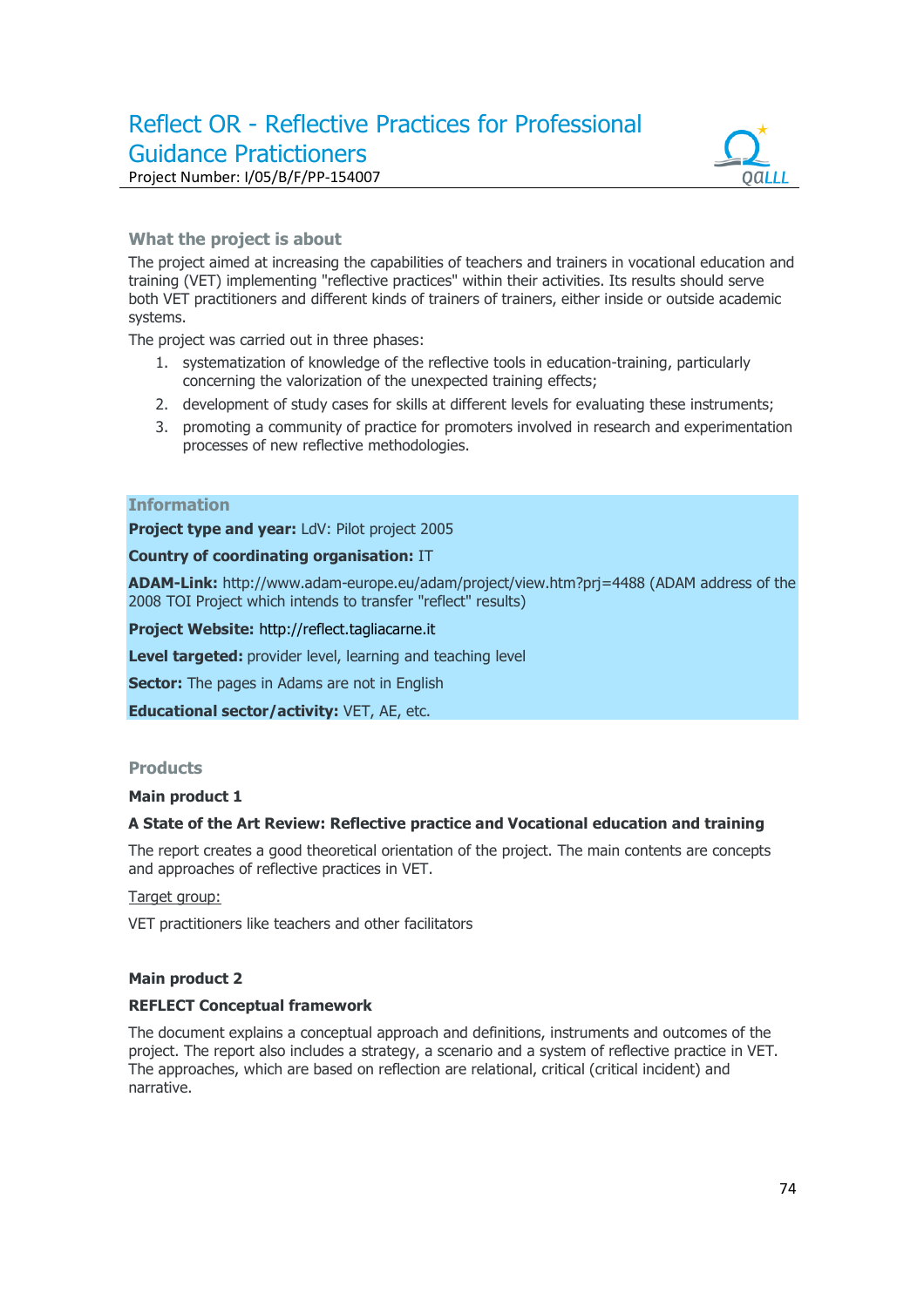# Reflect OR - Reflective Practices for Professional Guidance Praticitioners

Project Number: I/05/B/F/PP-154007

## What the project is about

The project aimed at increasing the capabilities of teachers and trainers in vocational education and training (VET) implementing "reflective practices" within their activities. Its results should serve both VET practitioners and different kinds of trainers of trainers, either inside or outside academic systems.

The project was carried out in three phases:

1. systematization of knowledge of the reflective tools in education-training, particularly concerning the valorization of the unexpected training effects;
2. development of study cases for skills at different levels for evaluating these instruments;
3. promoting a community of practice for promoters involved in research and experimentation processes of new reflective methodologies.

## Information

**Project type and year:** LdV: Pilot project 2005

**Country of coordinating organisation:** IT

**ADAM-Link:** http://www.adam-europe.eu/adam/project/view.htm?prj=4488 (ADAM address of the 2008 TOI Project which intends to transfer "reflect" results)

**Project Website:** http://reflect.tagliacarne.it

**Level targeted:** provider level, learning and teaching level

**Sector:** The pages in Adams are not in English

**Educational sector/activity:** VET, AE, etc.

## Products

### Main product 1

**A State of the Art Review: Reflective practice and Vocational education and training**

The report creates a good theoretical orientation of the project. The main contents are concepts and approaches of reflective practices in VET.

Target group:

VET practitioners like teachers and other facilitators

### Main product 2

**REFLECT Conceptual framework**

The document explains a conceptual approach and definitions, instruments and outcomes of the project. The report also includes a strategy, a scenario and a system of reflective practice in VET. The approaches, which are based on reflection are relational, critical (critical incident) and narrative.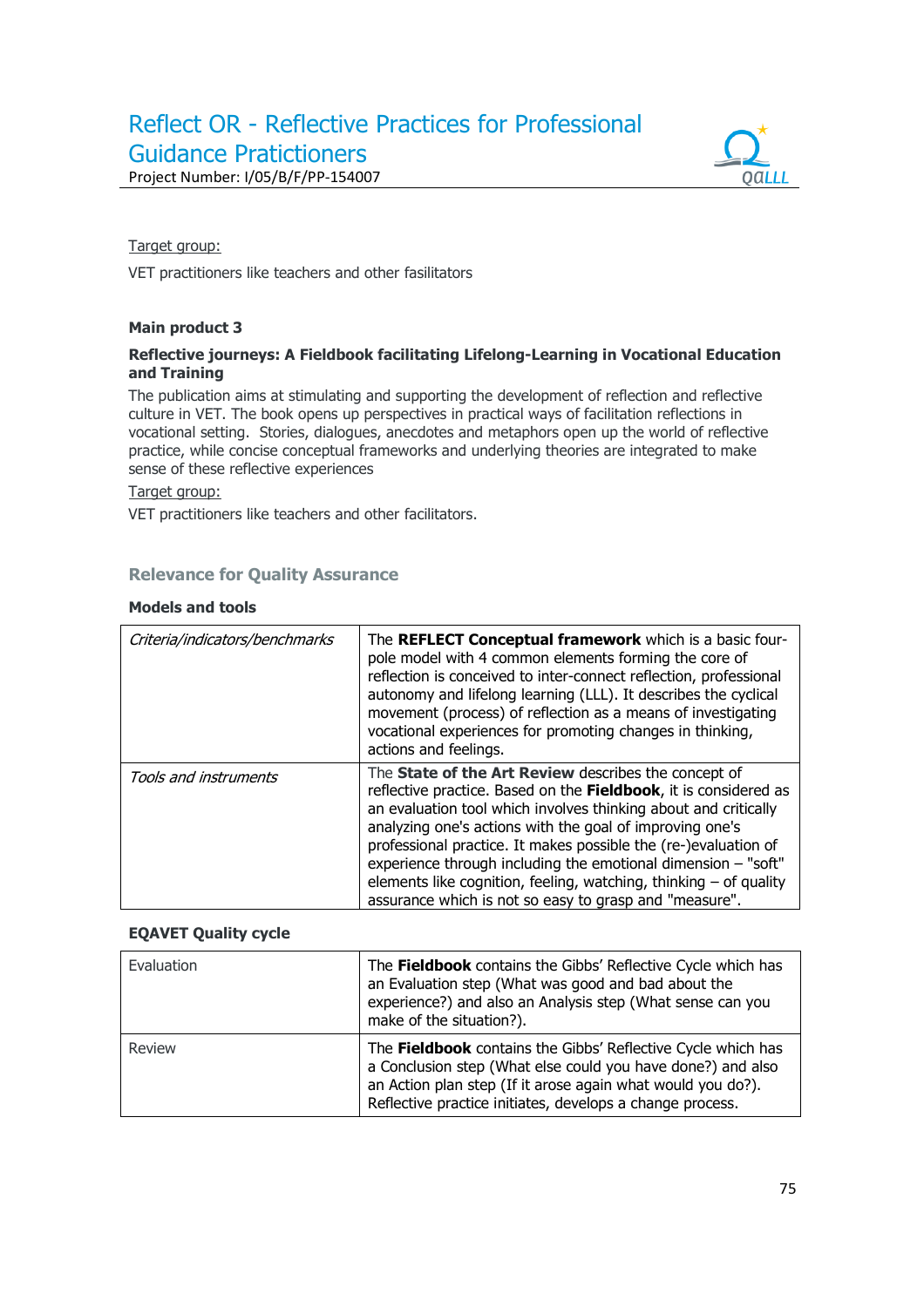Target group:

VET practitioners like teachers and other fasilitators

**Main product 3**

**Reflective journeys: A Fieldbook facilitating Lifelong-Learning in Vocational Education and Training**

The publication aims at stimulating and supporting the development of reflection and reflective culture in VET. The book opens up perspectives in practical ways of facilitation reflections in vocational setting.  Stories, dialogues, anecdotes and metaphors open up the world of reflective practice, while concise conceptual frameworks and underlying theories are integrated to make sense of these reflective experiences

Target group:

VET practitioners like teachers and other facilitators.

## Relevance for Quality Assurance

**Models and tools**

| | |
|---|---|
| *Criteria/indicators/benchmarks* | The **REFLECT Conceptual framework** which is a basic four-pole model with 4 common elements forming the core of reflection is conceived to inter-connect reflection, professional autonomy and lifelong learning (LLL). It describes the cyclical movement (process) of reflection as a means of investigating vocational experiences for promoting changes in thinking, actions and feelings. |
| *Tools and instruments* | The **State of the Art Review** describes the concept of reflective practice. Based on the **Fieldbook**, it is considered as an evaluation tool which involves thinking about and critically analyzing one's actions with the goal of improving one's professional practice. It makes possible the (re-)evaluation of experience through including the emotional dimension – "soft" elements like cognition, feeling, watching, thinking – of quality assurance which is not so easy to grasp and "measure". |

**EQAVET Quality cycle**

| | |
|---|---|
| Evaluation | The **Fieldbook** contains the Gibbs' Reflective Cycle which has an Evaluation step (What was good and bad about the experience?) and also an Analysis step (What sense can you make of the situation?). |
| Review | The **Fieldbook** contains the Gibbs' Reflective Cycle which has a Conclusion step (What else could you have done?) and also an Action plan step (If it arose again what would you do?). Reflective practice initiates, develops a change process. |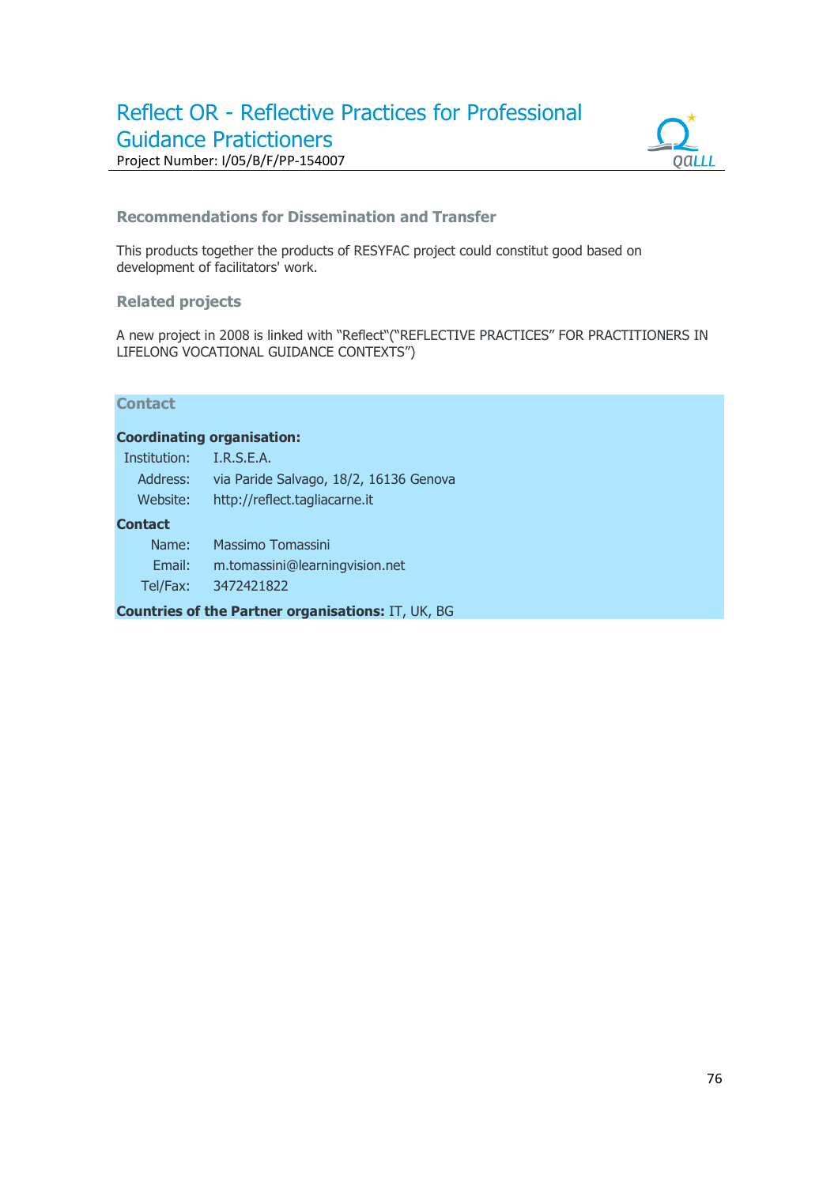# Reflect OR - Reflective Practices for Professional Guidance Praticitioners

Project Number: I/05/B/F/PP-154007

### Recommendations for Dissemination and Transfer

This products together the products of RESYFAC project could constitut good based on development of facilitators' work.

### Related projects

A new project in 2008 is linked with “Reflect“(“REFLECTIVE PRACTICES” FOR PRACTITIONERS IN LIFELONG VOCATIONAL GUIDANCE CONTEXTS”)

### Contact

**Coordinating organisation:**

| | |
|---|---|
| Institution: | I.R.S.E.A. |
| Address: | via Paride Salvago, 18/2, 16136 Genova |
| Website: | http://reflect.tagliacarne.it |

**Contact**

| | |
|---|---|
| Name: | Massimo Tomassini |
| Email: | m.tomassini@learningvision.net |
| Tel/Fax: | 3472421822 |

**Countries of the Partner organisations:** IT, UK, BG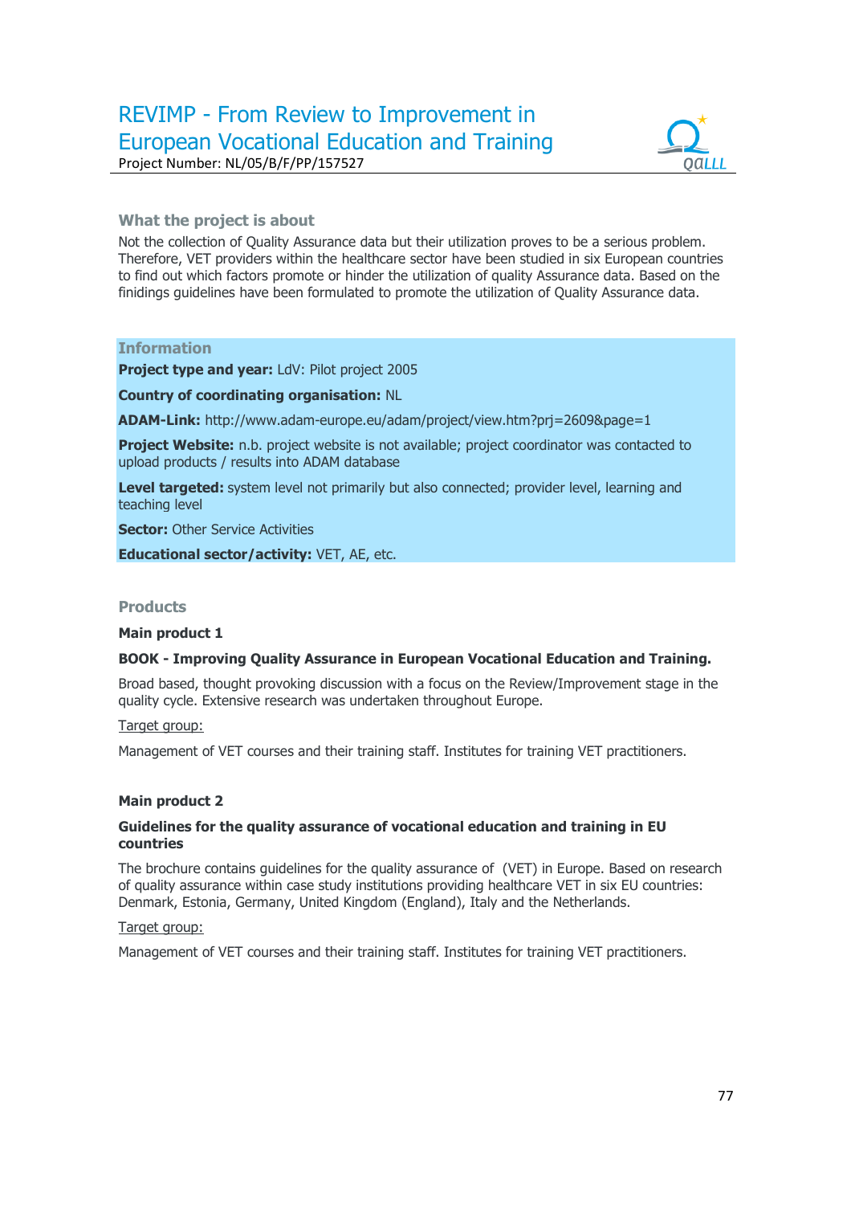# REVIMP - From Review to Improvement in European Vocational Education and Training

Project Number: NL/05/B/F/PP/157527

## What the project is about

Not the collection of Quality Assurance data but their utilization proves to be a serious problem. Therefore, VET providers within the healthcare sector have been studied in six European countries to find out which factors promote or hinder the utilization of quality Assurance data. Based on the finidings guidelines have been formulated to promote the utilization of Quality Assurance data.

## Information

**Project type and year:** LdV: Pilot project 2005

**Country of coordinating organisation:** NL

**ADAM-Link:** http://www.adam-europe.eu/adam/project/view.htm?prj=2609&page=1

**Project Website:** n.b. project website is not available; project coordinator was contacted to upload products / results into ADAM database

**Level targeted:** system level not primarily but also connected; provider level, learning and teaching level

**Sector:** Other Service Activities

**Educational sector/activity:** VET, AE, etc.

## Products

**Main product 1**

**BOOK - Improving Quality Assurance in European Vocational Education and Training.**

Broad based, thought provoking discussion with a focus on the Review/Improvement stage in the quality cycle. Extensive research was undertaken throughout Europe.

Target group:

Management of VET courses and their training staff. Institutes for training VET practitioners.

**Main product 2**

**Guidelines for the quality assurance of vocational education and training in EU countries**

The brochure contains guidelines for the quality assurance of (VET) in Europe. Based on research of quality assurance within case study institutions providing healthcare VET in six EU countries: Denmark, Estonia, Germany, United Kingdom (England), Italy and the Netherlands.

Target group:

Management of VET courses and their training staff. Institutes for training VET practitioners.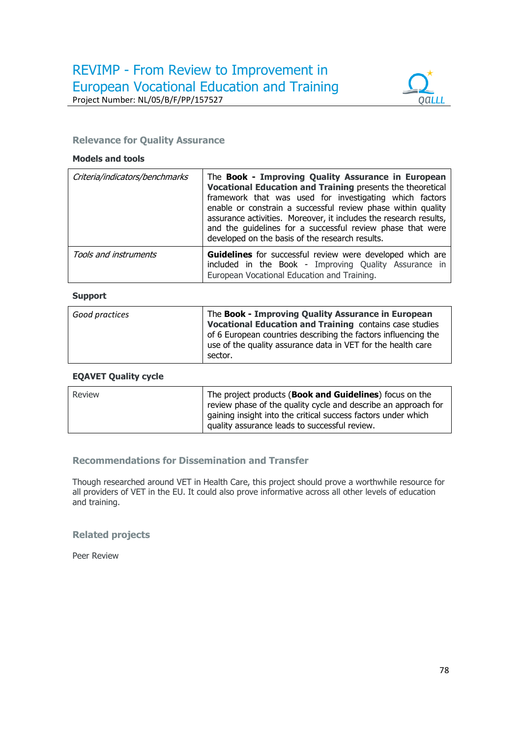# REVIMP - From Review to Improvement in European Vocational Education and Training

Project Number: NL/05/B/F/PP/157527

## Relevance for Quality Assurance

### Models and tools

| | |
|---|---|
| *Criteria/indicators/benchmarks* | The **Book - Improving Quality Assurance in European Vocational Education and Training** presents the theoretical framework that was used for investigating which factors enable or constrain a successful review phase within quality assurance activities. Moreover, it includes the research results, and the guidelines for a successful review phase that were developed on the basis of the research results. |
| *Tools and instruments* | **Guidelines** for successful review were developed which are included in the Book - Improving Quality Assurance in European Vocational Education and Training. |

### Support

| | |
|---|---|
| *Good practices* | The **Book - Improving Quality Assurance in European Vocational Education and Training** contains case studies of 6 European countries describing the factors influencing the use of the quality assurance data in VET for the health care sector. |

### EQAVET Quality cycle

| | |
|---|---|
| Review | The project products (**Book and Guidelines**) focus on the review phase of the quality cycle and describe an approach for gaining insight into the critical success factors under which quality assurance leads to successful review. |

## Recommendations for Dissemination and Transfer

Though researched around VET in Health Care, this project should prove a worthwhile resource for all providers of VET in the EU. It could also prove informative across all other levels of education and training.

## Related projects

Peer Review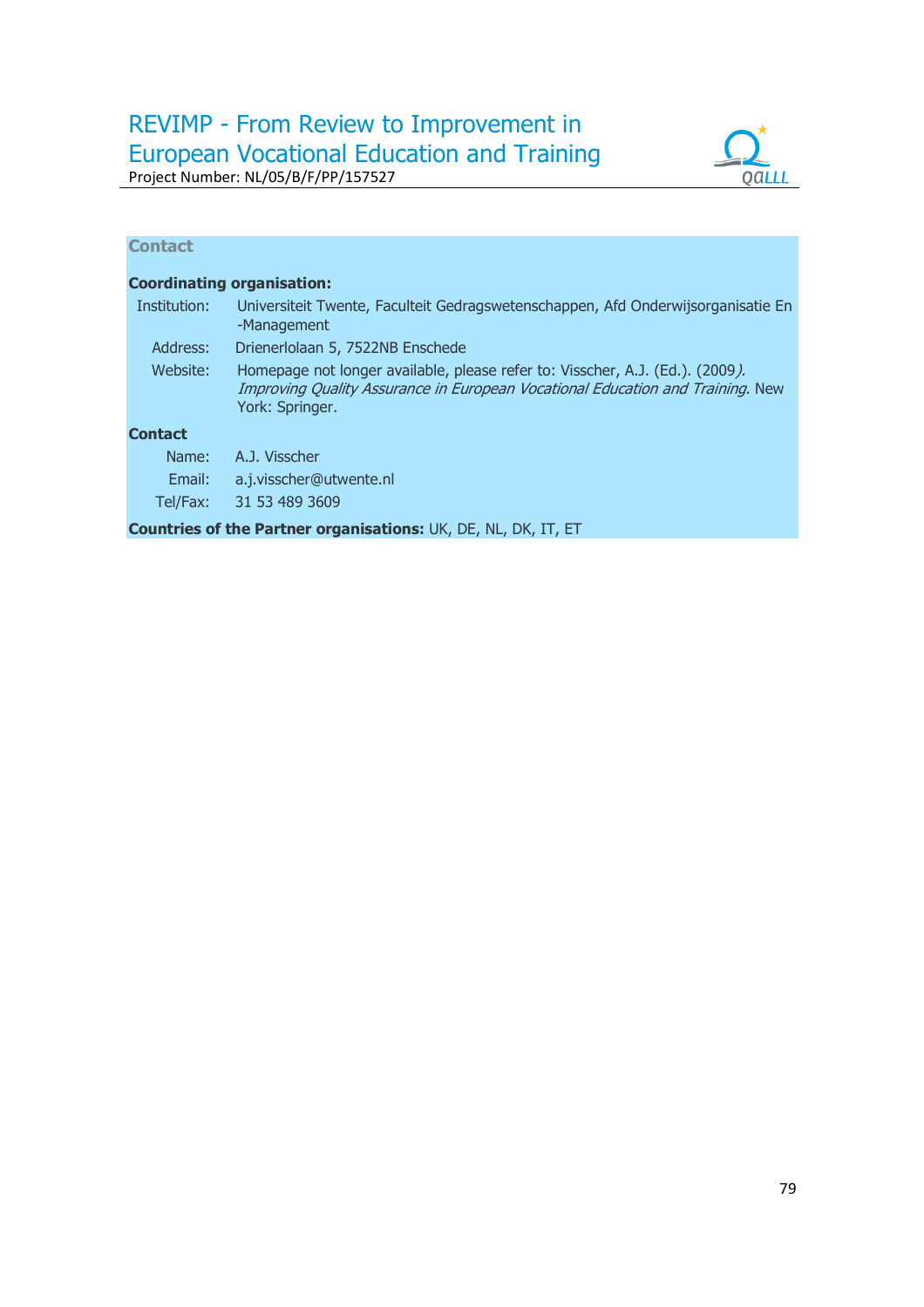# REVIMP - From Review to Improvement in European Vocational Education and Training

Project Number: NL/05/B/F/PP/157527

## Contact

**Coordinating organisation:**

| | |
|---|---|
| Institution: | Universiteit Twente, Faculteit Gedragswetenschappen, Afd Onderwijsorganisatie En -Management |
| Address: | Drienerlolaan 5, 7522NB Enschede |
| Website: | Homepage not longer available, please refer to: Visscher, A.J. (Ed.). (2009*). Improving Quality Assurance in European Vocational Education and Training*. New York: Springer. |

**Contact**

| | |
|---|---|
| Name: | A.J. Visscher |
| Email: | a.j.visscher@utwente.nl |
| Tel/Fax: | 31 53 489 3609 |

**Countries of the Partner organisations:** UK, DE, NL, DK, IT, ET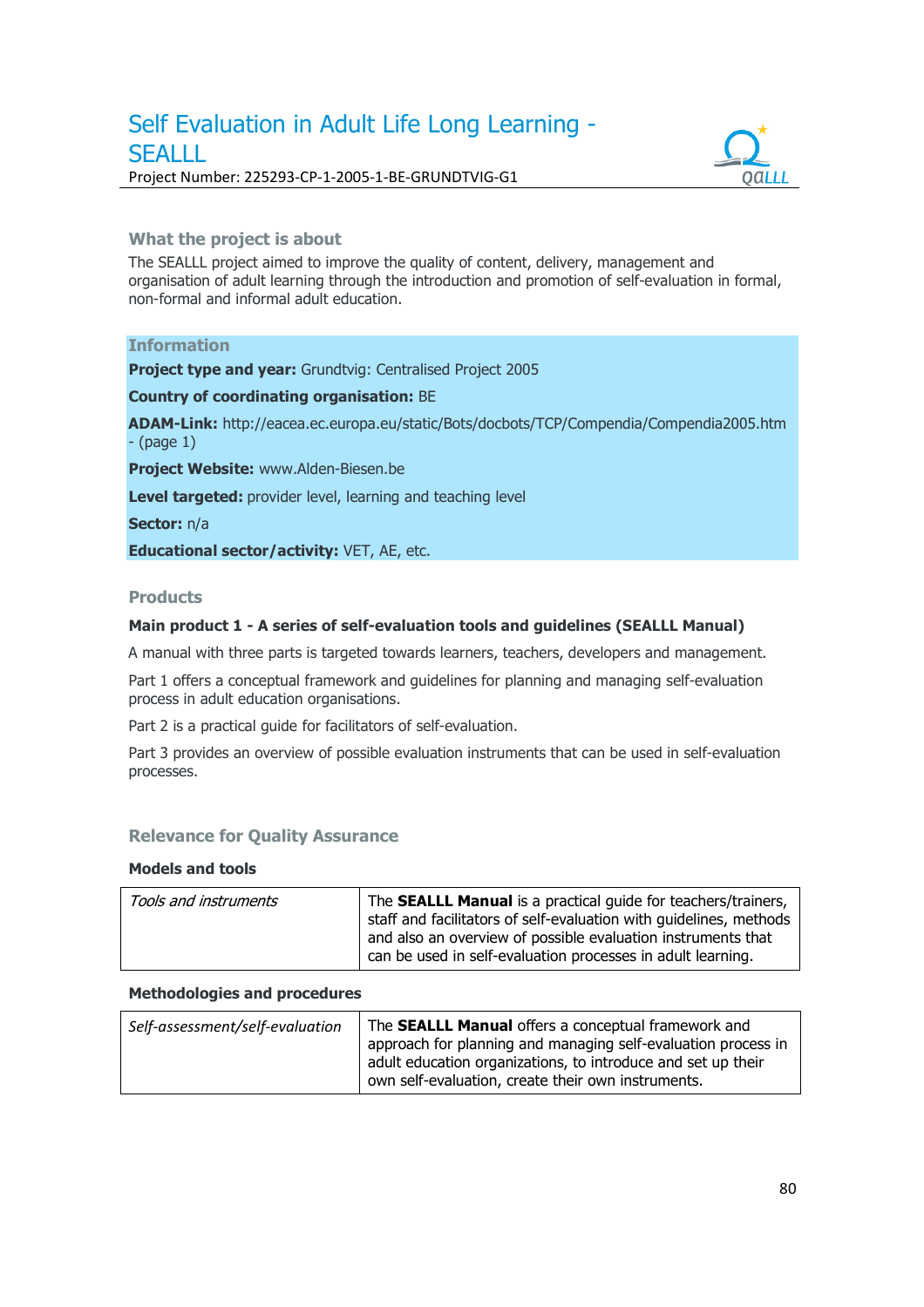# Self Evaluation in Adult Life Long Learning - SEALLL

Project Number: 225293-CP-1-2005-1-BE-GRUNDTVIG-G1

### What the project is about

The SEALLL project aimed to improve the quality of content, delivery, management and organisation of adult learning through the introduction and promotion of self-evaluation in formal, non-formal and informal adult education.

### Information

**Project type and year:** Grundtvig: Centralised Project 2005

**Country of coordinating organisation:** BE

**ADAM-Link:** http://eacea.ec.europa.eu/static/Bots/docbots/TCP/Compendia/Compendia2005.htm - (page 1)

**Project Website:** www.Alden-Biesen.be

**Level targeted:** provider level, learning and teaching level

**Sector:** n/a

**Educational sector/activity:** VET, AE, etc.

### Products

**Main product 1 - A series of self-evaluation tools and guidelines (SEALLL Manual)**

A manual with three parts is targeted towards learners, teachers, developers and management.

Part 1 offers a conceptual framework and guidelines for planning and managing self-evaluation process in adult education organisations.

Part 2 is a practical guide for facilitators of self-evaluation.

Part 3 provides an overview of possible evaluation instruments that can be used in self-evaluation processes.

### Relevance for Quality Assurance

**Models and tools**

| | |
|---|---|
| *Tools and instruments* | The **SEALLL Manual** is a practical guide for teachers/trainers, staff and facilitators of self-evaluation with guidelines, methods and also an overview of possible evaluation instruments that can be used in self-evaluation processes in adult learning. |

**Methodologies and procedures**

| | |
|---|---|
| *Self-assessment/self-evaluation* | The **SEALLL Manual** offers a conceptual framework and approach for planning and managing self-evaluation process in adult education organizations, to introduce and set up their own self-evaluation, create their own instruments. |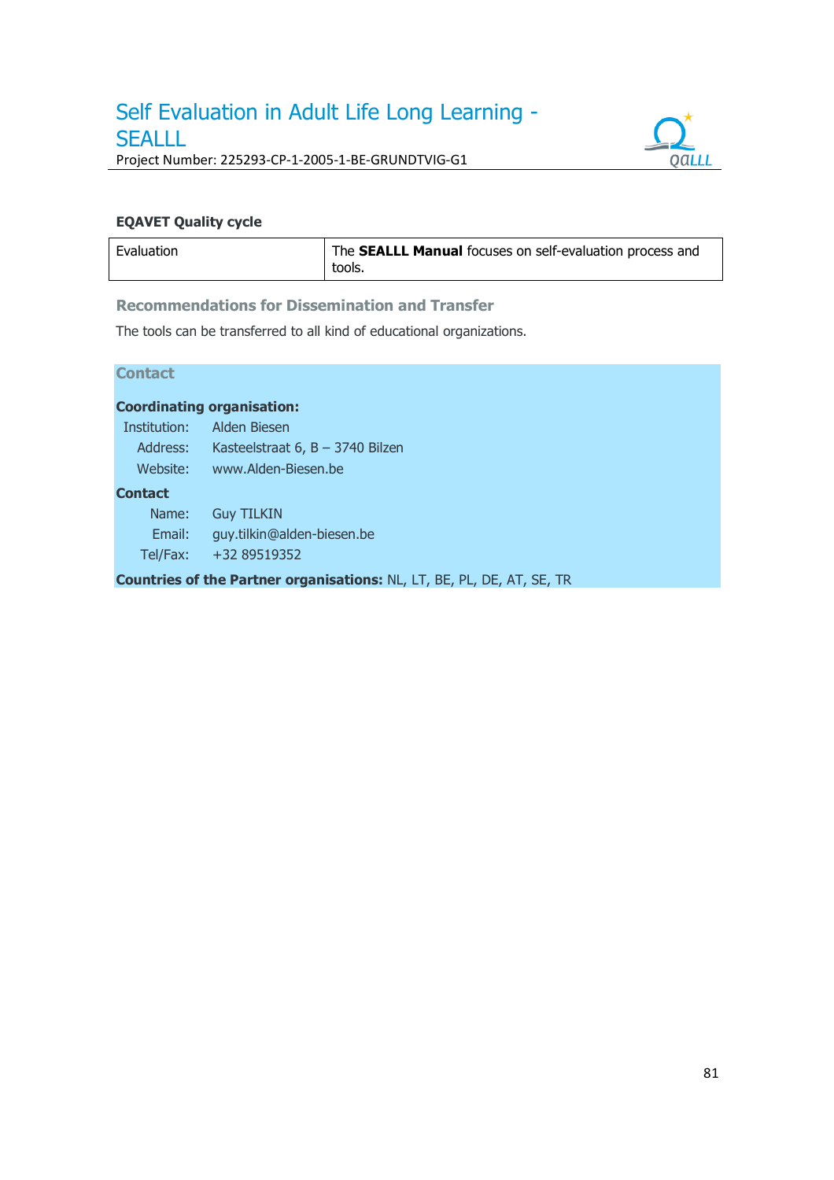# Self Evaluation in Adult Life Long Learning - SEALLL

Project Number: 225293-CP-1-2005-1-BE-GRUNDTVIG-G1

**EQAVET Quality cycle**

| | |
|---|---|
| Evaluation | The **SEALLL Manual** focuses on self-evaluation process and tools. |

### Recommendations for Dissemination and Transfer

The tools can be transferred to all kind of educational organizations.

### Contact

**Coordinating organisation:**

Institution: Alden Biesen
Address: Kasteelstraat 6, B – 3740 Bilzen
Website: www.Alden-Biesen.be

**Contact**

Name: Guy TILKIN
Email: guy.tilkin@alden-biesen.be
Tel/Fax: +32 89519352

**Countries of the Partner organisations:** NL, LT, BE, PL, DE, AT, SE, TR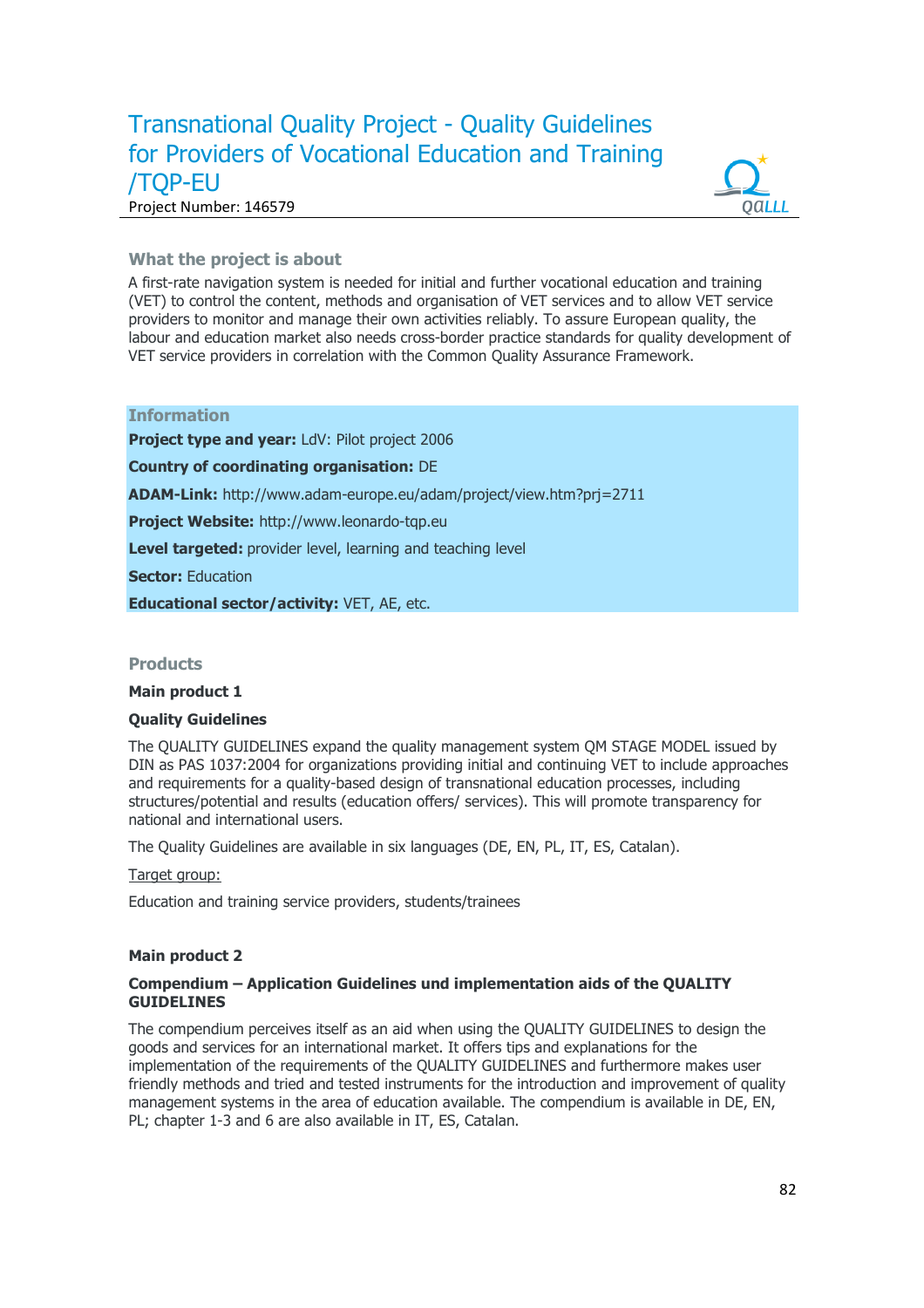# Transnational Quality Project - Quality Guidelines for Providers of Vocational Education and Training /TQP-EU

Project Number: 146579

## What the project is about

A first-rate navigation system is needed for initial and further vocational education and training (VET) to control the content, methods and organisation of VET services and to allow VET service providers to monitor and manage their own activities reliably. To assure European quality, the labour and education market also needs cross-border practice standards for quality development of VET service providers in correlation with the Common Quality Assurance Framework.

## Information

**Project type and year:** LdV: Pilot project 2006

**Country of coordinating organisation:** DE

**ADAM-Link:** http://www.adam-europe.eu/adam/project/view.htm?prj=2711

**Project Website:** http://www.leonardo-tqp.eu

**Level targeted:** provider level, learning and teaching level

**Sector:** Education

**Educational sector/activity:** VET, AE, etc.

## Products

**Main product 1**

**Quality Guidelines**

The QUALITY GUIDELINES expand the quality management system QM STAGE MODEL issued by DIN as PAS 1037:2004 for organizations providing initial and continuing VET to include approaches and requirements for a quality-based design of transnational education processes, including structures/potential and results (education offers/ services). This will promote transparency for national and international users.

The Quality Guidelines are available in six languages (DE, EN, PL, IT, ES, Catalan).

Target group:

Education and training service providers, students/trainees

**Main product 2**

**Compendium – Application Guidelines und implementation aids of the QUALITY GUIDELINES**

The compendium perceives itself as an aid when using the QUALITY GUIDELINES to design the goods and services for an international market. It offers tips and explanations for the implementation of the requirements of the QUALITY GUIDELINES and furthermore makes user friendly methods and tried and tested instruments for the introduction and improvement of quality management systems in the area of education available. The compendium is available in DE, EN, PL; chapter 1-3 and 6 are also available in IT, ES, Catalan.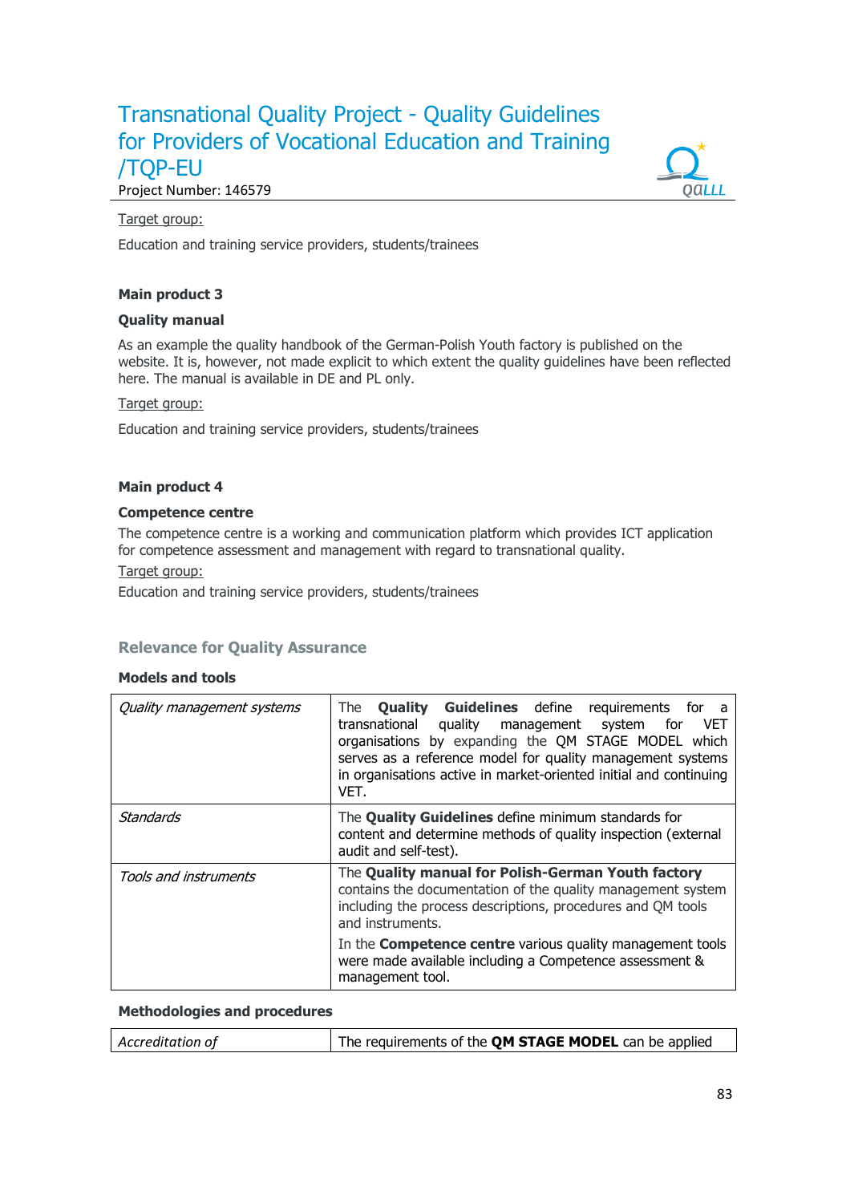# Transnational Quality Project - Quality Guidelines for Providers of Vocational Education and Training /TQP-EU

Project Number: 146579

Target group:

Education and training service providers, students/trainees

**Main product 3**

**Quality manual**

As an example the quality handbook of the German-Polish Youth factory is published on the website. It is, however, not made explicit to which extent the quality guidelines have been reflected here. The manual is available in DE and PL only.

Target group:

Education and training service providers, students/trainees

**Main product 4**

**Competence centre**

The competence centre is a working and communication platform which provides ICT application for competence assessment and management with regard to transnational quality.

Target group:

Education and training service providers, students/trainees

### Relevance for Quality Assurance

**Models and tools**

| | |
|---|---|
| *Quality management systems* | The **Quality Guidelines** define requirements for a transnational quality management system for VET organisations by expanding the QM STAGE MODEL which serves as a reference model for quality management systems in organisations active in market-oriented initial and continuing VET. |
| *Standards* | The **Quality Guidelines** define minimum standards for content and determine methods of quality inspection (external audit and self-test). |
| *Tools and instruments* | The **Quality manual for Polish-German Youth factory** contains the documentation of the quality management system including the process descriptions, procedures and QM tools and instruments.<br>In the **Competence centre** various quality management tools were made available including a Competence assessment & management tool. |

**Methodologies and procedures**

| | |
|---|---|
| *Accreditation of* | The requirements of the **QM STAGE MODEL** can be applied |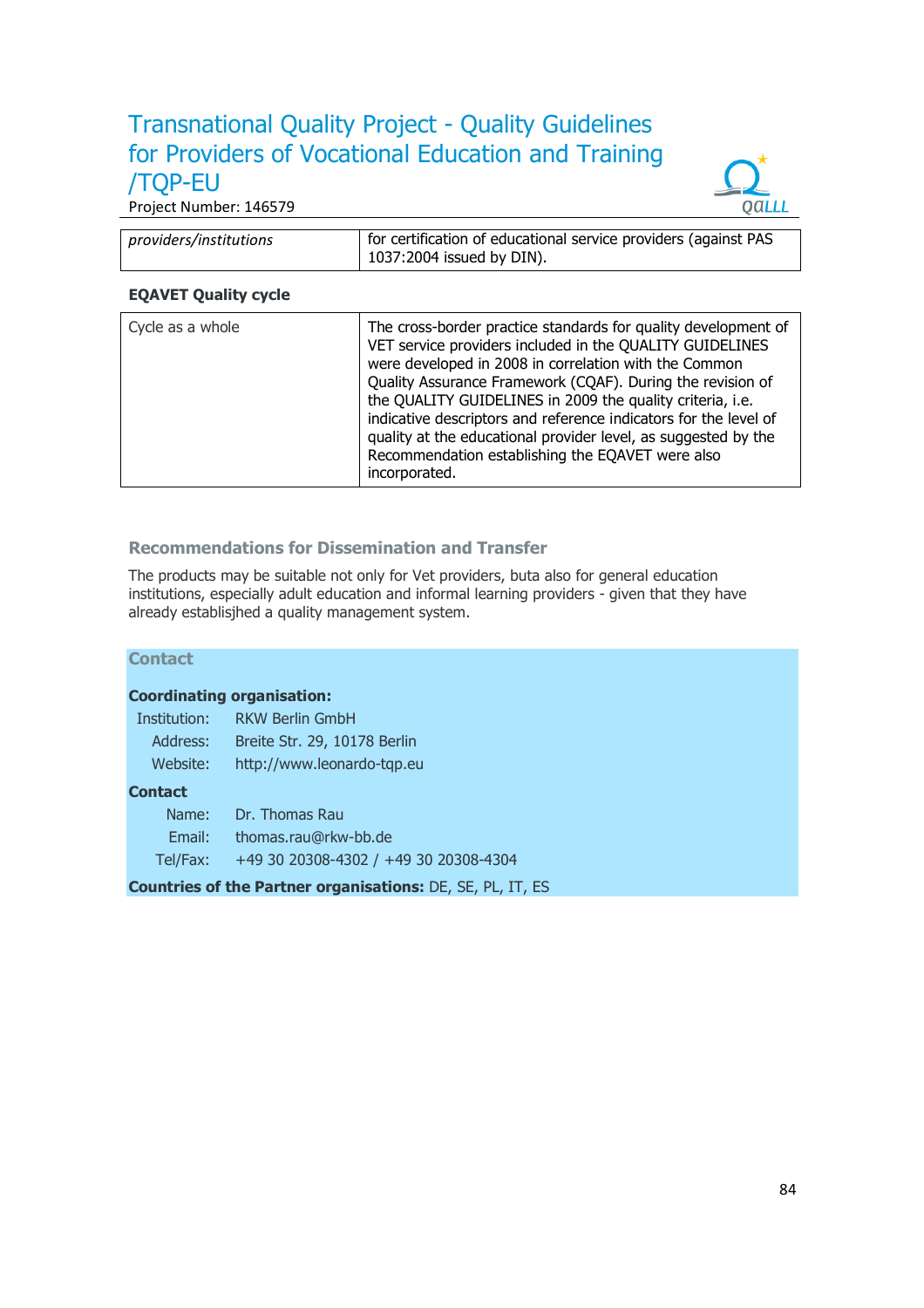| | |
|---|---|
| *providers/institutions* | for certification of educational service providers (against PAS 1037:2004 issued by DIN). |

**EQAVET Quality cycle**

| | |
|---|---|
| Cycle as a whole | The cross-border practice standards for quality development of VET service providers included in the QUALITY GUIDELINES were developed in 2008 in correlation with the Common Quality Assurance Framework (CQAF). During the revision of the QUALITY GUIDELINES in 2009 the quality criteria, i.e. indicative descriptors and reference indicators for the level of quality at the educational provider level, as suggested by the Recommendation establishing the EQAVET were also incorporated. |

## Recommendations for Dissemination and Transfer

The products may be suitable not only for Vet providers, buta also for general education institutions, especially adult education and informal learning providers - given that they have already establisjhed a quality management system.

## Contact

**Coordinating organisation:**

Institution: RKW Berlin GmbH
Address: Breite Str. 29, 10178 Berlin
Website: http://www.leonardo-tqp.eu

**Contact**

Name: Dr. Thomas Rau
Email: thomas.rau@rkw-bb.de
Tel/Fax: +49 30 20308-4302 / +49 30 20308-4304

**Countries of the Partner organisations:** DE, SE, PL, IT, ES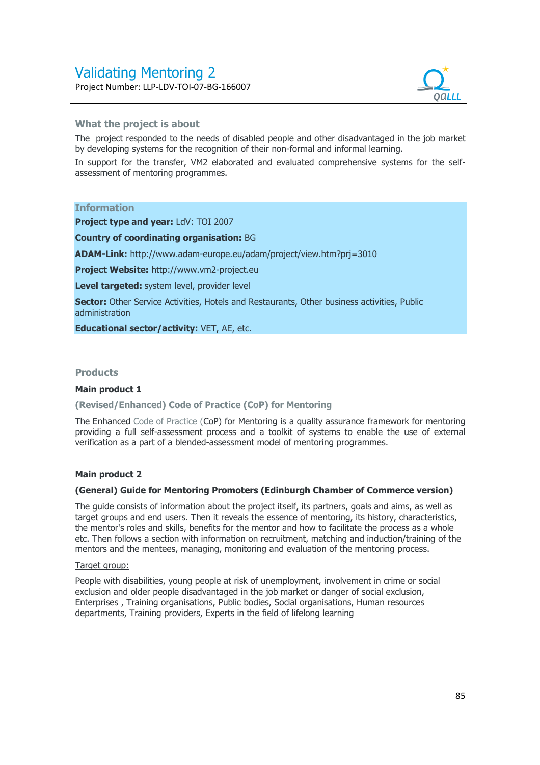# Validating Mentoring 2

Project Number: LLP-LDV-TOI-07-BG-166007

## What the project is about

The project responded to the needs of disabled people and other disadvantaged in the job market by developing systems for the recognition of their non-formal and informal learning.

In support for the transfer, VM2 elaborated and evaluated comprehensive systems for the self-assessment of mentoring programmes.

## Information

**Project type and year:** LdV: TOI 2007

**Country of coordinating organisation:** BG

**ADAM-Link:** http://www.adam-europe.eu/adam/project/view.htm?prj=3010

**Project Website:** http://www.vm2-project.eu

**Level targeted:** system level, provider level

**Sector:** Other Service Activities, Hotels and Restaurants, Other business activities, Public administration

**Educational sector/activity:** VET, AE, etc.

## Products

### Main product 1

**(Revised/Enhanced) Code of Practice (CoP) for Mentoring**

The Enhanced Code of Practice (CoP) for Mentoring is a quality assurance framework for mentoring providing a full self-assessment process and a toolkit of systems to enable the use of external verification as a part of a blended-assessment model of mentoring programmes.

### Main product 2

**(General) Guide for Mentoring Promoters (Edinburgh Chamber of Commerce version)**

The guide consists of information about the project itself, its partners, goals and aims, as well as target groups and end users. Then it reveals the essence of mentoring, its history, characteristics, the mentor's roles and skills, benefits for the mentor and how to facilitate the process as a whole etc. Then follows a section with information on recruitment, matching and induction/training of the mentors and the mentees, managing, monitoring and evaluation of the mentoring process.

Target group:

People with disabilities, young people at risk of unemployment, involvement in crime or social exclusion and older people disadvantaged in the job market or danger of social exclusion, Enterprises , Training organisations, Public bodies, Social organisations, Human resources departments, Training providers, Experts in the field of lifelong learning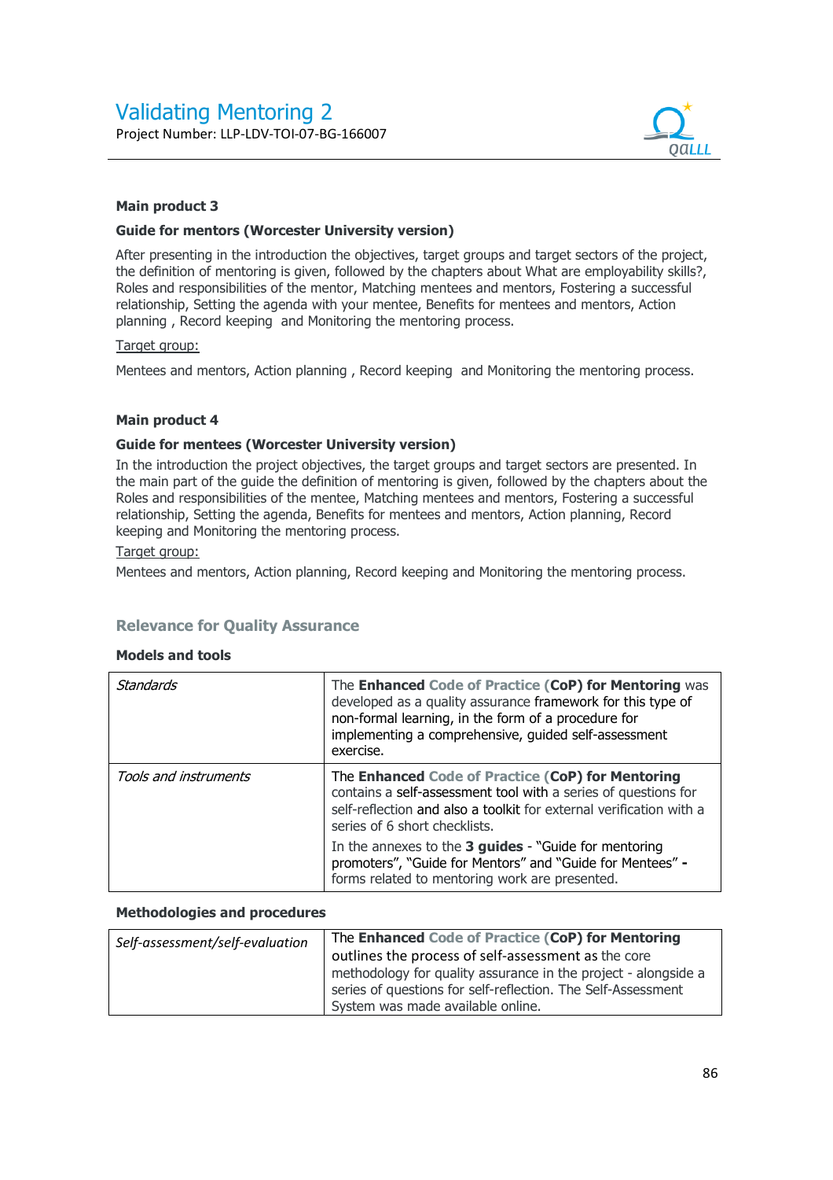**Main product 3**

**Guide for mentors (Worcester University version)**

After presenting in the introduction the objectives, target groups and target sectors of the project, the definition of mentoring is given, followed by the chapters about What are employability skills?, Roles and responsibilities of the mentor, Matching mentees and mentors, Fostering a successful relationship, Setting the agenda with your mentee, Benefits for mentees and mentors, Action planning , Record keeping and Monitoring the mentoring process.

Target group:

Mentees and mentors, Action planning , Record keeping and Monitoring the mentoring process.

**Main product 4**

**Guide for mentees (Worcester University version)**

In the introduction the project objectives, the target groups and target sectors are presented. In the main part of the guide the definition of mentoring is given, followed by the chapters about the Roles and responsibilities of the mentee, Matching mentees and mentors, Fostering a successful relationship, Setting the agenda, Benefits for mentees and mentors, Action planning, Record keeping and Monitoring the mentoring process.

Target group:

Mentees and mentors, Action planning, Record keeping and Monitoring the mentoring process.

## Relevance for Quality Assurance

**Models and tools**

| | |
|---|---|
| *Standards* | The **Enhanced Code of Practice (CoP) for Mentoring** was developed as a quality assurance framework for this type of non-formal learning, in the form of a procedure for implementing a comprehensive, guided self-assessment exercise. |
| *Tools and instruments* | The **Enhanced Code of Practice (CoP) for Mentoring** contains a self-assessment tool with a series of questions for self-reflection and also a toolkit for external verification with a series of 6 short checklists.<br>In the annexes to the **3 guides** - "Guide for mentoring promoters", "Guide for Mentors" and "Guide for Mentees" **-** forms related to mentoring work are presented. |

**Methodologies and procedures**

| | |
|---|---|
| *Self-assessment/self-evaluation* | The **Enhanced Code of Practice (CoP) for Mentoring** outlines the process of self-assessment as the core methodology for quality assurance in the project - alongside a series of questions for self-reflection. The Self-Assessment System was made available online. |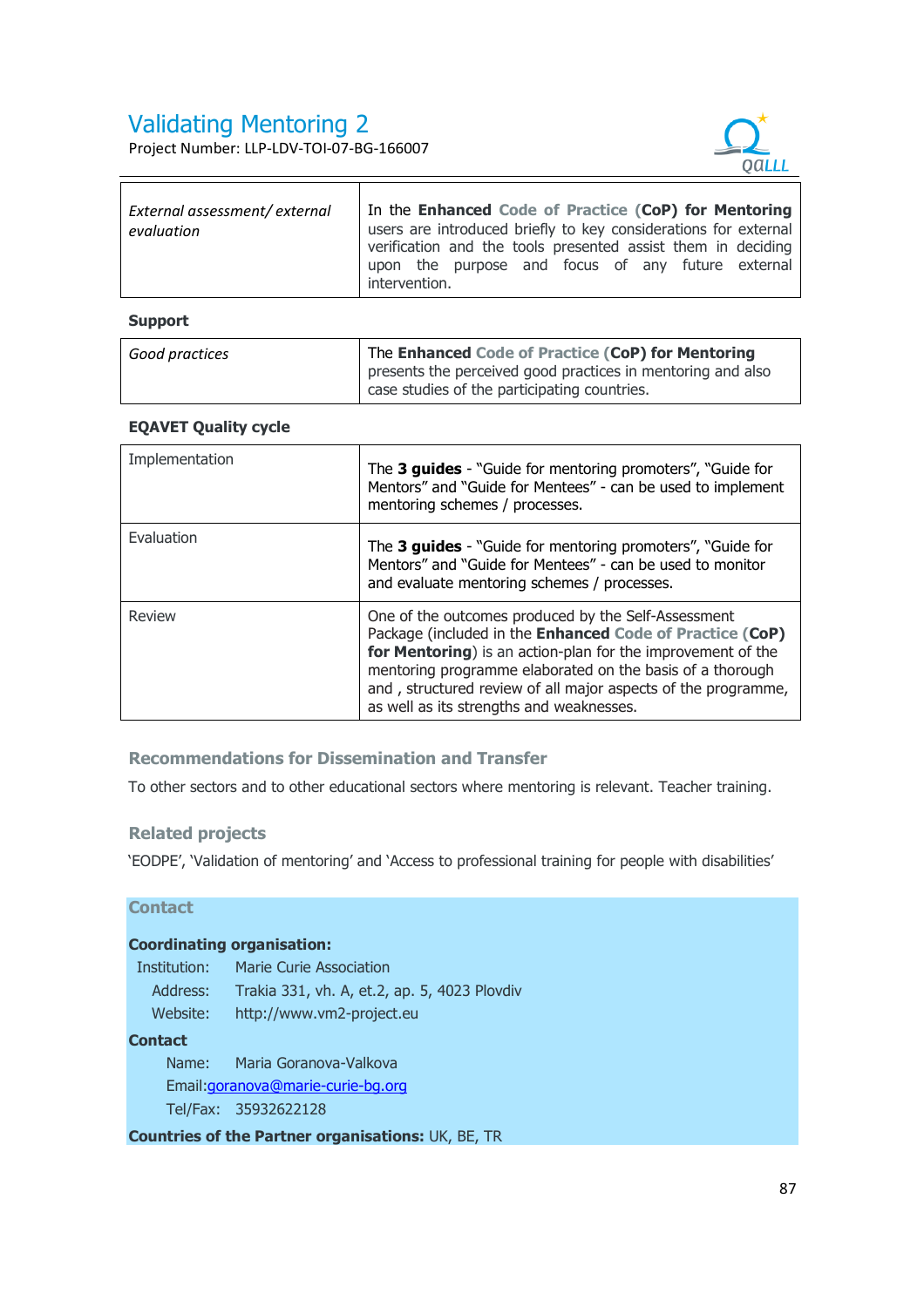# Validating Mentoring 2

Project Number: LLP-LDV-TOI-07-BG-166007

| | |
|---|---|
| *External assessment/ external evaluation* | In the **Enhanced** Code of Practice (**CoP**) **for Mentoring** users are introduced briefly to key considerations for external verification and the tools presented assist them in deciding upon the purpose and focus of any future external intervention. |

**Support**

| | |
|---|---|
| *Good practices* | The **Enhanced** Code of Practice (**CoP**) **for Mentoring** presents the perceived good practices in mentoring and also case studies of the participating countries. |

**EQAVET Quality cycle**

| | |
|---|---|
| Implementation | The **3 guides** - "Guide for mentoring promoters", "Guide for Mentors" and "Guide for Mentees" - can be used to implement mentoring schemes / processes. |
| Evaluation | The **3 guides** - "Guide for mentoring promoters", "Guide for Mentors" and "Guide for Mentees" - can be used to monitor and evaluate mentoring schemes / processes. |
| Review | One of the outcomes produced by the Self-Assessment Package (included in the **Enhanced** Code of Practice (**CoP**) **for Mentoring**) is an action-plan for the improvement of the mentoring programme elaborated on the basis of a thorough and , structured review of all major aspects of the programme, as well as its strengths and weaknesses. |

## Recommendations for Dissemination and Transfer

To other sectors and to other educational sectors where mentoring is relevant. Teacher training.

## Related projects

'EODPE', 'Validation of mentoring' and 'Access to professional training for people with disabilities'

## Contact

**Coordinating organisation:**

Institution: Marie Curie Association

Address: Trakia 331, vh. A, et.2, ap. 5, 4023 Plovdiv

Website: http://www.vm2-project.eu

**Contact**

Name: Maria Goranova-Valkova

Email: goranova@marie-curie-bg.org

Tel/Fax: 35932622128

**Countries of the Partner organisations:** UK, BE, TR